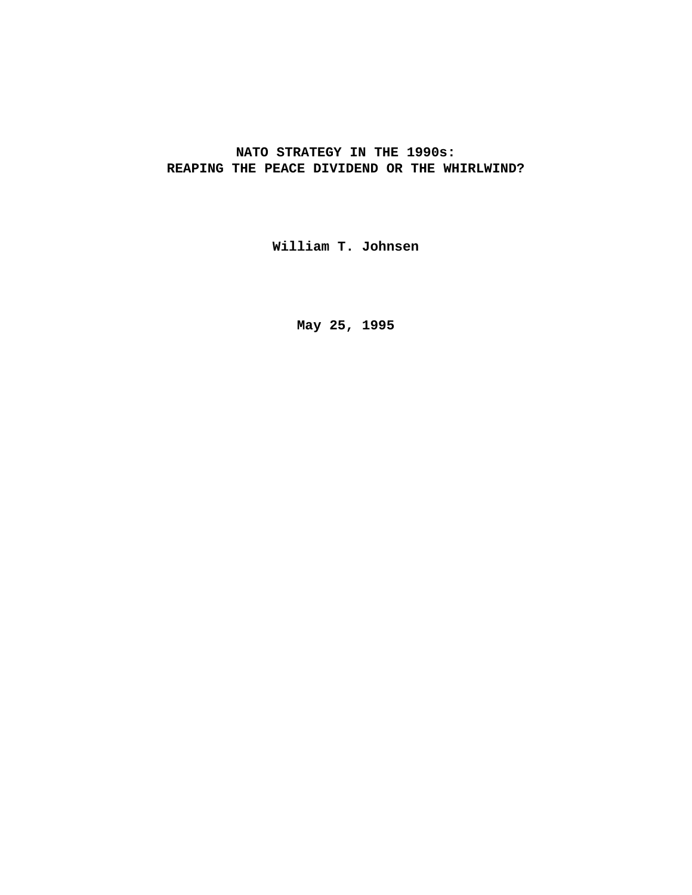# NATO STRATEGY IN THE 1990s: REAPING THE PEACE DIVIDEND OR THE WHIRLWIND?

**William T. Johnsen**

**May 25, 1995**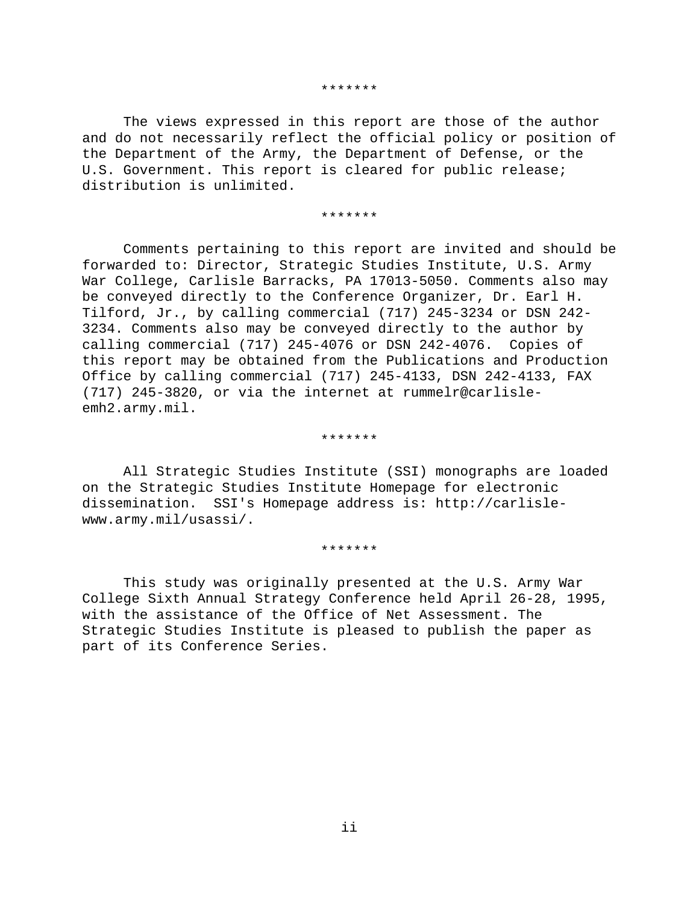*******

The views expressed in this report are those of the author and do not necessarily reflect the official policy or position of the Department of the Army, the Department of Defense, or the U.S. Government. This report is cleared for public release; distribution is unlimited.

*******

Comments pertaining to this report are invited and should be forwarded to: Director, Strategic Studies Institute, U.S. Army War College, Carlisle Barracks, PA 17013-5050. Comments also may be conveyed directly to the Conference Organizer, Dr. Earl H. Tilford, Jr., by calling commercial (717) 245-3234 or DSN 242-3234. Comments also may be conveyed directly to the author by calling commercial (717) 245-4076 or DSN 242-4076. Copies of this report may be obtained from the Publications and Production Office by calling commercial (717) 245-4133, DSN 242-4133, FAX (717) 245-3820, or via the internet at rummelr@carlisle-emh2.army.mil.

*******

All Strategic Studies Institute (SSI) monographs are loaded on the Strategic Studies Institute Homepage for electronic dissemination. SSI's Homepage address is: http://carlisle-www.army.mil/usassi/.

*******

This study was originally presented at the U.S. Army War College Sixth Annual Strategy Conference held April 26-28, 1995, with the assistance of the Office of Net Assessment. The Strategic Studies Institute is pleased to publish the paper as part of its Conference Series.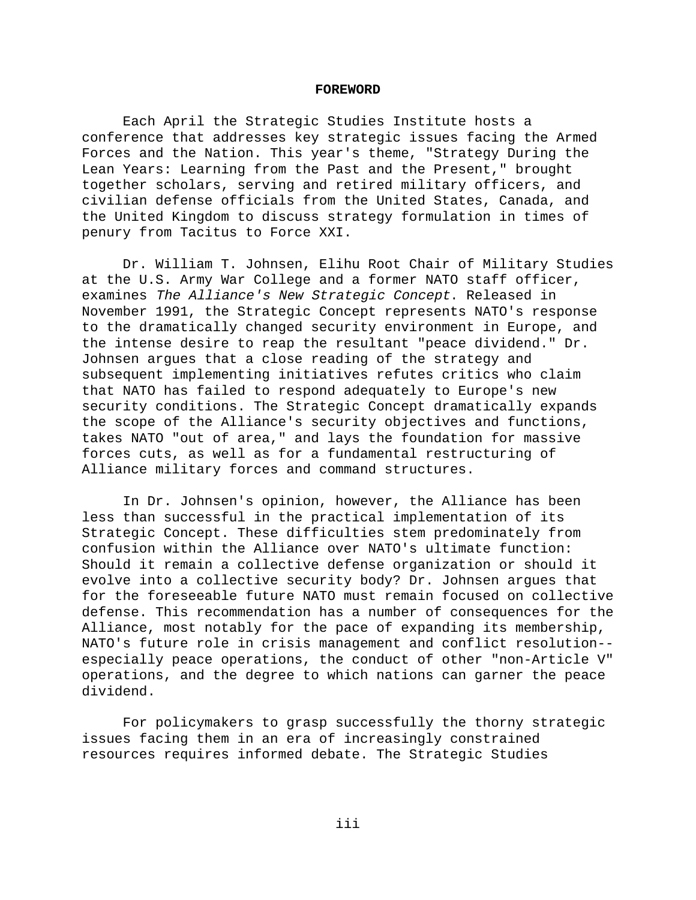## FOREWORD

Each April the Strategic Studies Institute hosts a conference that addresses key strategic issues facing the Armed Forces and the Nation. This year's theme, "Strategy During the Lean Years: Learning from the Past and the Present," brought together scholars, serving and retired military officers, and civilian defense officials from the United States, Canada, and the United Kingdom to discuss strategy formulation in times of penury from Tacitus to Force XXI.

Dr. William T. Johnsen, Elihu Root Chair of Military Studies at the U.S. Army War College and a former NATO staff officer, examines *The Alliance's New Strategic Concept*. Released in November 1991, the Strategic Concept represents NATO's response to the dramatically changed security environment in Europe, and the intense desire to reap the resultant "peace dividend." Dr. Johnsen argues that a close reading of the strategy and subsequent implementing initiatives refutes critics who claim that NATO has failed to respond adequately to Europe's new security conditions. The Strategic Concept dramatically expands the scope of the Alliance's security objectives and functions, takes NATO "out of area," and lays the foundation for massive forces cuts, as well as for a fundamental restructuring of Alliance military forces and command structures.

In Dr. Johnsen's opinion, however, the Alliance has been less than successful in the practical implementation of its Strategic Concept. These difficulties stem predominately from confusion within the Alliance over NATO's ultimate function: Should it remain a collective defense organization or should it evolve into a collective security body? Dr. Johnsen argues that for the foreseeable future NATO must remain focused on collective defense. This recommendation has a number of consequences for the Alliance, most notably for the pace of expanding its membership, NATO's future role in crisis management and conflict resolution--especially peace operations, the conduct of other "non-Article V" operations, and the degree to which nations can garner the peace dividend.

For policymakers to grasp successfully the thorny strategic issues facing them in an era of increasingly constrained resources requires informed debate. The Strategic Studies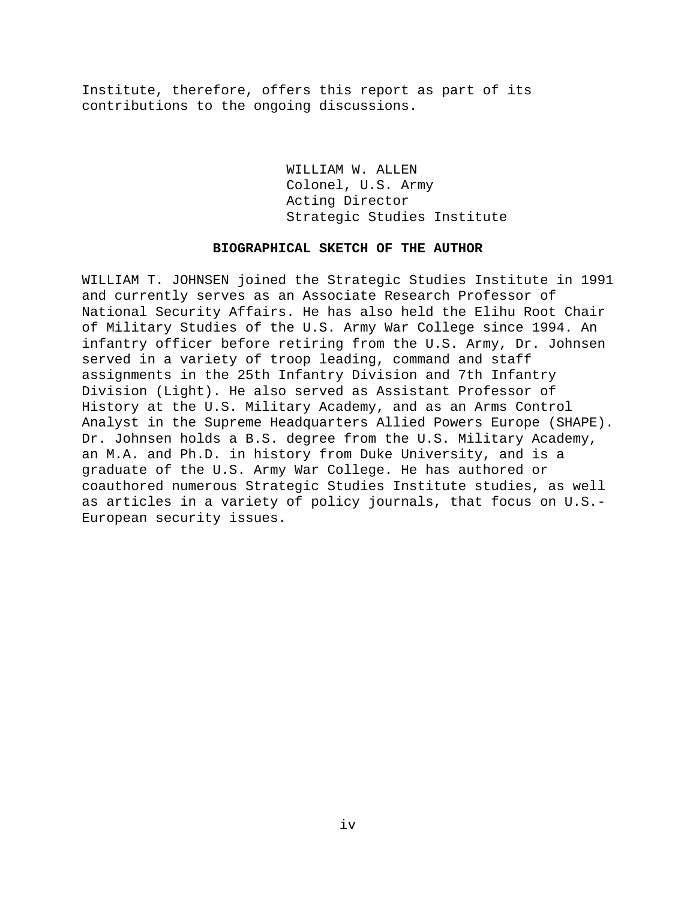Institute, therefore, offers this report as part of its contributions to the ongoing discussions.

WILLIAM W. ALLEN
Colonel, U.S. Army
Acting Director
Strategic Studies Institute

## BIOGRAPHICAL SKETCH OF THE AUTHOR

WILLIAM T. JOHNSEN joined the Strategic Studies Institute in 1991 and currently serves as an Associate Research Professor of National Security Affairs. He has also held the Elihu Root Chair of Military Studies of the U.S. Army War College since 1994. An infantry officer before retiring from the U.S. Army, Dr. Johnsen served in a variety of troop leading, command and staff assignments in the 25th Infantry Division and 7th Infantry Division (Light). He also served as Assistant Professor of History at the U.S. Military Academy, and as an Arms Control Analyst in the Supreme Headquarters Allied Powers Europe (SHAPE). Dr. Johnsen holds a B.S. degree from the U.S. Military Academy, an M.A. and Ph.D. in history from Duke University, and is a graduate of the U.S. Army War College. He has authored or coauthored numerous Strategic Studies Institute studies, as well as articles in a variety of policy journals, that focus on U.S.-European security issues.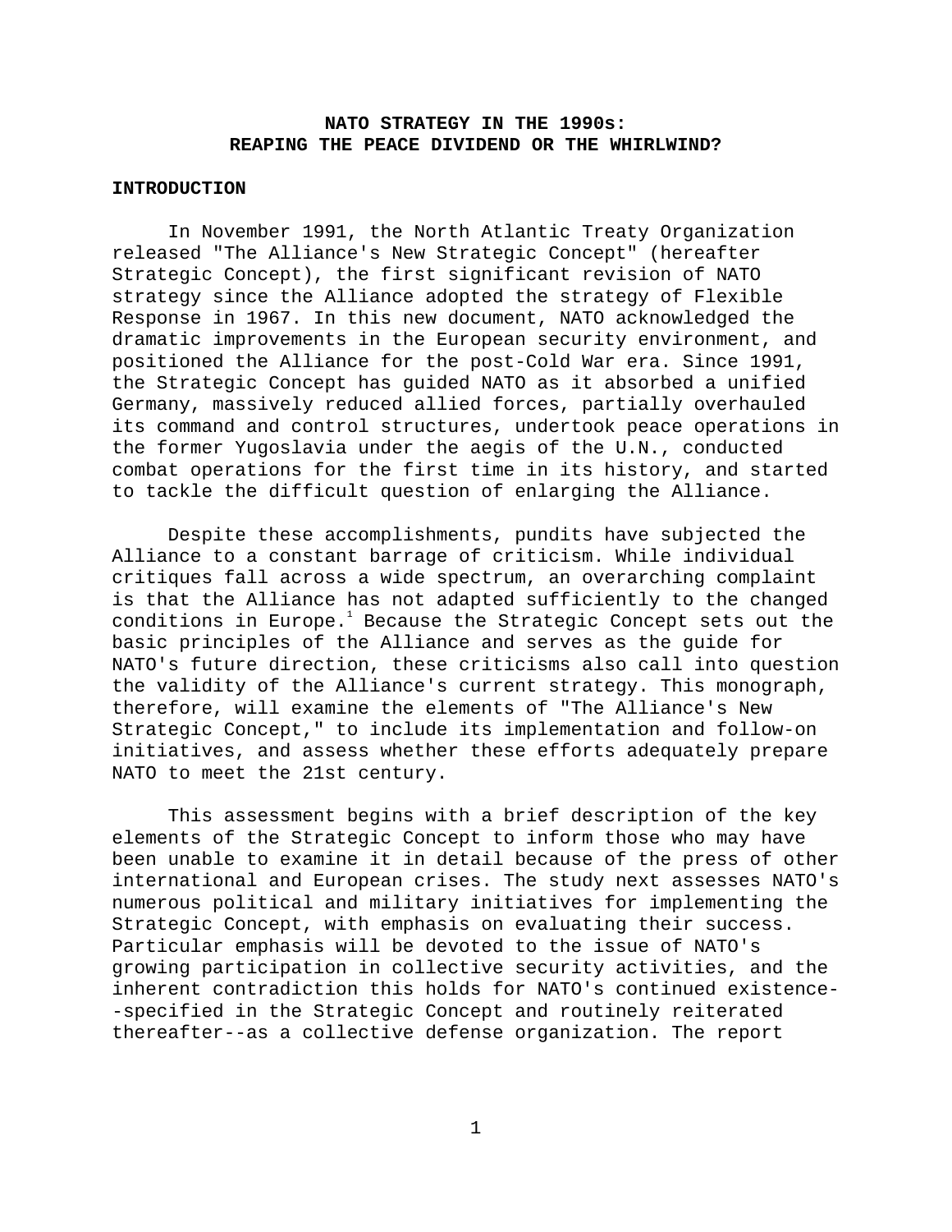# NATO STRATEGY IN THE 1990s: REAPING THE PEACE DIVIDEND OR THE WHIRLWIND?

## INTRODUCTION

In November 1991, the North Atlantic Treaty Organization released "The Alliance's New Strategic Concept" (hereafter Strategic Concept), the first significant revision of NATO strategy since the Alliance adopted the strategy of Flexible Response in 1967. In this new document, NATO acknowledged the dramatic improvements in the European security environment, and positioned the Alliance for the post-Cold War era. Since 1991, the Strategic Concept has guided NATO as it absorbed a unified Germany, massively reduced allied forces, partially overhauled its command and control structures, undertook peace operations in the former Yugoslavia under the aegis of the U.N., conducted combat operations for the first time in its history, and started to tackle the difficult question of enlarging the Alliance.

Despite these accomplishments, pundits have subjected the Alliance to a constant barrage of criticism. While individual critiques fall across a wide spectrum, an overarching complaint is that the Alliance has not adapted sufficiently to the changed conditions in Europe.[1] Because the Strategic Concept sets out the basic principles of the Alliance and serves as the guide for NATO's future direction, these criticisms also call into question the validity of the Alliance's current strategy. This monograph, therefore, will examine the elements of "The Alliance's New Strategic Concept," to include its implementation and follow-on initiatives, and assess whether these efforts adequately prepare NATO to meet the 21st century.

This assessment begins with a brief description of the key elements of the Strategic Concept to inform those who may have been unable to examine it in detail because of the press of other international and European crises. The study next assesses NATO's numerous political and military initiatives for implementing the Strategic Concept, with emphasis on evaluating their success. Particular emphasis will be devoted to the issue of NATO's growing participation in collective security activities, and the inherent contradiction this holds for NATO's continued existence--specified in the Strategic Concept and routinely reiterated thereafter--as a collective defense organization. The report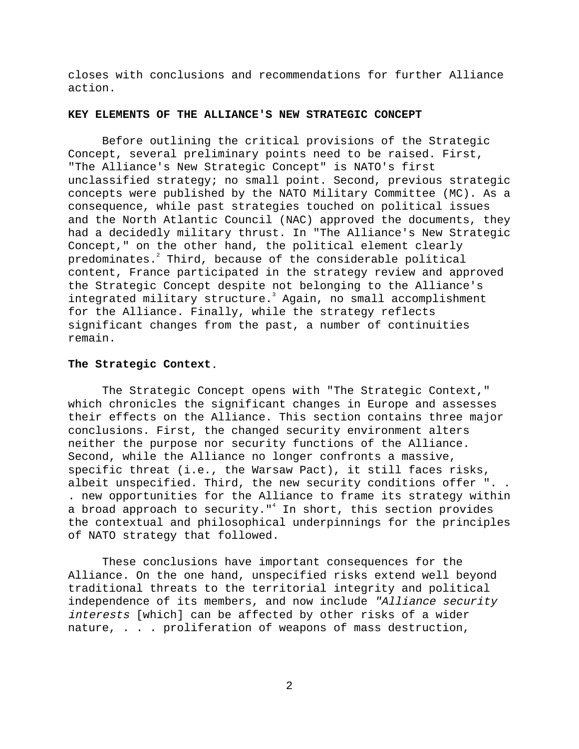closes with conclusions and recommendations for further Alliance action.

## KEY ELEMENTS OF THE ALLIANCE'S NEW STRATEGIC CONCEPT

Before outlining the critical provisions of the Strategic Concept, several preliminary points need to be raised. First, "The Alliance's New Strategic Concept" is NATO's first unclassified strategy; no small point. Second, previous strategic concepts were published by the NATO Military Committee (MC). As a consequence, while past strategies touched on political issues and the North Atlantic Council (NAC) approved the documents, they had a decidedly military thrust. In "The Alliance's New Strategic Concept," on the other hand, the political element clearly predominates.[2] Third, because of the considerable political content, France participated in the strategy review and approved the Strategic Concept despite not belonging to the Alliance's integrated military structure.[3] Again, no small accomplishment for the Alliance. Finally, while the strategy reflects significant changes from the past, a number of continuities remain.

### The Strategic Context.

The Strategic Concept opens with "The Strategic Context," which chronicles the significant changes in Europe and assesses their effects on the Alliance. This section contains three major conclusions. First, the changed security environment alters neither the purpose nor security functions of the Alliance. Second, while the Alliance no longer confronts a massive, specific threat (i.e., the Warsaw Pact), it still faces risks, albeit unspecified. Third, the new security conditions offer ". . . new opportunities for the Alliance to frame its strategy within a broad approach to security."[4] In short, this section provides the contextual and philosophical underpinnings for the principles of NATO strategy that followed.

These conclusions have important consequences for the Alliance. On the one hand, unspecified risks extend well beyond traditional threats to the territorial integrity and political independence of its members, and now include *"Alliance security interests* [which] can be affected by other risks of a wider nature, . . . proliferation of weapons of mass destruction,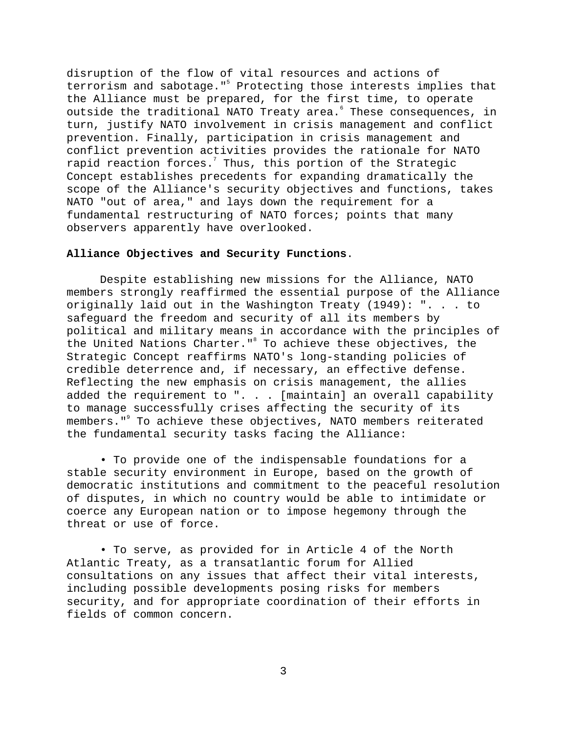disruption of the flow of vital resources and actions of terrorism and sabotage."[5] Protecting those interests implies that the Alliance must be prepared, for the first time, to operate outside the traditional NATO Treaty area.[6] These consequences, in turn, justify NATO involvement in crisis management and conflict prevention. Finally, participation in crisis management and conflict prevention activities provides the rationale for NATO rapid reaction forces.[7] Thus, this portion of the Strategic Concept establishes precedents for expanding dramatically the scope of the Alliance's security objectives and functions, takes NATO "out of area," and lays down the requirement for a fundamental restructuring of NATO forces; points that many observers apparently have overlooked.

**Alliance Objectives and Security Functions**.

Despite establishing new missions for the Alliance, NATO members strongly reaffirmed the essential purpose of the Alliance originally laid out in the Washington Treaty (1949): ". . . to safeguard the freedom and security of all its members by political and military means in accordance with the principles of the United Nations Charter."[8] To achieve these objectives, the Strategic Concept reaffirms NATO's long-standing policies of credible deterrence and, if necessary, an effective defense. Reflecting the new emphasis on crisis management, the allies added the requirement to ". . . [maintain] an overall capability to manage successfully crises affecting the security of its members."[9] To achieve these objectives, NATO members reiterated the fundamental security tasks facing the Alliance:

- To provide one of the indispensable foundations for a stable security environment in Europe, based on the growth of democratic institutions and commitment to the peaceful resolution of disputes, in which no country would be able to intimidate or coerce any European nation or to impose hegemony through the threat or use of force.

- To serve, as provided for in Article 4 of the North Atlantic Treaty, as a transatlantic forum for Allied consultations on any issues that affect their vital interests, including possible developments posing risks for members security, and for appropriate coordination of their efforts in fields of common concern.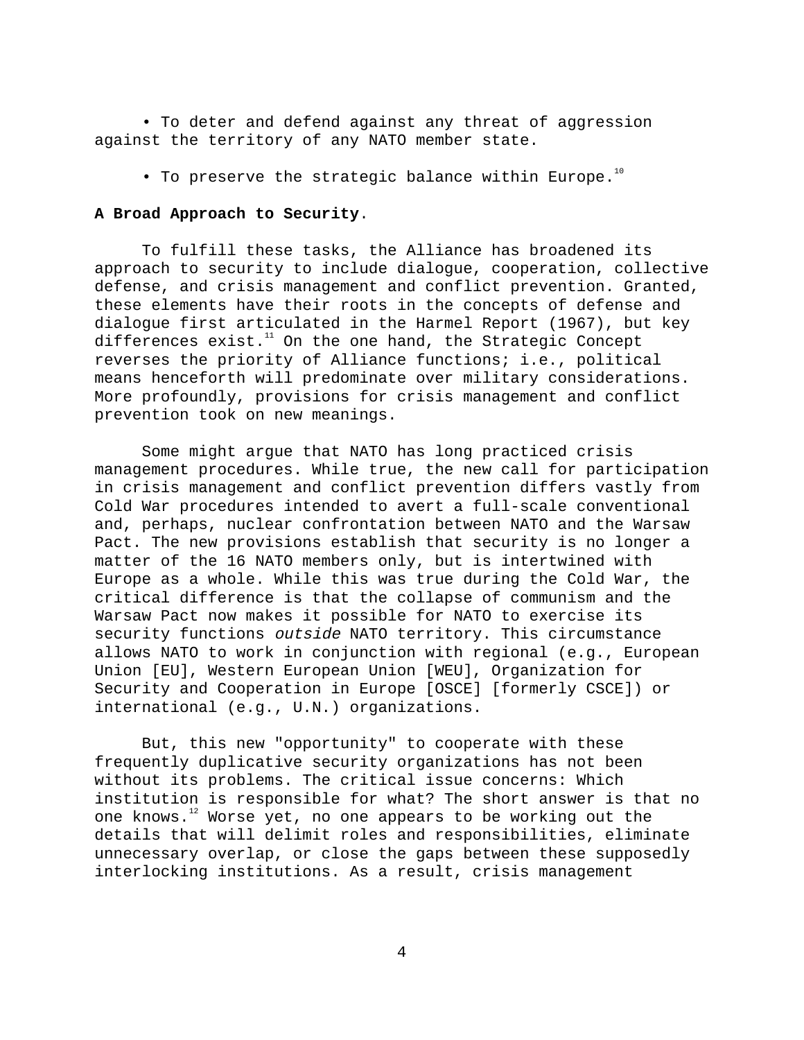- To deter and defend against any threat of aggression against the territory of any NATO member state.

- To preserve the strategic balance within Europe.[10]

**A Broad Approach to Security**.

To fulfill these tasks, the Alliance has broadened its approach to security to include dialogue, cooperation, collective defense, and crisis management and conflict prevention. Granted, these elements have their roots in the concepts of defense and dialogue first articulated in the Harmel Report (1967), but key differences exist.[11] On the one hand, the Strategic Concept reverses the priority of Alliance functions; i.e., political means henceforth will predominate over military considerations. More profoundly, provisions for crisis management and conflict prevention took on new meanings.

Some might argue that NATO has long practiced crisis management procedures. While true, the new call for participation in crisis management and conflict prevention differs vastly from Cold War procedures intended to avert a full-scale conventional and, perhaps, nuclear confrontation between NATO and the Warsaw Pact. The new provisions establish that security is no longer a matter of the 16 NATO members only, but is intertwined with Europe as a whole. While this was true during the Cold War, the critical difference is that the collapse of communism and the Warsaw Pact now makes it possible for NATO to exercise its security functions *outside* NATO territory. This circumstance allows NATO to work in conjunction with regional (e.g., European Union [EU], Western European Union [WEU], Organization for Security and Cooperation in Europe [OSCE] [formerly CSCE]) or international (e.g., U.N.) organizations.

But, this new "opportunity" to cooperate with these frequently duplicative security organizations has not been without its problems. The critical issue concerns: Which institution is responsible for what? The short answer is that no one knows.[12] Worse yet, no one appears to be working out the details that will delimit roles and responsibilities, eliminate unnecessary overlap, or close the gaps between these supposedly interlocking institutions. As a result, crisis management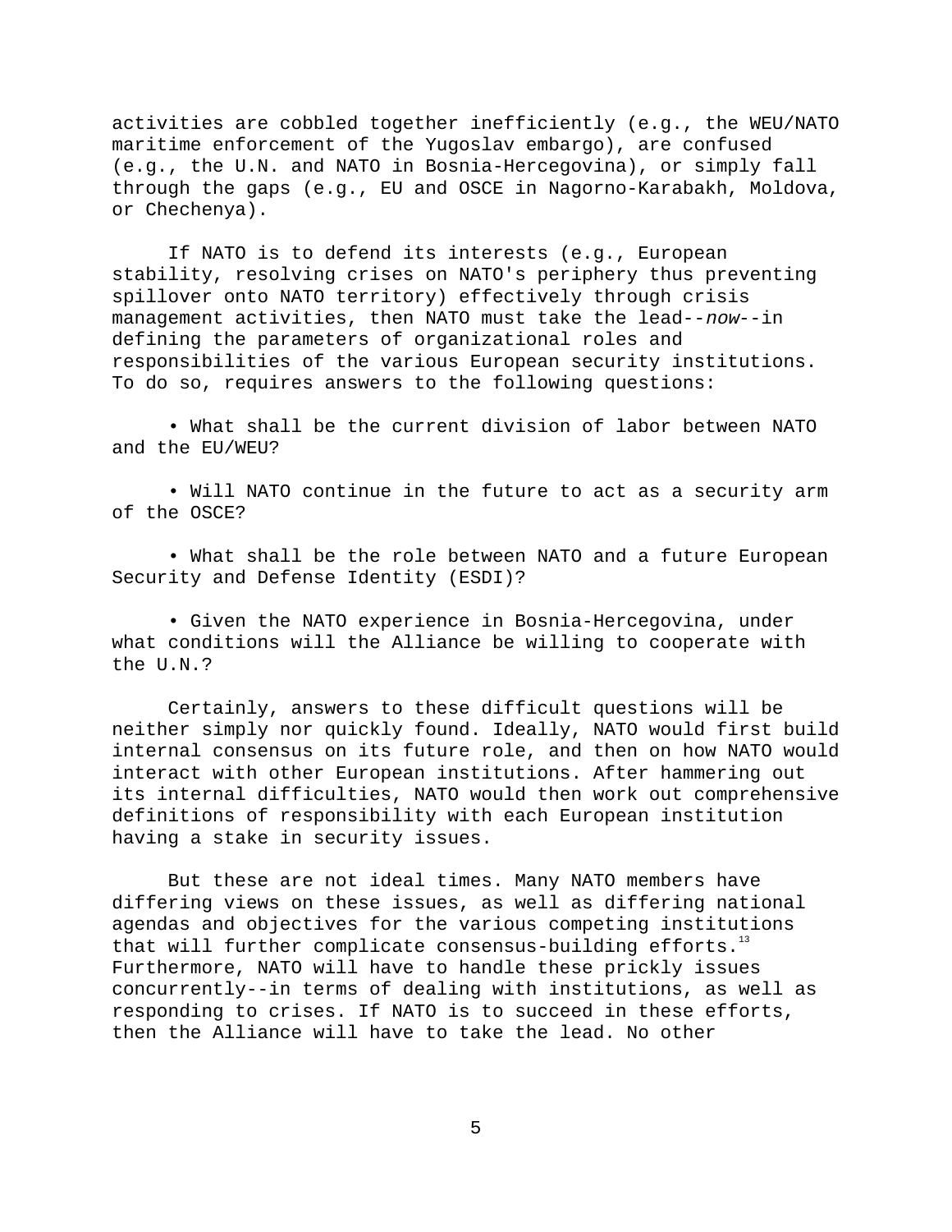activities are cobbled together inefficiently (e.g., the WEU/NATO maritime enforcement of the Yugoslav embargo), are confused (e.g., the U.N. and NATO in Bosnia-Hercegovina), or simply fall through the gaps (e.g., EU and OSCE in Nagorno-Karabakh, Moldova, or Chechenya).

If NATO is to defend its interests (e.g., European stability, resolving crises on NATO's periphery thus preventing spillover onto NATO territory) effectively through crisis management activities, then NATO must take the lead--*now*--in defining the parameters of organizational roles and responsibilities of the various European security institutions. To do so, requires answers to the following questions:

- What shall be the current division of labor between NATO and the EU/WEU?

- Will NATO continue in the future to act as a security arm of the OSCE?

- What shall be the role between NATO and a future European Security and Defense Identity (ESDI)?

- Given the NATO experience in Bosnia-Hercegovina, under what conditions will the Alliance be willing to cooperate with the U.N.?

Certainly, answers to these difficult questions will be neither simply nor quickly found. Ideally, NATO would first build internal consensus on its future role, and then on how NATO would interact with other European institutions. After hammering out its internal difficulties, NATO would then work out comprehensive definitions of responsibility with each European institution having a stake in security issues.

But these are not ideal times. Many NATO members have differing views on these issues, as well as differing national agendas and objectives for the various competing institutions that will further complicate consensus-building efforts.[13] Furthermore, NATO will have to handle these prickly issues concurrently--in terms of dealing with institutions, as well as responding to crises. If NATO is to succeed in these efforts, then the Alliance will have to take the lead. No other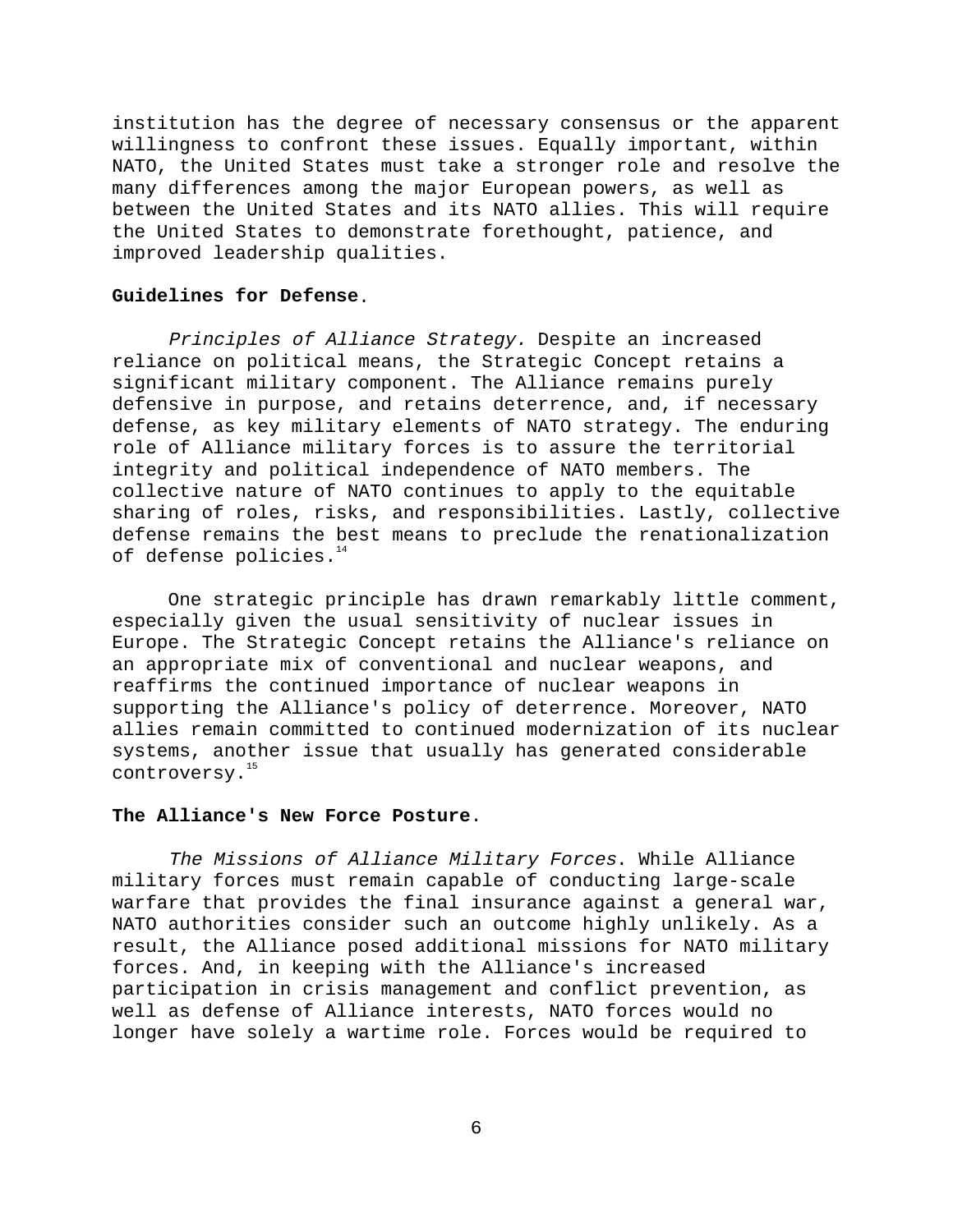institution has the degree of necessary consensus or the apparent willingness to confront these issues. Equally important, within NATO, the United States must take a stronger role and resolve the many differences among the major European powers, as well as between the United States and its NATO allies. This will require the United States to demonstrate forethought, patience, and improved leadership qualities.

**Guidelines for Defense**.

*Principles of Alliance Strategy.* Despite an increased reliance on political means, the Strategic Concept retains a significant military component. The Alliance remains purely defensive in purpose, and retains deterrence, and, if necessary defense, as key military elements of NATO strategy. The enduring role of Alliance military forces is to assure the territorial integrity and political independence of NATO members. The collective nature of NATO continues to apply to the equitable sharing of roles, risks, and responsibilities. Lastly, collective defense remains the best means to preclude the renationalization of defense policies.[14]

One strategic principle has drawn remarkably little comment, especially given the usual sensitivity of nuclear issues in Europe. The Strategic Concept retains the Alliance's reliance on an appropriate mix of conventional and nuclear weapons, and reaffirms the continued importance of nuclear weapons in supporting the Alliance's policy of deterrence. Moreover, NATO allies remain committed to continued modernization of its nuclear systems, another issue that usually has generated considerable controversy.[15]

**The Alliance's New Force Posture**.

*The Missions of Alliance Military Forces*. While Alliance military forces must remain capable of conducting large-scale warfare that provides the final insurance against a general war, NATO authorities consider such an outcome highly unlikely. As a result, the Alliance posed additional missions for NATO military forces. And, in keeping with the Alliance's increased participation in crisis management and conflict prevention, as well as defense of Alliance interests, NATO forces would no longer have solely a wartime role. Forces would be required to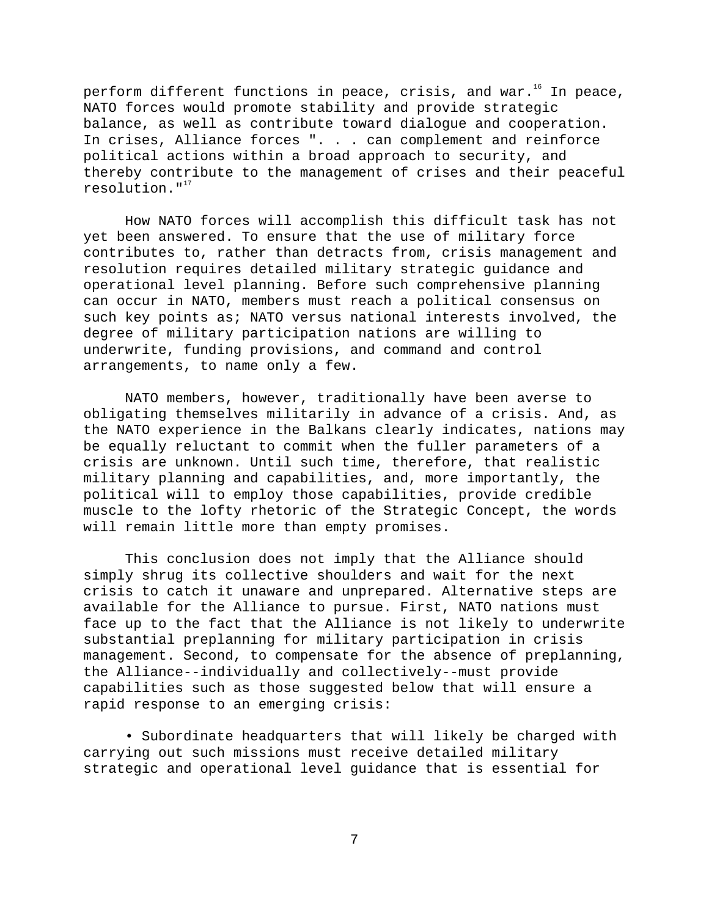perform different functions in peace, crisis, and war.[16] In peace, NATO forces would promote stability and provide strategic balance, as well as contribute toward dialogue and cooperation. In crises, Alliance forces ". . . can complement and reinforce political actions within a broad approach to security, and thereby contribute to the management of crises and their peaceful resolution."[17]

How NATO forces will accomplish this difficult task has not yet been answered. To ensure that the use of military force contributes to, rather than detracts from, crisis management and resolution requires detailed military strategic guidance and operational level planning. Before such comprehensive planning can occur in NATO, members must reach a political consensus on such key points as; NATO versus national interests involved, the degree of military participation nations are willing to underwrite, funding provisions, and command and control arrangements, to name only a few.

NATO members, however, traditionally have been averse to obligating themselves militarily in advance of a crisis. And, as the NATO experience in the Balkans clearly indicates, nations may be equally reluctant to commit when the fuller parameters of a crisis are unknown. Until such time, therefore, that realistic military planning and capabilities, and, more importantly, the political will to employ those capabilities, provide credible muscle to the lofty rhetoric of the Strategic Concept, the words will remain little more than empty promises.

This conclusion does not imply that the Alliance should simply shrug its collective shoulders and wait for the next crisis to catch it unaware and unprepared. Alternative steps are available for the Alliance to pursue. First, NATO nations must face up to the fact that the Alliance is not likely to underwrite substantial preplanning for military participation in crisis management. Second, to compensate for the absence of preplanning, the Alliance--individually and collectively--must provide capabilities such as those suggested below that will ensure a rapid response to an emerging crisis:

- Subordinate headquarters that will likely be charged with carrying out such missions must receive detailed military strategic and operational level guidance that is essential for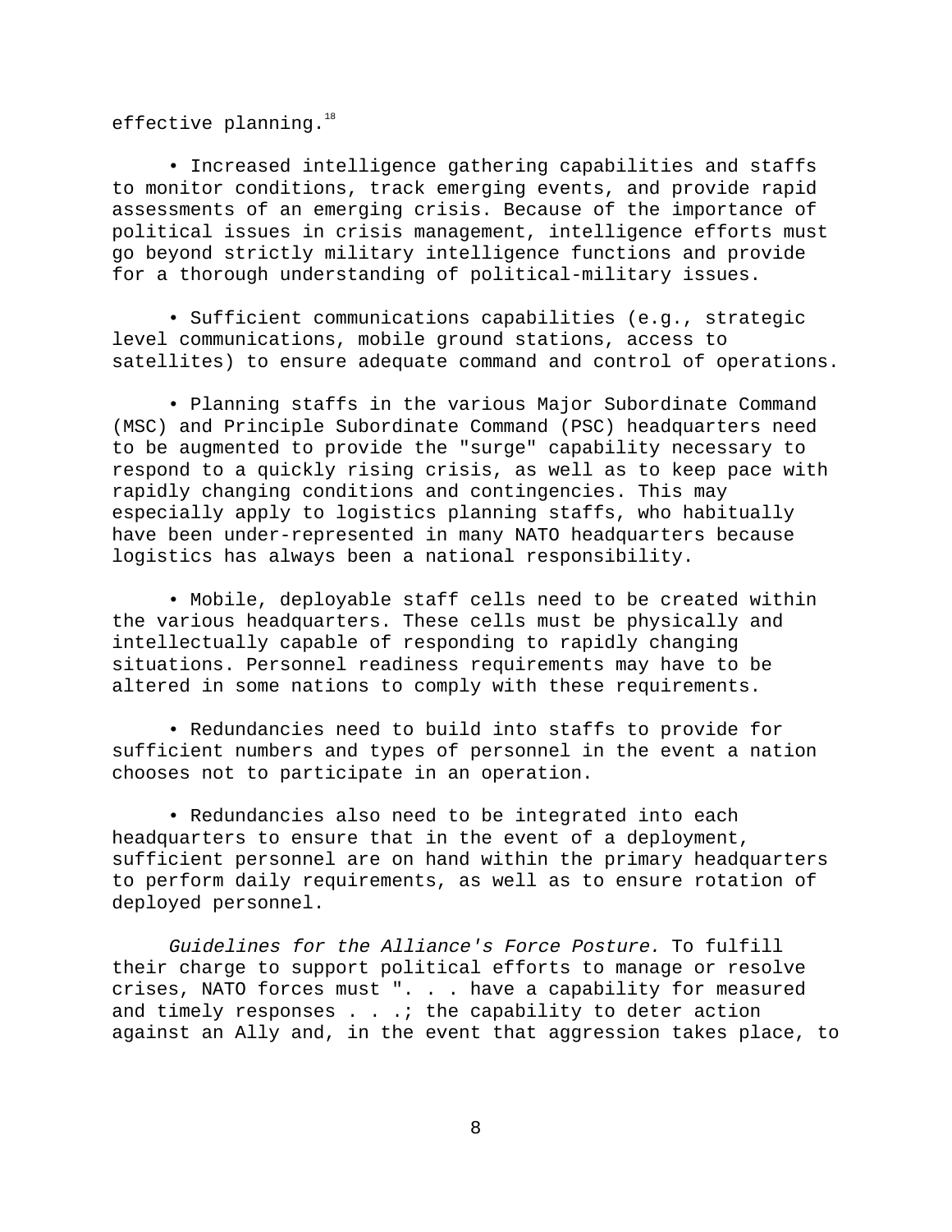effective planning.[18]

- Increased intelligence gathering capabilities and staffs to monitor conditions, track emerging events, and provide rapid assessments of an emerging crisis. Because of the importance of political issues in crisis management, intelligence efforts must go beyond strictly military intelligence functions and provide for a thorough understanding of political-military issues.

- Sufficient communications capabilities (e.g., strategic level communications, mobile ground stations, access to satellites) to ensure adequate command and control of operations.

- Planning staffs in the various Major Subordinate Command (MSC) and Principle Subordinate Command (PSC) headquarters need to be augmented to provide the "surge" capability necessary to respond to a quickly rising crisis, as well as to keep pace with rapidly changing conditions and contingencies. This may especially apply to logistics planning staffs, who habitually have been under-represented in many NATO headquarters because logistics has always been a national responsibility.

- Mobile, deployable staff cells need to be created within the various headquarters. These cells must be physically and intellectually capable of responding to rapidly changing situations. Personnel readiness requirements may have to be altered in some nations to comply with these requirements.

- Redundancies need to build into staffs to provide for sufficient numbers and types of personnel in the event a nation chooses not to participate in an operation.

- Redundancies also need to be integrated into each headquarters to ensure that in the event of a deployment, sufficient personnel are on hand within the primary headquarters to perform daily requirements, as well as to ensure rotation of deployed personnel.

*Guidelines for the Alliance's Force Posture.* To fulfill their charge to support political efforts to manage or resolve crises, NATO forces must ". . . have a capability for measured and timely responses . . .; the capability to deter action against an Ally and, in the event that aggression takes place, to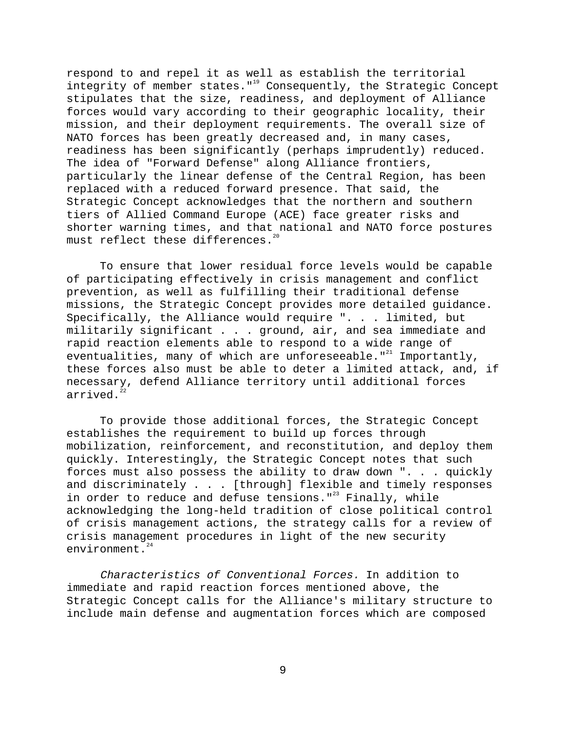respond to and repel it as well as establish the territorial integrity of member states."[19] Consequently, the Strategic Concept stipulates that the size, readiness, and deployment of Alliance forces would vary according to their geographic locality, their mission, and their deployment requirements. The overall size of NATO forces has been greatly decreased and, in many cases, readiness has been significantly (perhaps imprudently) reduced. The idea of "Forward Defense" along Alliance frontiers, particularly the linear defense of the Central Region, has been replaced with a reduced forward presence. That said, the Strategic Concept acknowledges that the northern and southern tiers of Allied Command Europe (ACE) face greater risks and shorter warning times, and that national and NATO force postures must reflect these differences.[20]

To ensure that lower residual force levels would be capable of participating effectively in crisis management and conflict prevention, as well as fulfilling their traditional defense missions, the Strategic Concept provides more detailed guidance. Specifically, the Alliance would require ". . . limited, but militarily significant . . . ground, air, and sea immediate and rapid reaction elements able to respond to a wide range of eventualities, many of which are unforeseeable."[21] Importantly, these forces also must be able to deter a limited attack, and, if necessary, defend Alliance territory until additional forces arrived.[22]

To provide those additional forces, the Strategic Concept establishes the requirement to build up forces through mobilization, reinforcement, and reconstitution, and deploy them quickly. Interestingly, the Strategic Concept notes that such forces must also possess the ability to draw down ". . . quickly and discriminately . . . [through] flexible and timely responses in order to reduce and defuse tensions."[23] Finally, while acknowledging the long-held tradition of close political control of crisis management actions, the strategy calls for a review of crisis management procedures in light of the new security environment.[24]

*Characteristics of Conventional Forces.* In addition to immediate and rapid reaction forces mentioned above, the Strategic Concept calls for the Alliance's military structure to include main defense and augmentation forces which are composed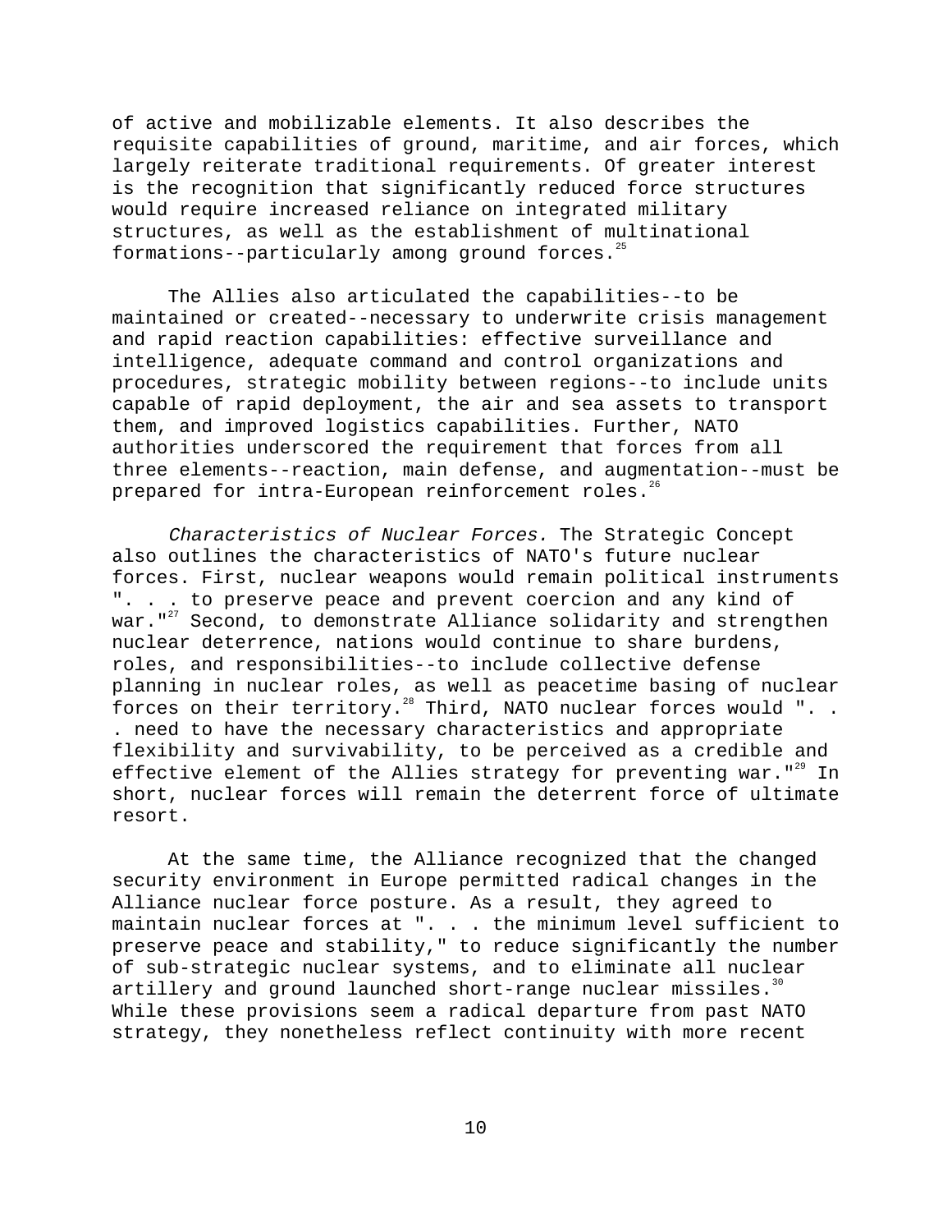of active and mobilizable elements. It also describes the requisite capabilities of ground, maritime, and air forces, which largely reiterate traditional requirements. Of greater interest is the recognition that significantly reduced force structures would require increased reliance on integrated military structures, as well as the establishment of multinational formations--particularly among ground forces.[25]

The Allies also articulated the capabilities--to be maintained or created--necessary to underwrite crisis management and rapid reaction capabilities: effective surveillance and intelligence, adequate command and control organizations and procedures, strategic mobility between regions--to include units capable of rapid deployment, the air and sea assets to transport them, and improved logistics capabilities. Further, NATO authorities underscored the requirement that forces from all three elements--reaction, main defense, and augmentation--must be prepared for intra-European reinforcement roles.[26]

*Characteristics of Nuclear Forces.* The Strategic Concept also outlines the characteristics of NATO's future nuclear forces. First, nuclear weapons would remain political instruments ". . . to preserve peace and prevent coercion and any kind of war."[27] Second, to demonstrate Alliance solidarity and strengthen nuclear deterrence, nations would continue to share burdens, roles, and responsibilities--to include collective defense planning in nuclear roles, as well as peacetime basing of nuclear forces on their territory.[28] Third, NATO nuclear forces would ". . . need to have the necessary characteristics and appropriate flexibility and survivability, to be perceived as a credible and effective element of the Allies strategy for preventing war."[29] In short, nuclear forces will remain the deterrent force of ultimate resort.

At the same time, the Alliance recognized that the changed security environment in Europe permitted radical changes in the Alliance nuclear force posture. As a result, they agreed to maintain nuclear forces at ". . . the minimum level sufficient to preserve peace and stability," to reduce significantly the number of sub-strategic nuclear systems, and to eliminate all nuclear artillery and ground launched short-range nuclear missiles.[30] While these provisions seem a radical departure from past NATO strategy, they nonetheless reflect continuity with more recent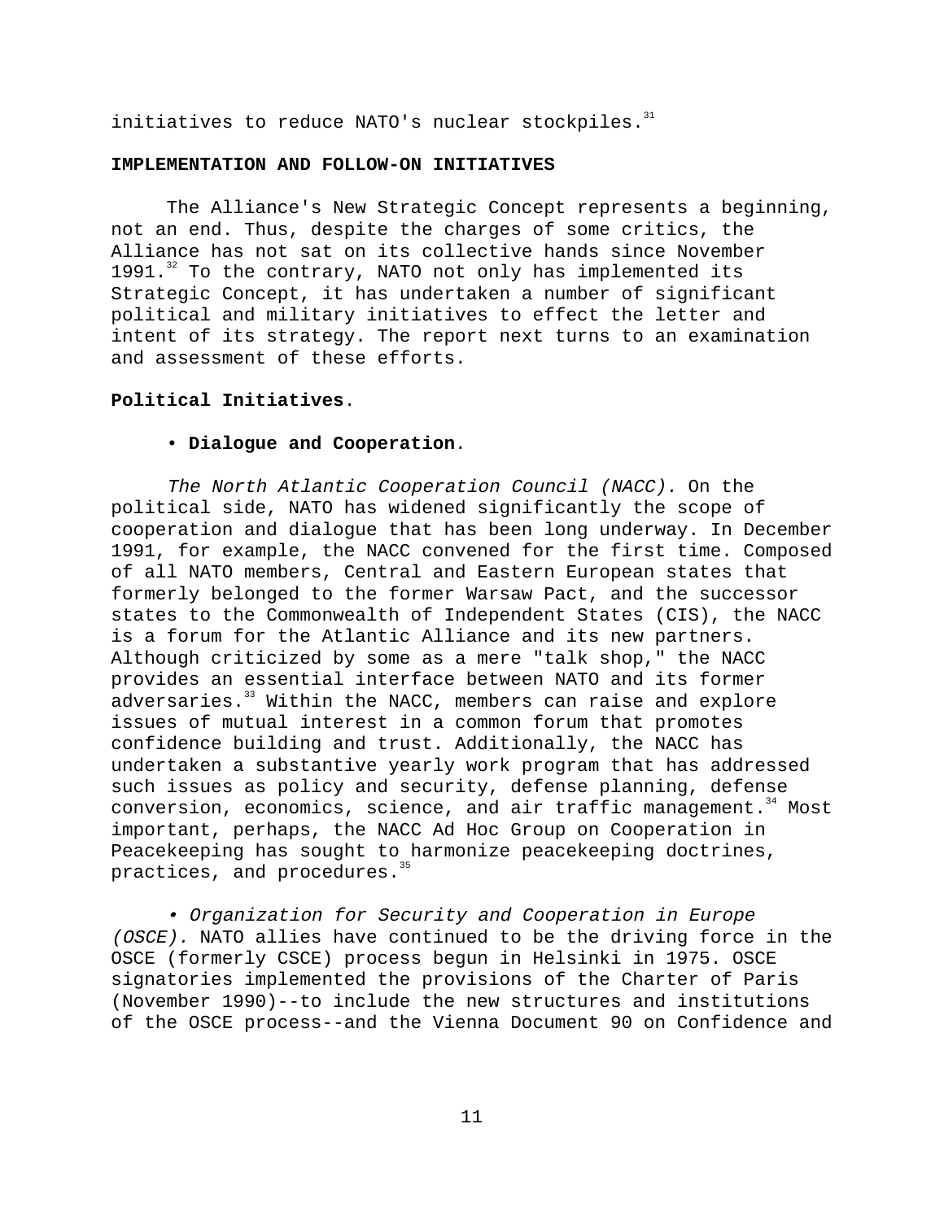initiatives to reduce NATO's nuclear stockpiles.[31]

## IMPLEMENTATION AND FOLLOW-ON INITIATIVES

The Alliance's New Strategic Concept represents a beginning, not an end. Thus, despite the charges of some critics, the Alliance has not sat on its collective hands since November 1991.[32] To the contrary, NATO not only has implemented its Strategic Concept, it has undertaken a number of significant political and military initiatives to effect the letter and intent of its strategy. The report next turns to an examination and assessment of these efforts.

### Political Initiatives.

• **Dialogue and Cooperation**.

*The North Atlantic Cooperation Council (NACC).* On the political side, NATO has widened significantly the scope of cooperation and dialogue that has been long underway. In December 1991, for example, the NACC convened for the first time. Composed of all NATO members, Central and Eastern European states that formerly belonged to the former Warsaw Pact, and the successor states to the Commonwealth of Independent States (CIS), the NACC is a forum for the Atlantic Alliance and its new partners. Although criticized by some as a mere "talk shop," the NACC provides an essential interface between NATO and its former adversaries.[33] Within the NACC, members can raise and explore issues of mutual interest in a common forum that promotes confidence building and trust. Additionally, the NACC has undertaken a substantive yearly work program that has addressed such issues as policy and security, defense planning, defense conversion, economics, science, and air traffic management.[34] Most important, perhaps, the NACC Ad Hoc Group on Cooperation in Peacekeeping has sought to harmonize peacekeeping doctrines, practices, and procedures.[35]

• *Organization for Security and Cooperation in Europe (OSCE).* NATO allies have continued to be the driving force in the OSCE (formerly CSCE) process begun in Helsinki in 1975. OSCE signatories implemented the provisions of the Charter of Paris (November 1990)--to include the new structures and institutions of the OSCE process--and the Vienna Document 90 on Confidence and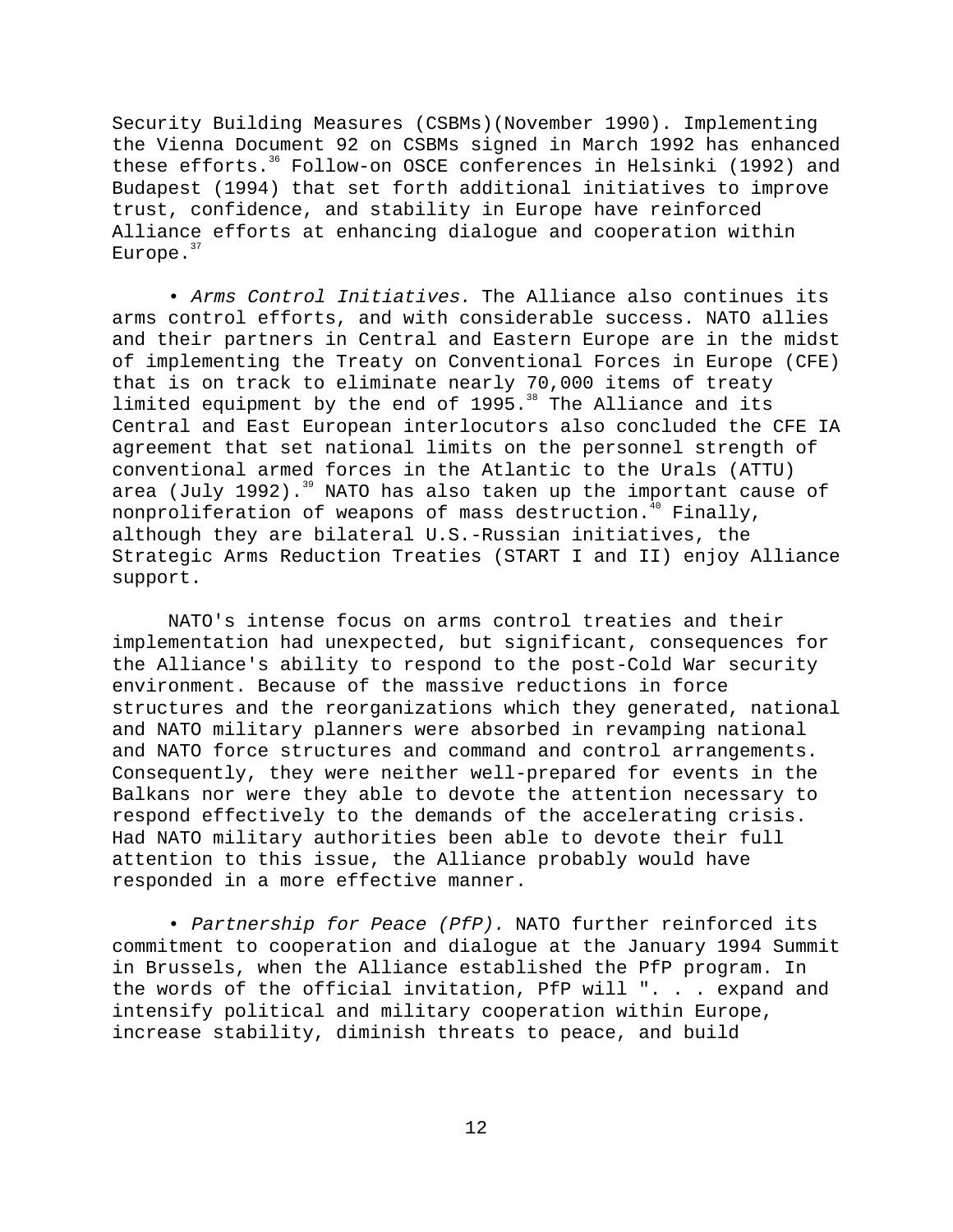Security Building Measures (CSBMs)(November 1990). Implementing the Vienna Document 92 on CSBMs signed in March 1992 has enhanced these efforts.[36] Follow-on OSCE conferences in Helsinki (1992) and Budapest (1994) that set forth additional initiatives to improve trust, confidence, and stability in Europe have reinforced Alliance efforts at enhancing dialogue and cooperation within Europe.[37]

• *Arms Control Initiatives.* The Alliance also continues its arms control efforts, and with considerable success. NATO allies and their partners in Central and Eastern Europe are in the midst of implementing the Treaty on Conventional Forces in Europe (CFE) that is on track to eliminate nearly 70,000 items of treaty limited equipment by the end of 1995.[38] The Alliance and its Central and East European interlocutors also concluded the CFE IA agreement that set national limits on the personnel strength of conventional armed forces in the Atlantic to the Urals (ATTU) area (July 1992).[39] NATO has also taken up the important cause of nonproliferation of weapons of mass destruction.[40] Finally, although they are bilateral U.S.-Russian initiatives, the Strategic Arms Reduction Treaties (START I and II) enjoy Alliance support.

NATO's intense focus on arms control treaties and their implementation had unexpected, but significant, consequences for the Alliance's ability to respond to the post-Cold War security environment. Because of the massive reductions in force structures and the reorganizations which they generated, national and NATO military planners were absorbed in revamping national and NATO force structures and command and control arrangements. Consequently, they were neither well-prepared for events in the Balkans nor were they able to devote the attention necessary to respond effectively to the demands of the accelerating crisis. Had NATO military authorities been able to devote their full attention to this issue, the Alliance probably would have responded in a more effective manner.

• *Partnership for Peace (PfP).* NATO further reinforced its commitment to cooperation and dialogue at the January 1994 Summit in Brussels, when the Alliance established the PfP program. In the words of the official invitation, PfP will ". . . expand and intensify political and military cooperation within Europe, increase stability, diminish threats to peace, and build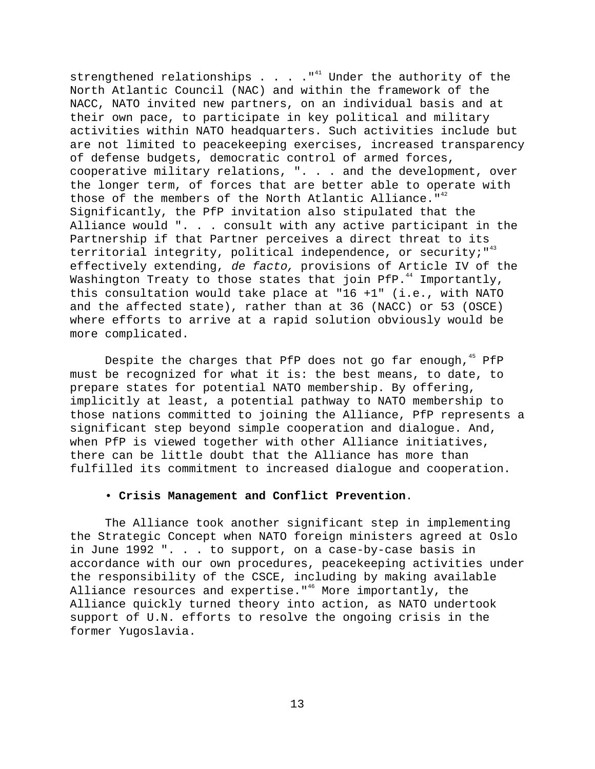strengthened relationships . . . ."[41] Under the authority of the North Atlantic Council (NAC) and within the framework of the NACC, NATO invited new partners, on an individual basis and at their own pace, to participate in key political and military activities within NATO headquarters. Such activities include but are not limited to peacekeeping exercises, increased transparency of defense budgets, democratic control of armed forces, cooperative military relations, ". . . and the development, over the longer term, of forces that are better able to operate with those of the members of the North Atlantic Alliance."[42] Significantly, the PfP invitation also stipulated that the Alliance would ". . . consult with any active participant in the Partnership if that Partner perceives a direct threat to its territorial integrity, political independence, or security;"[43] effectively extending, *de facto,* provisions of Article IV of the Washington Treaty to those states that join PfP.[44] Importantly, this consultation would take place at "16 +1" (i.e., with NATO and the affected state), rather than at 36 (NACC) or 53 (OSCE) where efforts to arrive at a rapid solution obviously would be more complicated.

Despite the charges that PfP does not go far enough,[45] PfP must be recognized for what it is: the best means, to date, to prepare states for potential NATO membership. By offering, implicitly at least, a potential pathway to NATO membership to those nations committed to joining the Alliance, PfP represents a significant step beyond simple cooperation and dialogue. And, when PfP is viewed together with other Alliance initiatives, there can be little doubt that the Alliance has more than fulfilled its commitment to increased dialogue and cooperation.

- **Crisis Management and Conflict Prevention**.

The Alliance took another significant step in implementing the Strategic Concept when NATO foreign ministers agreed at Oslo in June 1992 ". . . to support, on a case-by-case basis in accordance with our own procedures, peacekeeping activities under the responsibility of the CSCE, including by making available Alliance resources and expertise."[46] More importantly, the Alliance quickly turned theory into action, as NATO undertook support of U.N. efforts to resolve the ongoing crisis in the former Yugoslavia.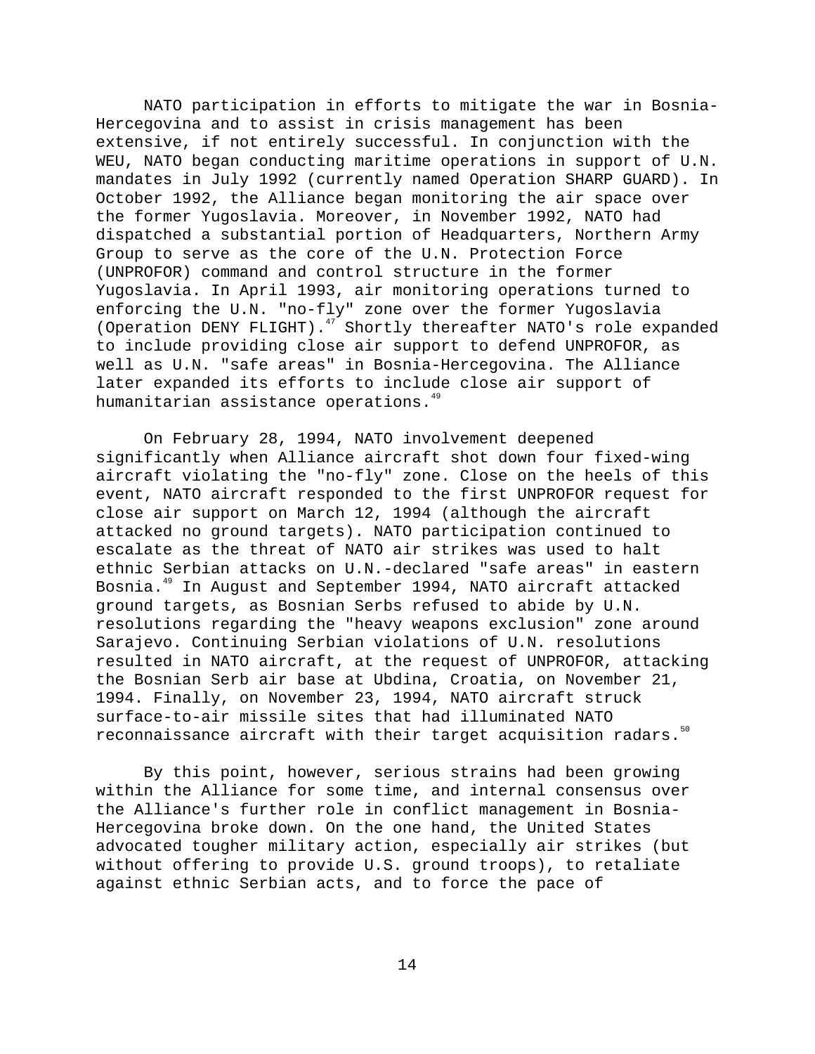NATO participation in efforts to mitigate the war in Bosnia-Hercegovina and to assist in crisis management has been extensive, if not entirely successful. In conjunction with the WEU, NATO began conducting maritime operations in support of U.N. mandates in July 1992 (currently named Operation SHARP GUARD). In October 1992, the Alliance began monitoring the air space over the former Yugoslavia. Moreover, in November 1992, NATO had dispatched a substantial portion of Headquarters, Northern Army Group to serve as the core of the U.N. Protection Force (UNPROFOR) command and control structure in the former Yugoslavia. In April 1993, air monitoring operations turned to enforcing the U.N. "no-fly" zone over the former Yugoslavia (Operation DENY FLIGHT).[47] Shortly thereafter NATO's role expanded to include providing close air support to defend UNPROFOR, as well as U.N. "safe areas" in Bosnia-Hercegovina. The Alliance later expanded its efforts to include close air support of humanitarian assistance operations.[49]

On February 28, 1994, NATO involvement deepened significantly when Alliance aircraft shot down four fixed-wing aircraft violating the "no-fly" zone. Close on the heels of this event, NATO aircraft responded to the first UNPROFOR request for close air support on March 12, 1994 (although the aircraft attacked no ground targets). NATO participation continued to escalate as the threat of NATO air strikes was used to halt ethnic Serbian attacks on U.N.-declared "safe areas" in eastern Bosnia.[49] In August and September 1994, NATO aircraft attacked ground targets, as Bosnian Serbs refused to abide by U.N. resolutions regarding the "heavy weapons exclusion" zone around Sarajevo. Continuing Serbian violations of U.N. resolutions resulted in NATO aircraft, at the request of UNPROFOR, attacking the Bosnian Serb air base at Ubdina, Croatia, on November 21, 1994. Finally, on November 23, 1994, NATO aircraft struck surface-to-air missile sites that had illuminated NATO reconnaissance aircraft with their target acquisition radars.[50]

By this point, however, serious strains had been growing within the Alliance for some time, and internal consensus over the Alliance's further role in conflict management in Bosnia-Hercegovina broke down. On the one hand, the United States advocated tougher military action, especially air strikes (but without offering to provide U.S. ground troops), to retaliate against ethnic Serbian acts, and to force the pace of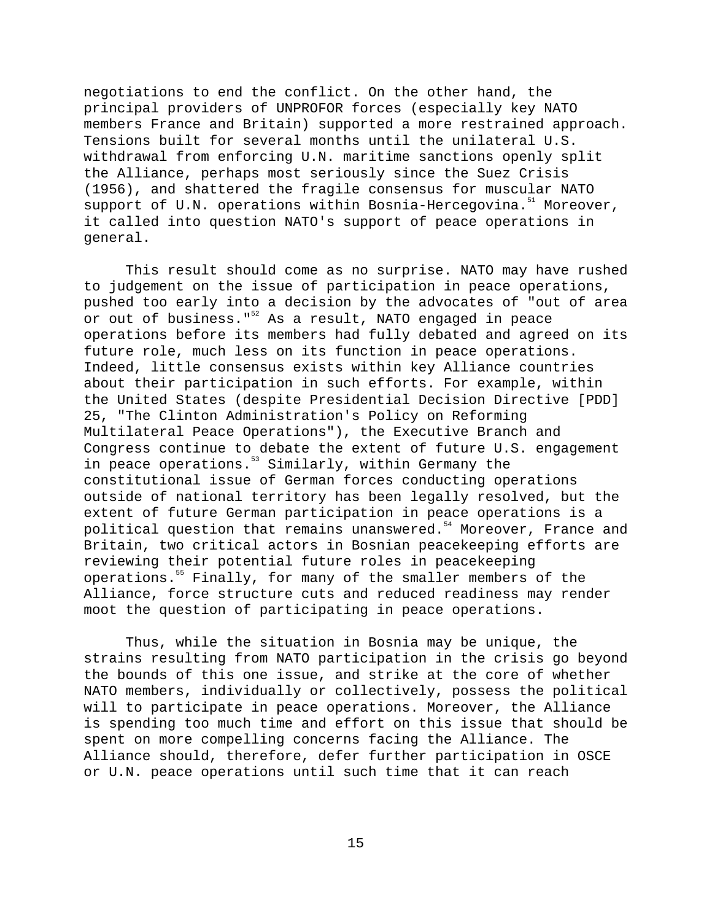negotiations to end the conflict. On the other hand, the principal providers of UNPROFOR forces (especially key NATO members France and Britain) supported a more restrained approach. Tensions built for several months until the unilateral U.S. withdrawal from enforcing U.N. maritime sanctions openly split the Alliance, perhaps most seriously since the Suez Crisis (1956), and shattered the fragile consensus for muscular NATO support of U.N. operations within Bosnia-Hercegovina.[51] Moreover, it called into question NATO's support of peace operations in general.

This result should come as no surprise. NATO may have rushed to judgement on the issue of participation in peace operations, pushed too early into a decision by the advocates of "out of area or out of business."[52] As a result, NATO engaged in peace operations before its members had fully debated and agreed on its future role, much less on its function in peace operations. Indeed, little consensus exists within key Alliance countries about their participation in such efforts. For example, within the United States (despite Presidential Decision Directive [PDD] 25, "The Clinton Administration's Policy on Reforming Multilateral Peace Operations"), the Executive Branch and Congress continue to debate the extent of future U.S. engagement in peace operations.[53] Similarly, within Germany the constitutional issue of German forces conducting operations outside of national territory has been legally resolved, but the extent of future German participation in peace operations is a political question that remains unanswered.[54] Moreover, France and Britain, two critical actors in Bosnian peacekeeping efforts are reviewing their potential future roles in peacekeeping operations.[55] Finally, for many of the smaller members of the Alliance, force structure cuts and reduced readiness may render moot the question of participating in peace operations.

Thus, while the situation in Bosnia may be unique, the strains resulting from NATO participation in the crisis go beyond the bounds of this one issue, and strike at the core of whether NATO members, individually or collectively, possess the political will to participate in peace operations. Moreover, the Alliance is spending too much time and effort on this issue that should be spent on more compelling concerns facing the Alliance. The Alliance should, therefore, defer further participation in OSCE or U.N. peace operations until such time that it can reach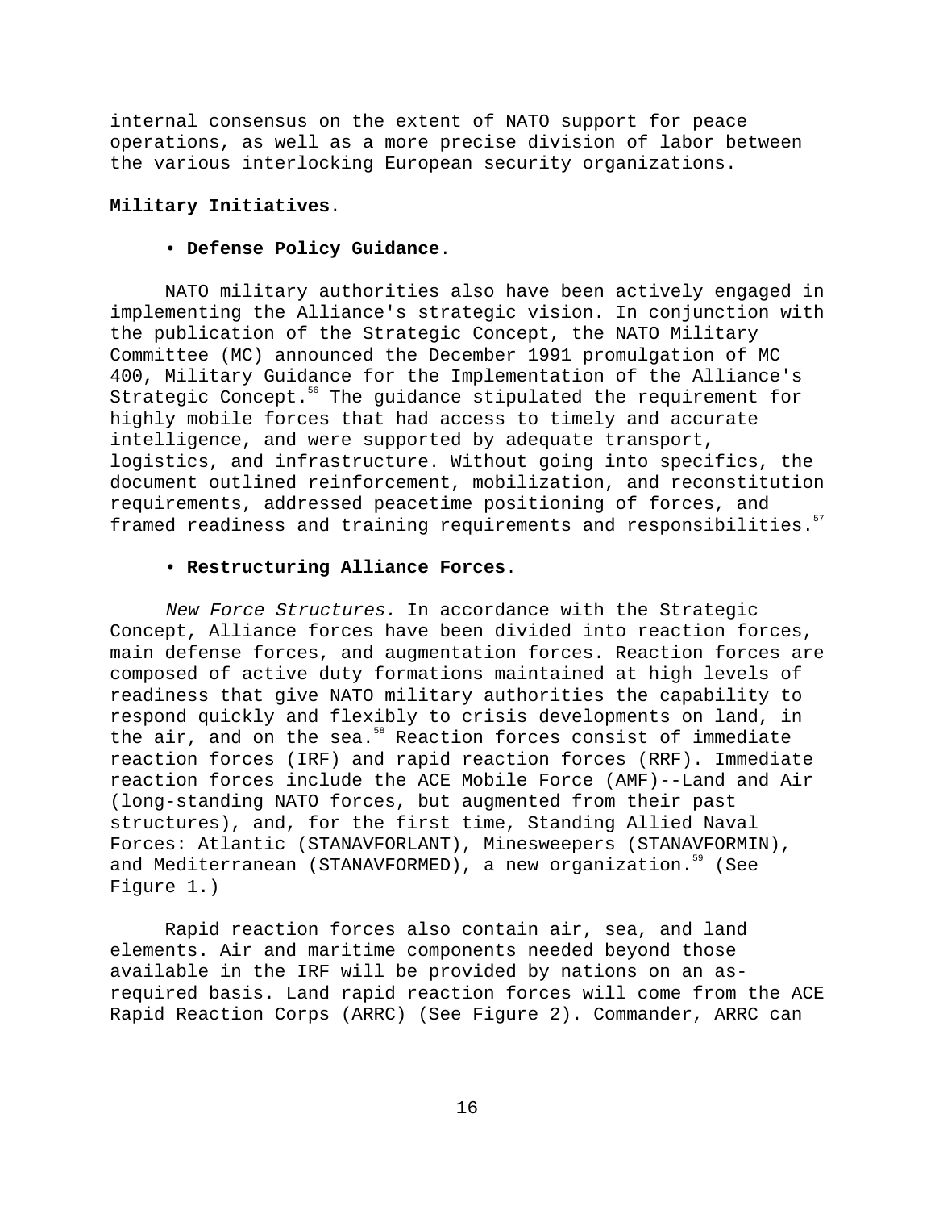internal consensus on the extent of NATO support for peace operations, as well as a more precise division of labor between the various interlocking European security organizations.

**Military Initiatives**.

- **Defense Policy Guidance**.

NATO military authorities also have been actively engaged in implementing the Alliance's strategic vision. In conjunction with the publication of the Strategic Concept, the NATO Military Committee (MC) announced the December 1991 promulgation of MC 400, Military Guidance for the Implementation of the Alliance's Strategic Concept.[56] The guidance stipulated the requirement for highly mobile forces that had access to timely and accurate intelligence, and were supported by adequate transport, logistics, and infrastructure. Without going into specifics, the document outlined reinforcement, mobilization, and reconstitution requirements, addressed peacetime positioning of forces, and framed readiness and training requirements and responsibilities.[57]

- **Restructuring Alliance Forces**.

*New Force Structures.* In accordance with the Strategic Concept, Alliance forces have been divided into reaction forces, main defense forces, and augmentation forces. Reaction forces are composed of active duty formations maintained at high levels of readiness that give NATO military authorities the capability to respond quickly and flexibly to crisis developments on land, in the air, and on the sea.[58] Reaction forces consist of immediate reaction forces (IRF) and rapid reaction forces (RRF). Immediate reaction forces include the ACE Mobile Force (AMF)--Land and Air (long-standing NATO forces, but augmented from their past structures), and, for the first time, Standing Allied Naval Forces: Atlantic (STANAVFORLANT), Minesweepers (STANAVFORMIN), and Mediterranean (STANAVFORMED), a new organization.[59] (See Figure 1.)

Rapid reaction forces also contain air, sea, and land elements. Air and maritime components needed beyond those available in the IRF will be provided by nations on an as-required basis. Land rapid reaction forces will come from the ACE Rapid Reaction Corps (ARRC) (See Figure 2). Commander, ARRC can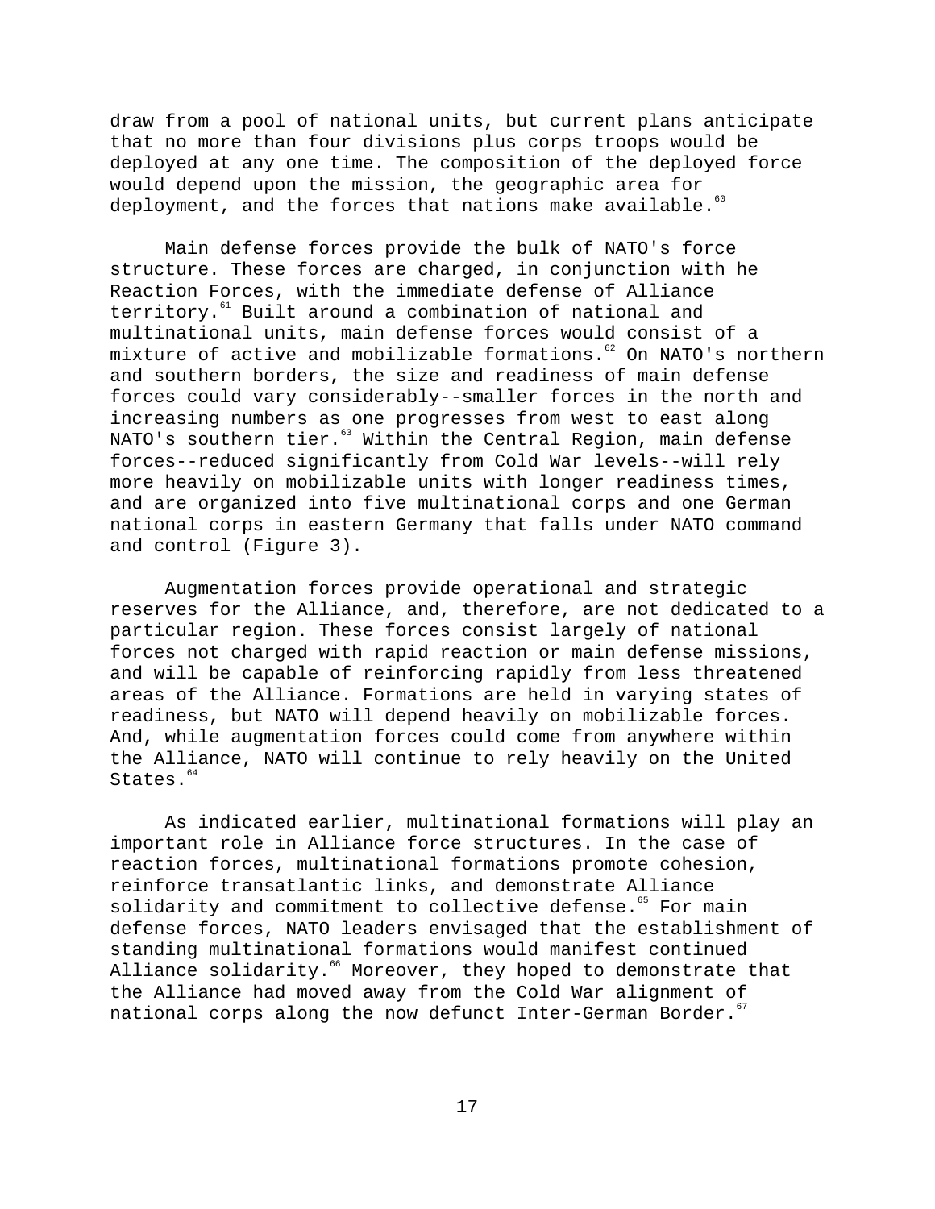draw from a pool of national units, but current plans anticipate that no more than four divisions plus corps troops would be deployed at any one time. The composition of the deployed force would depend upon the mission, the geographic area for deployment, and the forces that nations make available.[60]

Main defense forces provide the bulk of NATO's force structure. These forces are charged, in conjunction with he Reaction Forces, with the immediate defense of Alliance territory.[61] Built around a combination of national and multinational units, main defense forces would consist of a mixture of active and mobilizable formations.[62] On NATO's northern and southern borders, the size and readiness of main defense forces could vary considerably--smaller forces in the north and increasing numbers as one progresses from west to east along NATO's southern tier.[63] Within the Central Region, main defense forces--reduced significantly from Cold War levels--will rely more heavily on mobilizable units with longer readiness times, and are organized into five multinational corps and one German national corps in eastern Germany that falls under NATO command and control (Figure 3).

Augmentation forces provide operational and strategic reserves for the Alliance, and, therefore, are not dedicated to a particular region. These forces consist largely of national forces not charged with rapid reaction or main defense missions, and will be capable of reinforcing rapidly from less threatened areas of the Alliance. Formations are held in varying states of readiness, but NATO will depend heavily on mobilizable forces. And, while augmentation forces could come from anywhere within the Alliance, NATO will continue to rely heavily on the United States.[64]

As indicated earlier, multinational formations will play an important role in Alliance force structures. In the case of reaction forces, multinational formations promote cohesion, reinforce transatlantic links, and demonstrate Alliance solidarity and commitment to collective defense.[65] For main defense forces, NATO leaders envisaged that the establishment of standing multinational formations would manifest continued Alliance solidarity.[66] Moreover, they hoped to demonstrate that the Alliance had moved away from the Cold War alignment of national corps along the now defunct Inter-German Border.[67]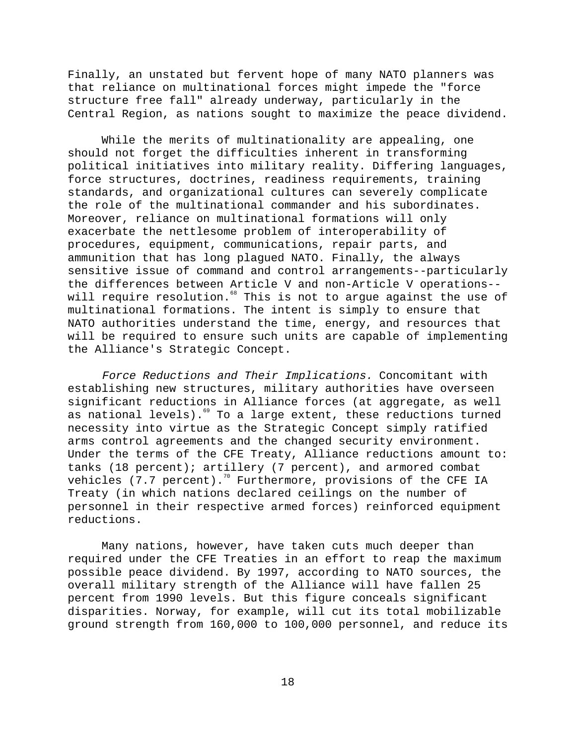Finally, an unstated but fervent hope of many NATO planners was that reliance on multinational forces might impede the "force structure free fall" already underway, particularly in the Central Region, as nations sought to maximize the peace dividend.

While the merits of multinationality are appealing, one should not forget the difficulties inherent in transforming political initiatives into military reality. Differing languages, force structures, doctrines, readiness requirements, training standards, and organizational cultures can severely complicate the role of the multinational commander and his subordinates. Moreover, reliance on multinational formations will only exacerbate the nettlesome problem of interoperability of procedures, equipment, communications, repair parts, and ammunition that has long plagued NATO. Finally, the always sensitive issue of command and control arrangements--particularly the differences between Article V and non-Article V operations--will require resolution.[68] This is not to argue against the use of multinational formations. The intent is simply to ensure that NATO authorities understand the time, energy, and resources that will be required to ensure such units are capable of implementing the Alliance's Strategic Concept.

*Force Reductions and Their Implications.* Concomitant with establishing new structures, military authorities have overseen significant reductions in Alliance forces (at aggregate, as well as national levels).[69] To a large extent, these reductions turned necessity into virtue as the Strategic Concept simply ratified arms control agreements and the changed security environment. Under the terms of the CFE Treaty, Alliance reductions amount to: tanks (18 percent); artillery (7 percent), and armored combat vehicles (7.7 percent).[70] Furthermore, provisions of the CFE IA Treaty (in which nations declared ceilings on the number of personnel in their respective armed forces) reinforced equipment reductions.

Many nations, however, have taken cuts much deeper than required under the CFE Treaties in an effort to reap the maximum possible peace dividend. By 1997, according to NATO sources, the overall military strength of the Alliance will have fallen 25 percent from 1990 levels. But this figure conceals significant disparities. Norway, for example, will cut its total mobilizable ground strength from 160,000 to 100,000 personnel, and reduce its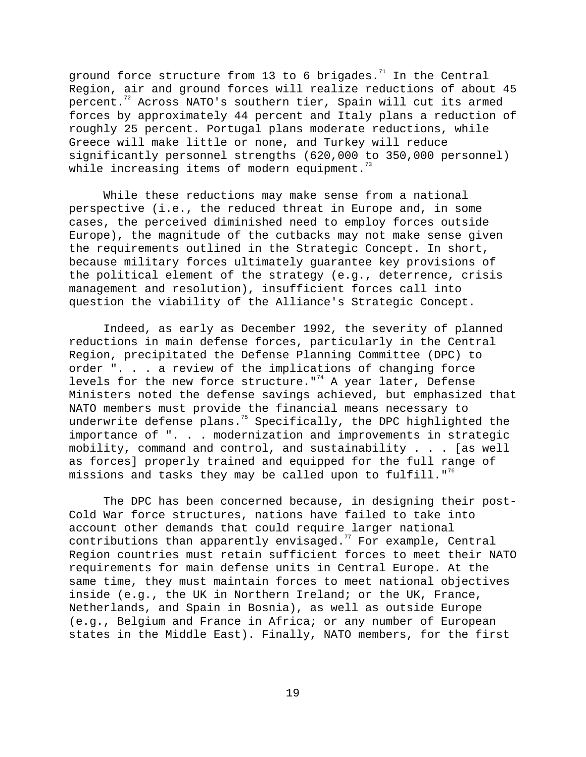ground force structure from 13 to 6 brigades.[71] In the Central Region, air and ground forces will realize reductions of about 45 percent.[72] Across NATO's southern tier, Spain will cut its armed forces by approximately 44 percent and Italy plans a reduction of roughly 25 percent. Portugal plans moderate reductions, while Greece will make little or none, and Turkey will reduce significantly personnel strengths (620,000 to 350,000 personnel) while increasing items of modern equipment.[73]

While these reductions may make sense from a national perspective (i.e., the reduced threat in Europe and, in some cases, the perceived diminished need to employ forces outside Europe), the magnitude of the cutbacks may not make sense given the requirements outlined in the Strategic Concept. In short, because military forces ultimately guarantee key provisions of the political element of the strategy (e.g., deterrence, crisis management and resolution), insufficient forces call into question the viability of the Alliance's Strategic Concept.

Indeed, as early as December 1992, the severity of planned reductions in main defense forces, particularly in the Central Region, precipitated the Defense Planning Committee (DPC) to order ". . . a review of the implications of changing force levels for the new force structure."[74] A year later, Defense Ministers noted the defense savings achieved, but emphasized that NATO members must provide the financial means necessary to underwrite defense plans.[75] Specifically, the DPC highlighted the importance of ". . . modernization and improvements in strategic mobility, command and control, and sustainability . . . [as well as forces] properly trained and equipped for the full range of missions and tasks they may be called upon to fulfill."[76]

The DPC has been concerned because, in designing their post-Cold War force structures, nations have failed to take into account other demands that could require larger national contributions than apparently envisaged.[77] For example, Central Region countries must retain sufficient forces to meet their NATO requirements for main defense units in Central Europe. At the same time, they must maintain forces to meet national objectives inside (e.g., the UK in Northern Ireland; or the UK, France, Netherlands, and Spain in Bosnia), as well as outside Europe (e.g., Belgium and France in Africa; or any number of European states in the Middle East). Finally, NATO members, for the first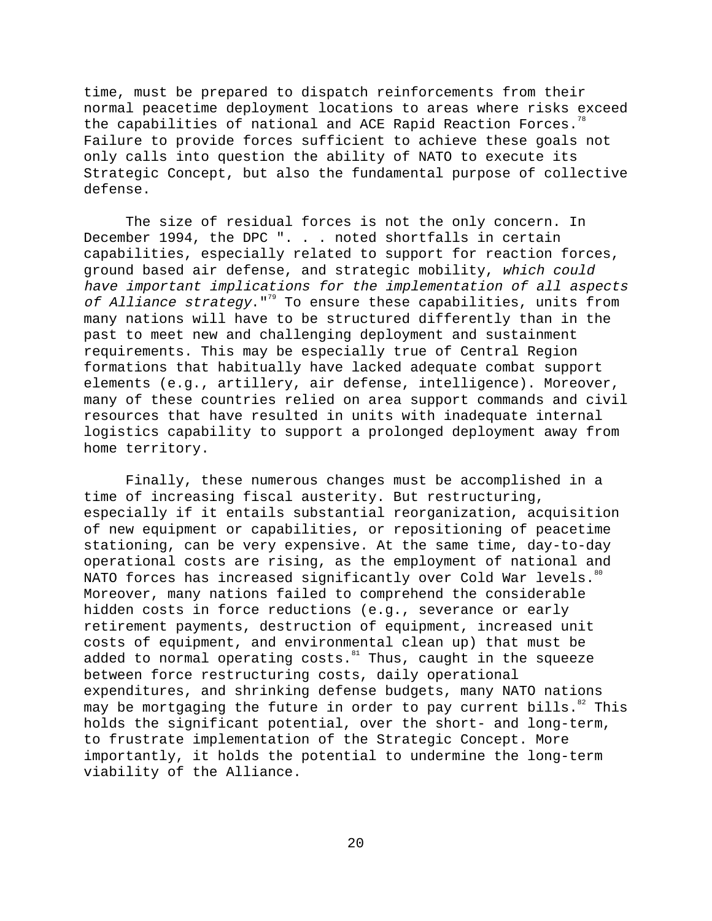time, must be prepared to dispatch reinforcements from their normal peacetime deployment locations to areas where risks exceed the capabilities of national and ACE Rapid Reaction Forces.[78] Failure to provide forces sufficient to achieve these goals not only calls into question the ability of NATO to execute its Strategic Concept, but also the fundamental purpose of collective defense.

The size of residual forces is not the only concern. In December 1994, the DPC ". . . noted shortfalls in certain capabilities, especially related to support for reaction forces, ground based air defense, and strategic mobility, *which could have important implications for the implementation of all aspects of Alliance strategy*."[79] To ensure these capabilities, units from many nations will have to be structured differently than in the past to meet new and challenging deployment and sustainment requirements. This may be especially true of Central Region formations that habitually have lacked adequate combat support elements (e.g., artillery, air defense, intelligence). Moreover, many of these countries relied on area support commands and civil resources that have resulted in units with inadequate internal logistics capability to support a prolonged deployment away from home territory.

Finally, these numerous changes must be accomplished in a time of increasing fiscal austerity. But restructuring, especially if it entails substantial reorganization, acquisition of new equipment or capabilities, or repositioning of peacetime stationing, can be very expensive. At the same time, day-to-day operational costs are rising, as the employment of national and NATO forces has increased significantly over Cold War levels.[80] Moreover, many nations failed to comprehend the considerable hidden costs in force reductions (e.g., severance or early retirement payments, destruction of equipment, increased unit costs of equipment, and environmental clean up) that must be added to normal operating costs.[81] Thus, caught in the squeeze between force restructuring costs, daily operational expenditures, and shrinking defense budgets, many NATO nations may be mortgaging the future in order to pay current bills.[82] This holds the significant potential, over the short- and long-term, to frustrate implementation of the Strategic Concept. More importantly, it holds the potential to undermine the long-term viability of the Alliance.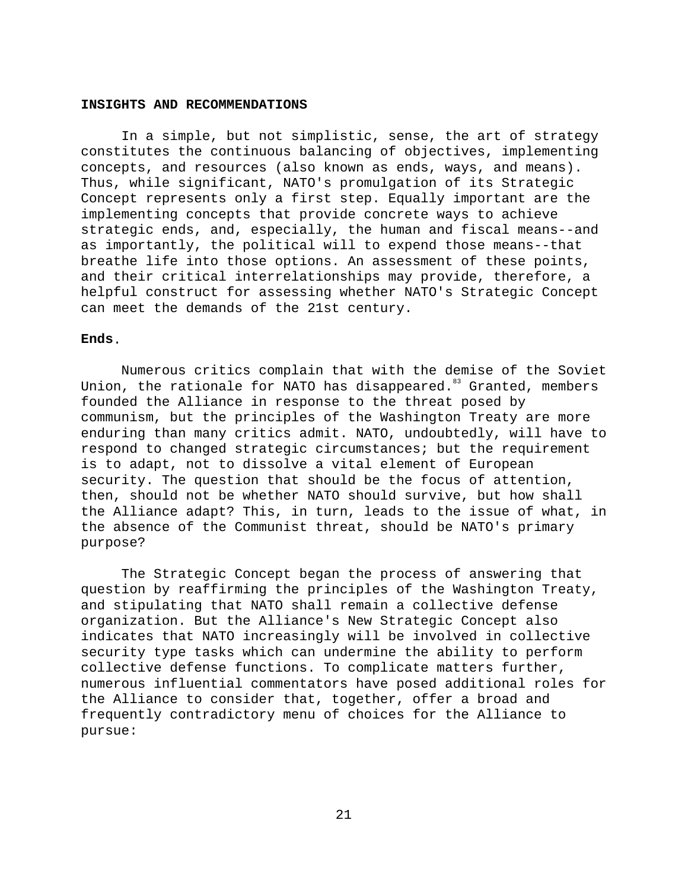## INSIGHTS AND RECOMMENDATIONS

In a simple, but not simplistic, sense, the art of strategy constitutes the continuous balancing of objectives, implementing concepts, and resources (also known as ends, ways, and means). Thus, while significant, NATO's promulgation of its Strategic Concept represents only a first step. Equally important are the implementing concepts that provide concrete ways to achieve strategic ends, and, especially, the human and fiscal means--and as importantly, the political will to expend those means--that breathe life into those options. An assessment of these points, and their critical interrelationships may provide, therefore, a helpful construct for assessing whether NATO's Strategic Concept can meet the demands of the 21st century.

### Ends.

Numerous critics complain that with the demise of the Soviet Union, the rationale for NATO has disappeared.[83] Granted, members founded the Alliance in response to the threat posed by communism, but the principles of the Washington Treaty are more enduring than many critics admit. NATO, undoubtedly, will have to respond to changed strategic circumstances; but the requirement is to adapt, not to dissolve a vital element of European security. The question that should be the focus of attention, then, should not be whether NATO should survive, but how shall the Alliance adapt? This, in turn, leads to the issue of what, in the absence of the Communist threat, should be NATO's primary purpose?

The Strategic Concept began the process of answering that question by reaffirming the principles of the Washington Treaty, and stipulating that NATO shall remain a collective defense organization. But the Alliance's New Strategic Concept also indicates that NATO increasingly will be involved in collective security type tasks which can undermine the ability to perform collective defense functions. To complicate matters further, numerous influential commentators have posed additional roles for the Alliance to consider that, together, offer a broad and frequently contradictory menu of choices for the Alliance to pursue: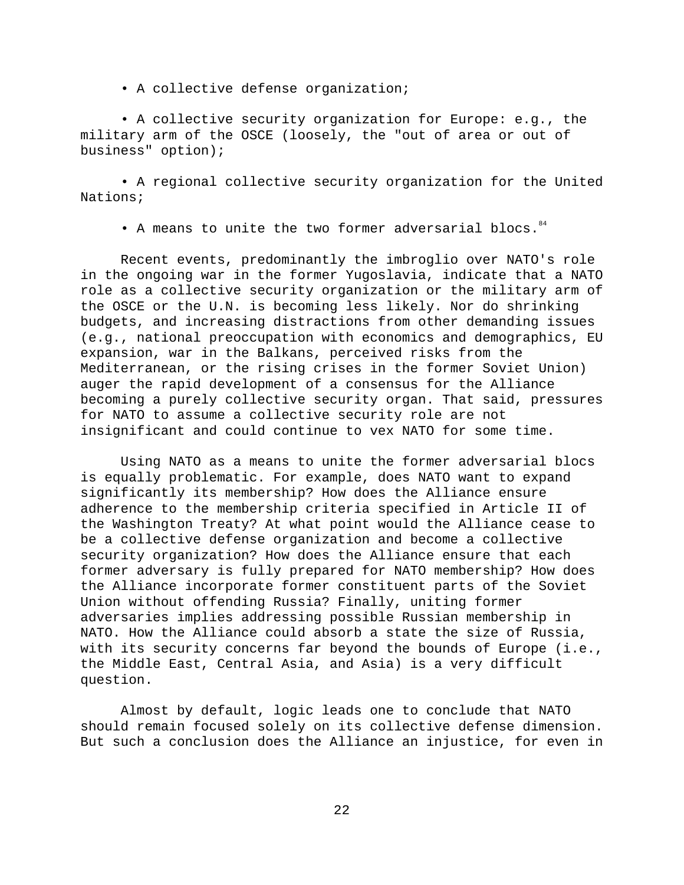- A collective defense organization;

- A collective security organization for Europe: e.g., the military arm of the OSCE (loosely, the "out of area or out of business" option);

- A regional collective security organization for the United Nations;

- A means to unite the two former adversarial blocs.[84]

Recent events, predominantly the imbroglio over NATO's role in the ongoing war in the former Yugoslavia, indicate that a NATO role as a collective security organization or the military arm of the OSCE or the U.N. is becoming less likely. Nor do shrinking budgets, and increasing distractions from other demanding issues (e.g., national preoccupation with economics and demographics, EU expansion, war in the Balkans, perceived risks from the Mediterranean, or the rising crises in the former Soviet Union) auger the rapid development of a consensus for the Alliance becoming a purely collective security organ. That said, pressures for NATO to assume a collective security role are not insignificant and could continue to vex NATO for some time.

Using NATO as a means to unite the former adversarial blocs is equally problematic. For example, does NATO want to expand significantly its membership? How does the Alliance ensure adherence to the membership criteria specified in Article II of the Washington Treaty? At what point would the Alliance cease to be a collective defense organization and become a collective security organization? How does the Alliance ensure that each former adversary is fully prepared for NATO membership? How does the Alliance incorporate former constituent parts of the Soviet Union without offending Russia? Finally, uniting former adversaries implies addressing possible Russian membership in NATO. How the Alliance could absorb a state the size of Russia, with its security concerns far beyond the bounds of Europe (i.e., the Middle East, Central Asia, and Asia) is a very difficult question.

Almost by default, logic leads one to conclude that NATO should remain focused solely on its collective defense dimension. But such a conclusion does the Alliance an injustice, for even in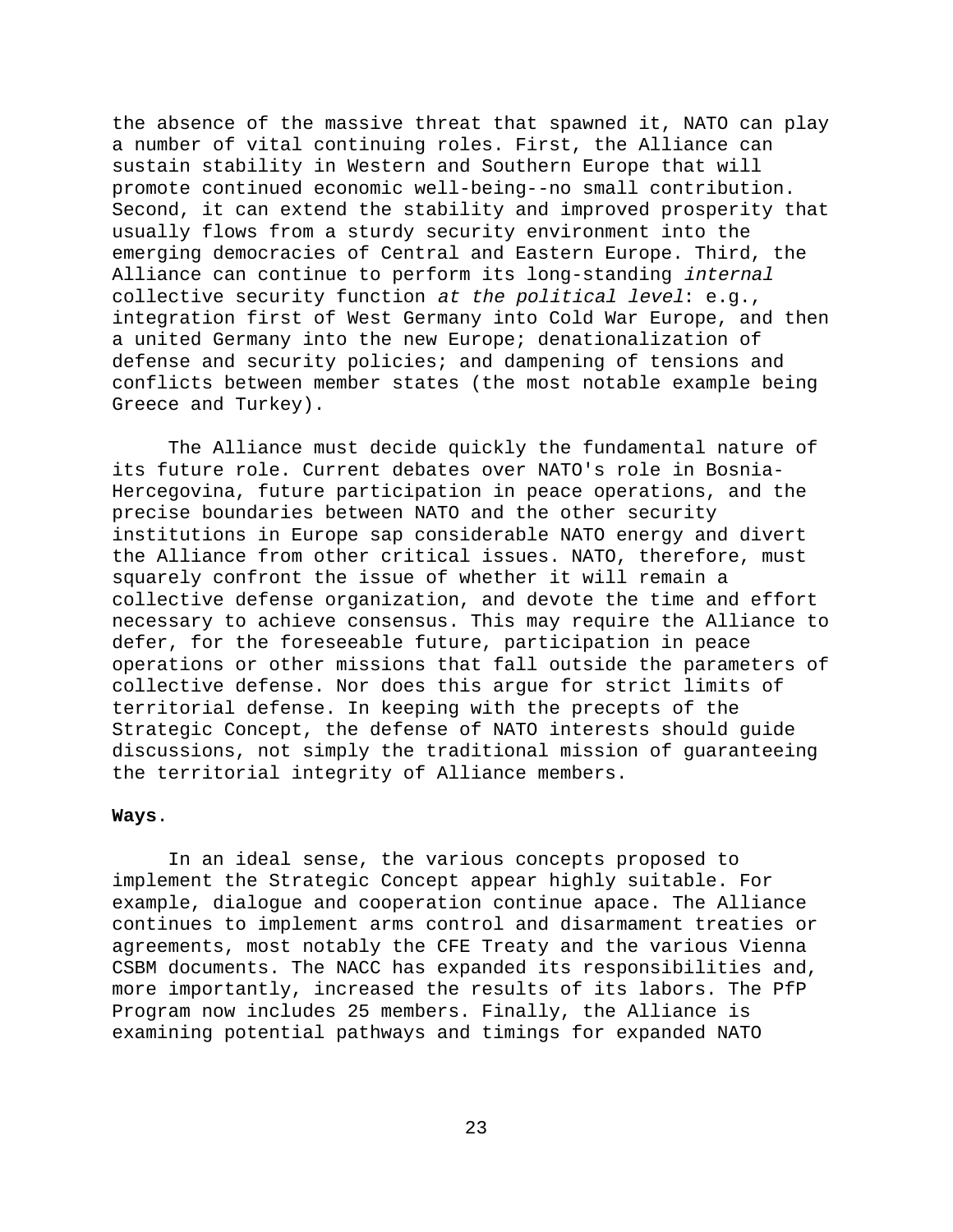the absence of the massive threat that spawned it, NATO can play a number of vital continuing roles. First, the Alliance can sustain stability in Western and Southern Europe that will promote continued economic well-being--no small contribution. Second, it can extend the stability and improved prosperity that usually flows from a sturdy security environment into the emerging democracies of Central and Eastern Europe. Third, the Alliance can continue to perform its long-standing *internal* collective security function *at the political level*: e.g., integration first of West Germany into Cold War Europe, and then a united Germany into the new Europe; denationalization of defense and security policies; and dampening of tensions and conflicts between member states (the most notable example being Greece and Turkey).

The Alliance must decide quickly the fundamental nature of its future role. Current debates over NATO's role in Bosnia-Hercegovina, future participation in peace operations, and the precise boundaries between NATO and the other security institutions in Europe sap considerable NATO energy and divert the Alliance from other critical issues. NATO, therefore, must squarely confront the issue of whether it will remain a collective defense organization, and devote the time and effort necessary to achieve consensus. This may require the Alliance to defer, for the foreseeable future, participation in peace operations or other missions that fall outside the parameters of collective defense. Nor does this argue for strict limits of territorial defense. In keeping with the precepts of the Strategic Concept, the defense of NATO interests should guide discussions, not simply the traditional mission of guaranteeing the territorial integrity of Alliance members.

**Ways**.

In an ideal sense, the various concepts proposed to implement the Strategic Concept appear highly suitable. For example, dialogue and cooperation continue apace. The Alliance continues to implement arms control and disarmament treaties or agreements, most notably the CFE Treaty and the various Vienna CSBM documents. The NACC has expanded its responsibilities and, more importantly, increased the results of its labors. The PfP Program now includes 25 members. Finally, the Alliance is examining potential pathways and timings for expanded NATO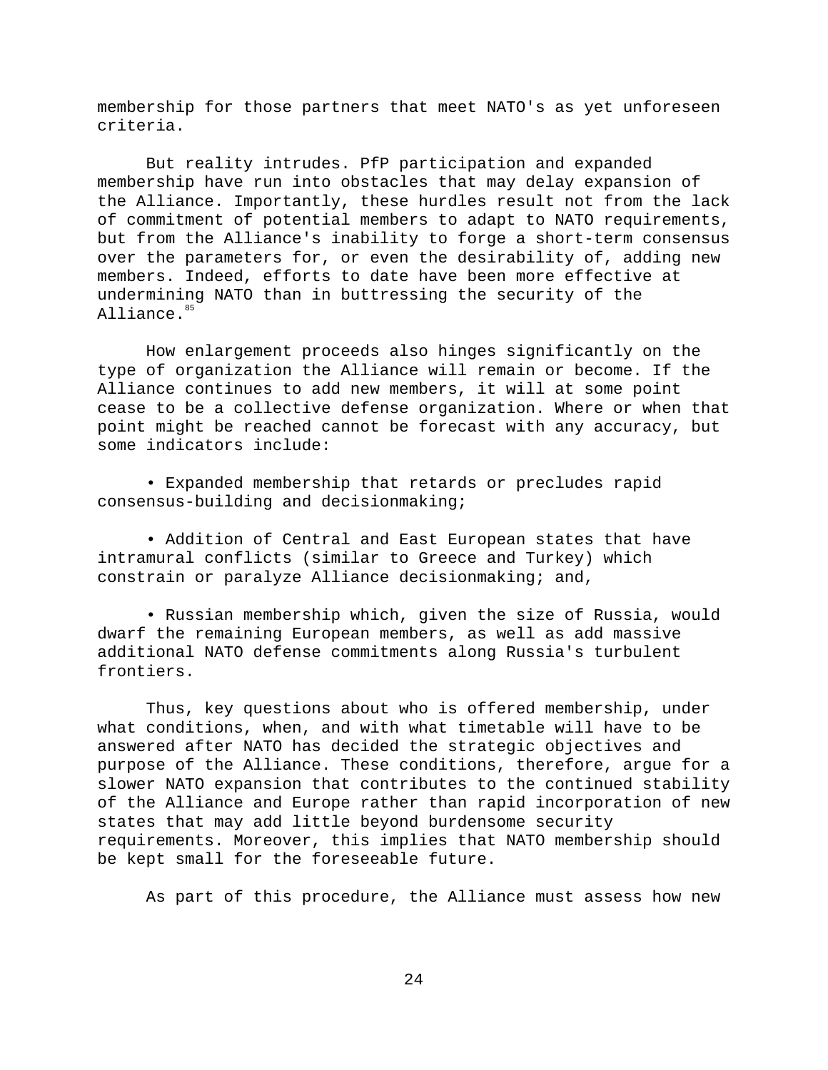membership for those partners that meet NATO's as yet unforeseen criteria.

But reality intrudes. PfP participation and expanded membership have run into obstacles that may delay expansion of the Alliance. Importantly, these hurdles result not from the lack of commitment of potential members to adapt to NATO requirements, but from the Alliance's inability to forge a short-term consensus over the parameters for, or even the desirability of, adding new members. Indeed, efforts to date have been more effective at undermining NATO than in buttressing the security of the Alliance.[85]

How enlargement proceeds also hinges significantly on the type of organization the Alliance will remain or become. If the Alliance continues to add new members, it will at some point cease to be a collective defense organization. Where or when that point might be reached cannot be forecast with any accuracy, but some indicators include:

- Expanded membership that retards or precludes rapid consensus-building and decisionmaking;

- Addition of Central and East European states that have intramural conflicts (similar to Greece and Turkey) which constrain or paralyze Alliance decisionmaking; and,

- Russian membership which, given the size of Russia, would dwarf the remaining European members, as well as add massive additional NATO defense commitments along Russia's turbulent frontiers.

Thus, key questions about who is offered membership, under what conditions, when, and with what timetable will have to be answered after NATO has decided the strategic objectives and purpose of the Alliance. These conditions, therefore, argue for a slower NATO expansion that contributes to the continued stability of the Alliance and Europe rather than rapid incorporation of new states that may add little beyond burdensome security requirements. Moreover, this implies that NATO membership should be kept small for the foreseeable future.

As part of this procedure, the Alliance must assess how new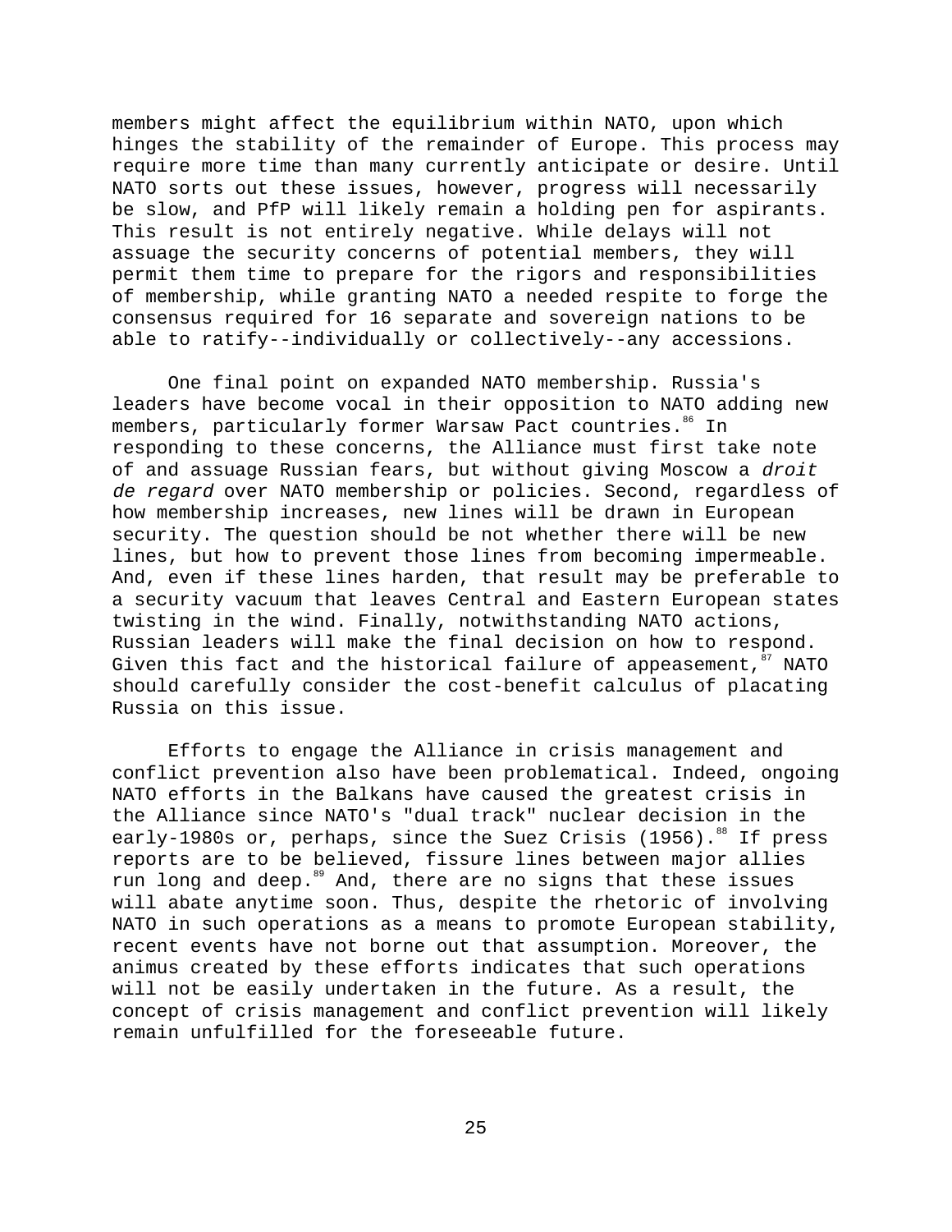members might affect the equilibrium within NATO, upon which hinges the stability of the remainder of Europe. This process may require more time than many currently anticipate or desire. Until NATO sorts out these issues, however, progress will necessarily be slow, and PfP will likely remain a holding pen for aspirants. This result is not entirely negative. While delays will not assuage the security concerns of potential members, they will permit them time to prepare for the rigors and responsibilities of membership, while granting NATO a needed respite to forge the consensus required for 16 separate and sovereign nations to be able to ratify--individually or collectively--any accessions.

One final point on expanded NATO membership. Russia's leaders have become vocal in their opposition to NATO adding new members, particularly former Warsaw Pact countries.[86] In responding to these concerns, the Alliance must first take note of and assuage Russian fears, but without giving Moscow a *droit de regard* over NATO membership or policies. Second, regardless of how membership increases, new lines will be drawn in European security. The question should be not whether there will be new lines, but how to prevent those lines from becoming impermeable. And, even if these lines harden, that result may be preferable to a security vacuum that leaves Central and Eastern European states twisting in the wind. Finally, notwithstanding NATO actions, Russian leaders will make the final decision on how to respond. Given this fact and the historical failure of appeasement,[87] NATO should carefully consider the cost-benefit calculus of placating Russia on this issue.

Efforts to engage the Alliance in crisis management and conflict prevention also have been problematical. Indeed, ongoing NATO efforts in the Balkans have caused the greatest crisis in the Alliance since NATO's "dual track" nuclear decision in the early-1980s or, perhaps, since the Suez Crisis (1956).[88] If press reports are to be believed, fissure lines between major allies run long and deep.[89] And, there are no signs that these issues will abate anytime soon. Thus, despite the rhetoric of involving NATO in such operations as a means to promote European stability, recent events have not borne out that assumption. Moreover, the animus created by these efforts indicates that such operations will not be easily undertaken in the future. As a result, the concept of crisis management and conflict prevention will likely remain unfulfilled for the foreseeable future.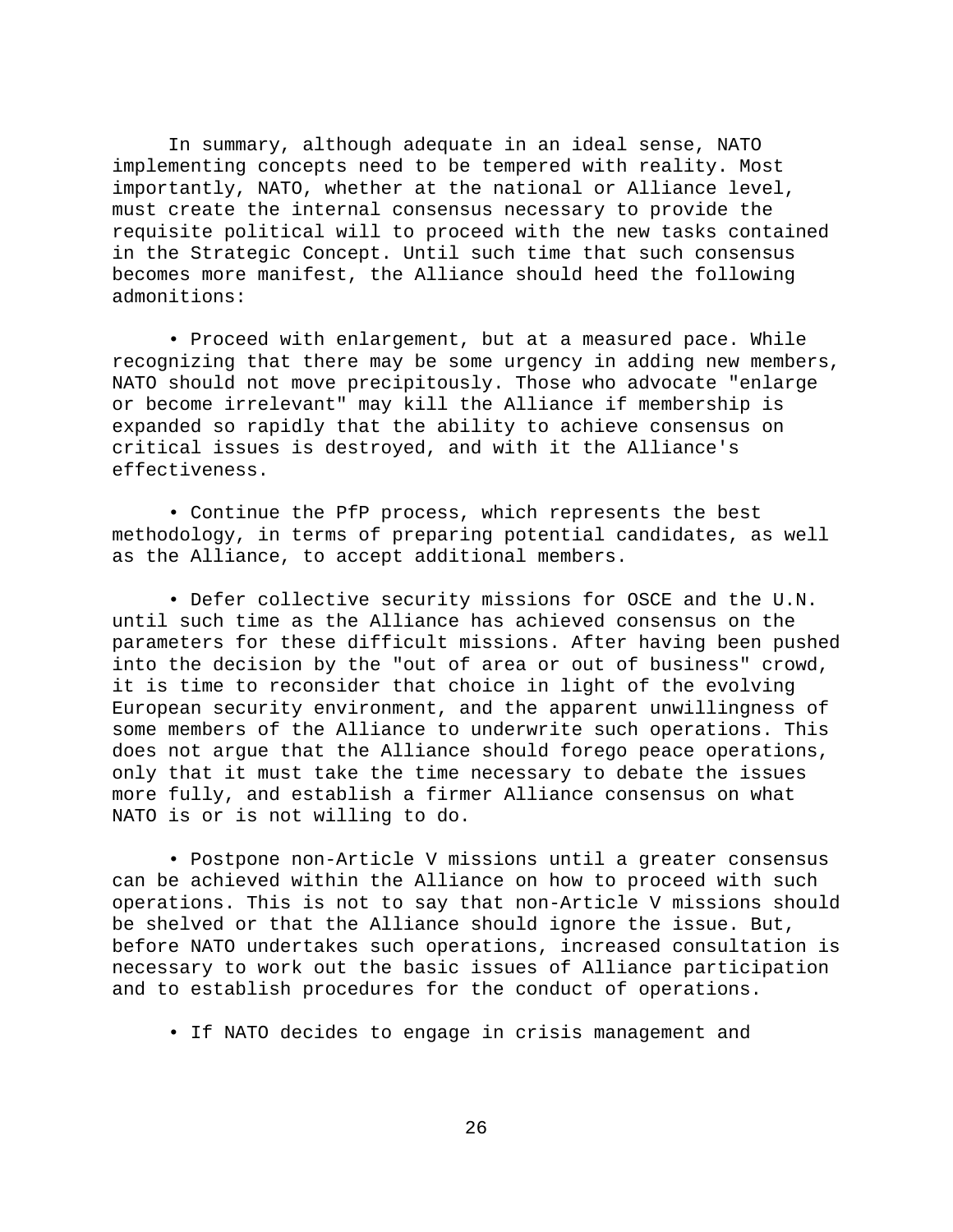In summary, although adequate in an ideal sense, NATO implementing concepts need to be tempered with reality. Most importantly, NATO, whether at the national or Alliance level, must create the internal consensus necessary to provide the requisite political will to proceed with the new tasks contained in the Strategic Concept. Until such time that such consensus becomes more manifest, the Alliance should heed the following admonitions:

- Proceed with enlargement, but at a measured pace. While recognizing that there may be some urgency in adding new members, NATO should not move precipitously. Those who advocate "enlarge or become irrelevant" may kill the Alliance if membership is expanded so rapidly that the ability to achieve consensus on critical issues is destroyed, and with it the Alliance's effectiveness.

- Continue the PfP process, which represents the best methodology, in terms of preparing potential candidates, as well as the Alliance, to accept additional members.

- Defer collective security missions for OSCE and the U.N. until such time as the Alliance has achieved consensus on the parameters for these difficult missions. After having been pushed into the decision by the "out of area or out of business" crowd, it is time to reconsider that choice in light of the evolving European security environment, and the apparent unwillingness of some members of the Alliance to underwrite such operations. This does not argue that the Alliance should forego peace operations, only that it must take the time necessary to debate the issues more fully, and establish a firmer Alliance consensus on what NATO is or is not willing to do.

- Postpone non-Article V missions until a greater consensus can be achieved within the Alliance on how to proceed with such operations. This is not to say that non-Article V missions should be shelved or that the Alliance should ignore the issue. But, before NATO undertakes such operations, increased consultation is necessary to work out the basic issues of Alliance participation and to establish procedures for the conduct of operations.

- If NATO decides to engage in crisis management and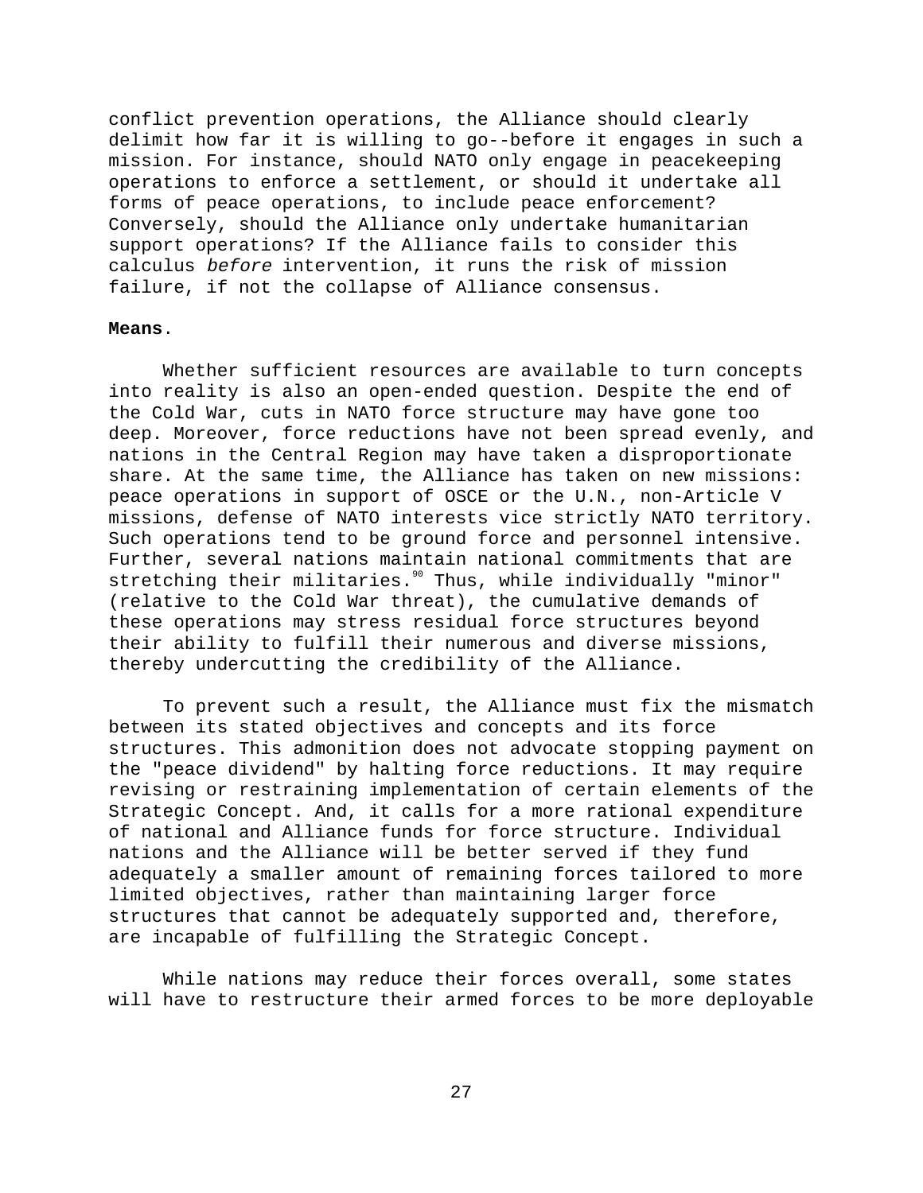conflict prevention operations, the Alliance should clearly delimit how far it is willing to go--before it engages in such a mission. For instance, should NATO only engage in peacekeeping operations to enforce a settlement, or should it undertake all forms of peace operations, to include peace enforcement? Conversely, should the Alliance only undertake humanitarian support operations? If the Alliance fails to consider this calculus *before* intervention, it runs the risk of mission failure, if not the collapse of Alliance consensus.

**Means**.

Whether sufficient resources are available to turn concepts into reality is also an open-ended question. Despite the end of the Cold War, cuts in NATO force structure may have gone too deep. Moreover, force reductions have not been spread evenly, and nations in the Central Region may have taken a disproportionate share. At the same time, the Alliance has taken on new missions: peace operations in support of OSCE or the U.N., non-Article V missions, defense of NATO interests vice strictly NATO territory. Such operations tend to be ground force and personnel intensive. Further, several nations maintain national commitments that are stretching their militaries.[90] Thus, while individually "minor" (relative to the Cold War threat), the cumulative demands of these operations may stress residual force structures beyond their ability to fulfill their numerous and diverse missions, thereby undercutting the credibility of the Alliance.

To prevent such a result, the Alliance must fix the mismatch between its stated objectives and concepts and its force structures. This admonition does not advocate stopping payment on the "peace dividend" by halting force reductions. It may require revising or restraining implementation of certain elements of the Strategic Concept. And, it calls for a more rational expenditure of national and Alliance funds for force structure. Individual nations and the Alliance will be better served if they fund adequately a smaller amount of remaining forces tailored to more limited objectives, rather than maintaining larger force structures that cannot be adequately supported and, therefore, are incapable of fulfilling the Strategic Concept.

While nations may reduce their forces overall, some states will have to restructure their armed forces to be more deployable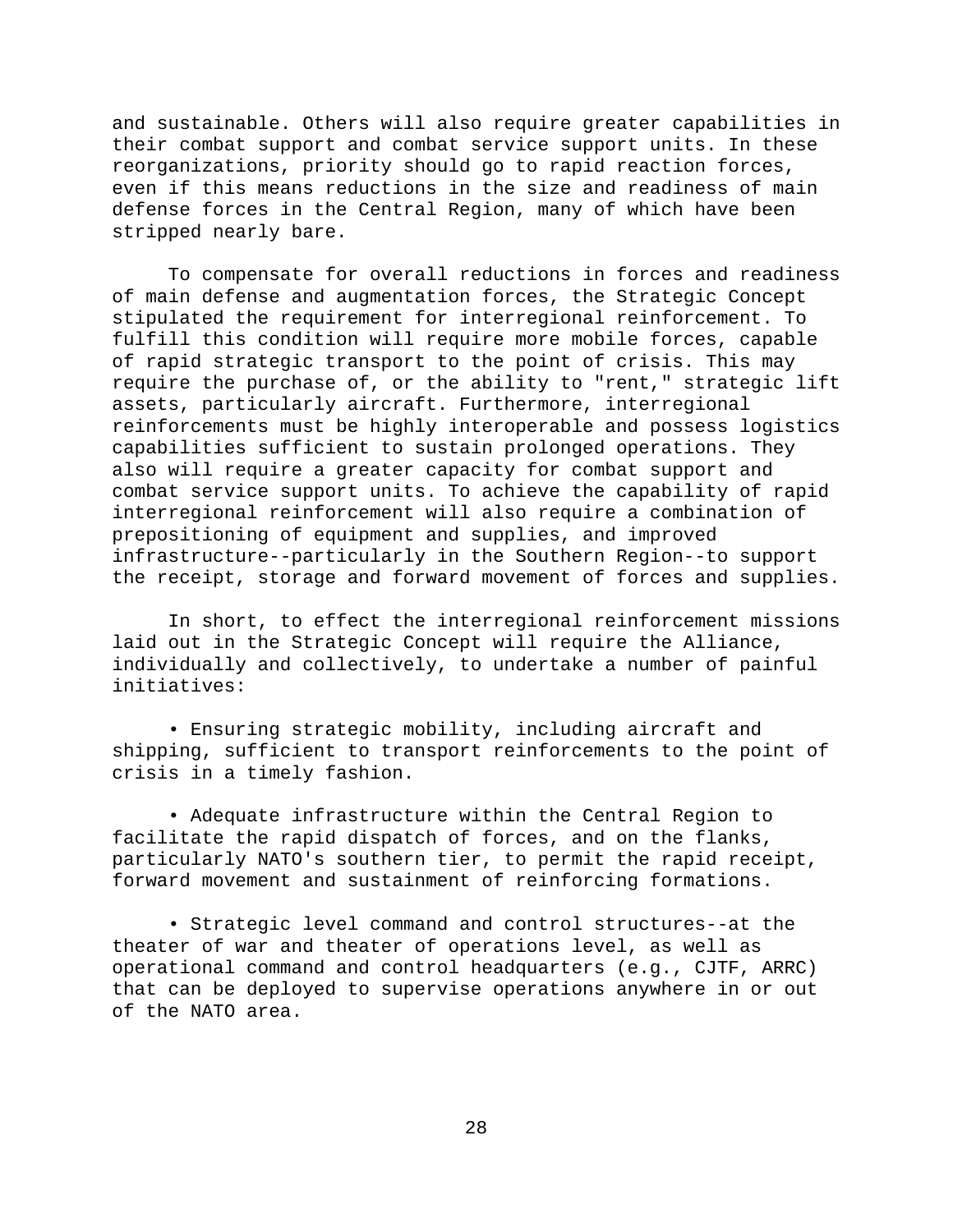and sustainable. Others will also require greater capabilities in their combat support and combat service support units. In these reorganizations, priority should go to rapid reaction forces, even if this means reductions in the size and readiness of main defense forces in the Central Region, many of which have been stripped nearly bare.

To compensate for overall reductions in forces and readiness of main defense and augmentation forces, the Strategic Concept stipulated the requirement for interregional reinforcement. To fulfill this condition will require more mobile forces, capable of rapid strategic transport to the point of crisis. This may require the purchase of, or the ability to "rent," strategic lift assets, particularly aircraft. Furthermore, interregional reinforcements must be highly interoperable and possess logistics capabilities sufficient to sustain prolonged operations. They also will require a greater capacity for combat support and combat service support units. To achieve the capability of rapid interregional reinforcement will also require a combination of prepositioning of equipment and supplies, and improved infrastructure--particularly in the Southern Region--to support the receipt, storage and forward movement of forces and supplies.

In short, to effect the interregional reinforcement missions laid out in the Strategic Concept will require the Alliance, individually and collectively, to undertake a number of painful initiatives:

- Ensuring strategic mobility, including aircraft and shipping, sufficient to transport reinforcements to the point of crisis in a timely fashion.

- Adequate infrastructure within the Central Region to facilitate the rapid dispatch of forces, and on the flanks, particularly NATO's southern tier, to permit the rapid receipt, forward movement and sustainment of reinforcing formations.

- Strategic level command and control structures--at the theater of war and theater of operations level, as well as operational command and control headquarters (e.g., CJTF, ARRC) that can be deployed to supervise operations anywhere in or out of the NATO area.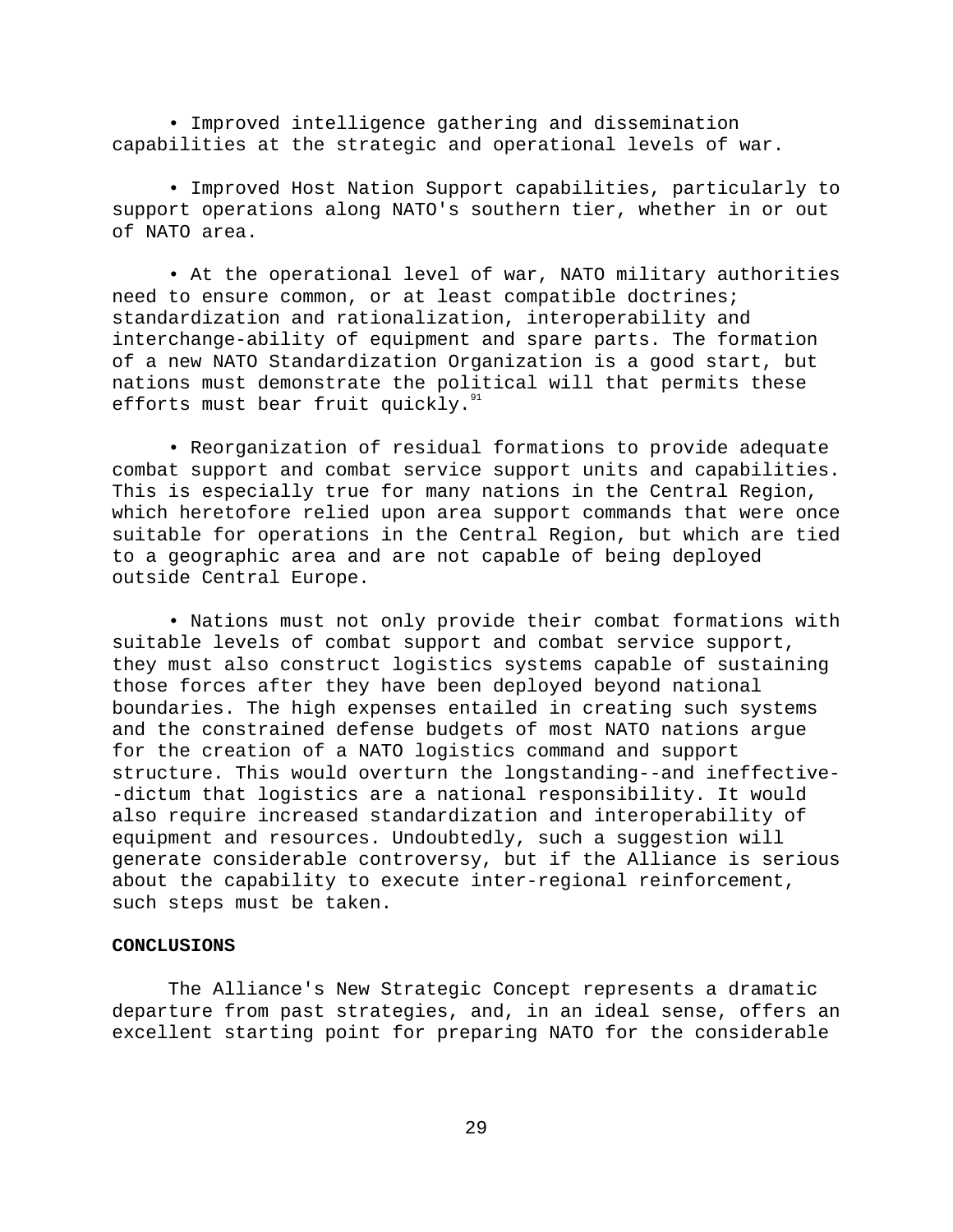- Improved intelligence gathering and dissemination capabilities at the strategic and operational levels of war.

- Improved Host Nation Support capabilities, particularly to support operations along NATO's southern tier, whether in or out of NATO area.

- At the operational level of war, NATO military authorities need to ensure common, or at least compatible doctrines; standardization and rationalization, interoperability and interchange-ability of equipment and spare parts. The formation of a new NATO Standardization Organization is a good start, but nations must demonstrate the political will that permits these efforts must bear fruit quickly.[91]

- Reorganization of residual formations to provide adequate combat support and combat service support units and capabilities. This is especially true for many nations in the Central Region, which heretofore relied upon area support commands that were once suitable for operations in the Central Region, but which are tied to a geographic area and are not capable of being deployed outside Central Europe.

- Nations must not only provide their combat formations with suitable levels of combat support and combat service support, they must also construct logistics systems capable of sustaining those forces after they have been deployed beyond national boundaries. The high expenses entailed in creating such systems and the constrained defense budgets of most NATO nations argue for the creation of a NATO logistics command and support structure. This would overturn the longstanding--and ineffective--dictum that logistics are a national responsibility. It would also require increased standardization and interoperability of equipment and resources. Undoubtedly, such a suggestion will generate considerable controversy, but if the Alliance is serious about the capability to execute inter-regional reinforcement, such steps must be taken.

**CONCLUSIONS**

The Alliance's New Strategic Concept represents a dramatic departure from past strategies, and, in an ideal sense, offers an excellent starting point for preparing NATO for the considerable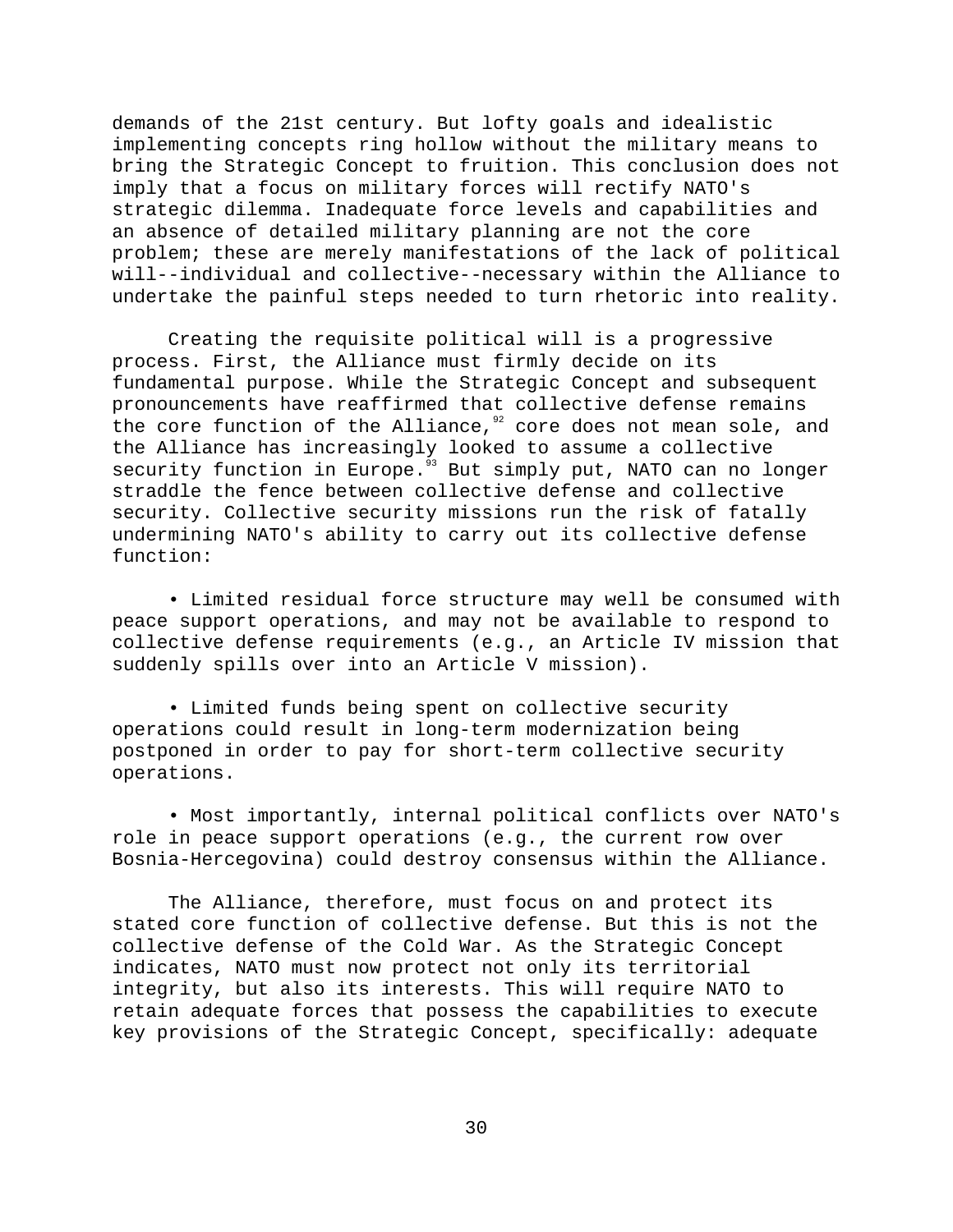demands of the 21st century. But lofty goals and idealistic implementing concepts ring hollow without the military means to bring the Strategic Concept to fruition. This conclusion does not imply that a focus on military forces will rectify NATO's strategic dilemma. Inadequate force levels and capabilities and an absence of detailed military planning are not the core problem; these are merely manifestations of the lack of political will--individual and collective--necessary within the Alliance to undertake the painful steps needed to turn rhetoric into reality.

Creating the requisite political will is a progressive process. First, the Alliance must firmly decide on its fundamental purpose. While the Strategic Concept and subsequent pronouncements have reaffirmed that collective defense remains the core function of the Alliance,[92] core does not mean sole, and the Alliance has increasingly looked to assume a collective security function in Europe.[93] But simply put, NATO can no longer straddle the fence between collective defense and collective security. Collective security missions run the risk of fatally undermining NATO's ability to carry out its collective defense function:

- Limited residual force structure may well be consumed with peace support operations, and may not be available to respond to collective defense requirements (e.g., an Article IV mission that suddenly spills over into an Article V mission).

- Limited funds being spent on collective security operations could result in long-term modernization being postponed in order to pay for short-term collective security operations.

- Most importantly, internal political conflicts over NATO's role in peace support operations (e.g., the current row over Bosnia-Hercegovina) could destroy consensus within the Alliance.

The Alliance, therefore, must focus on and protect its stated core function of collective defense. But this is not the collective defense of the Cold War. As the Strategic Concept indicates, NATO must now protect not only its territorial integrity, but also its interests. This will require NATO to retain adequate forces that possess the capabilities to execute key provisions of the Strategic Concept, specifically: adequate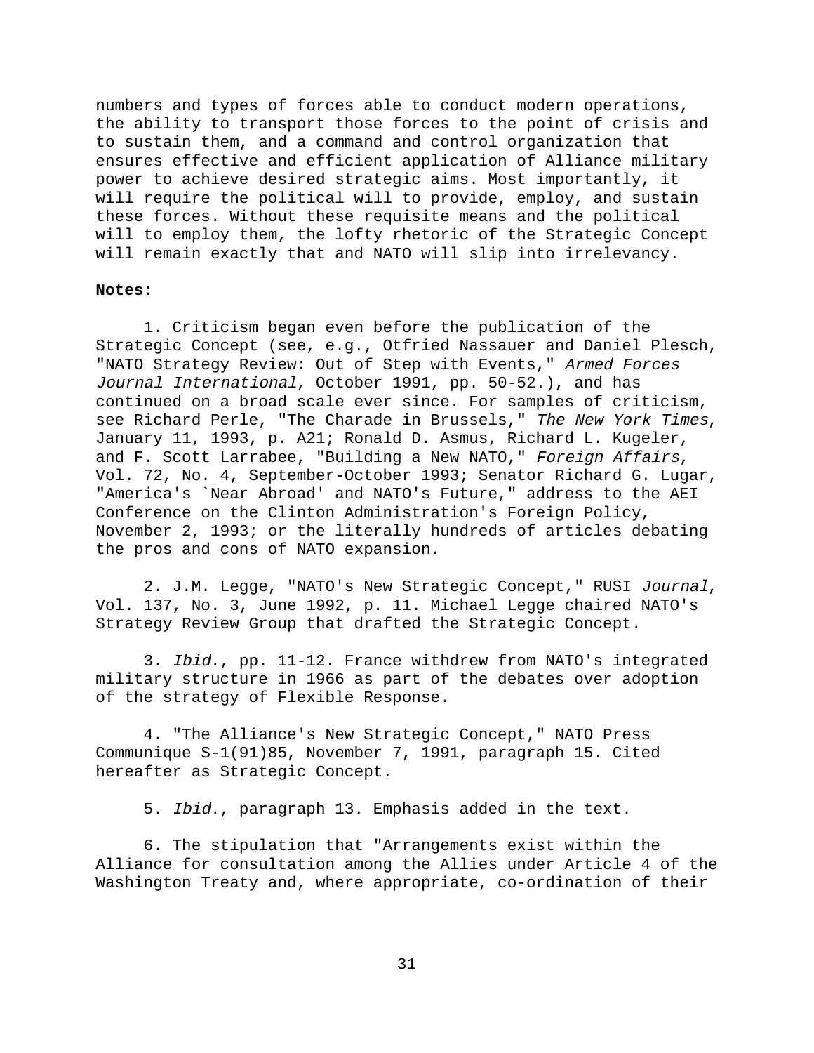numbers and types of forces able to conduct modern operations, the ability to transport those forces to the point of crisis and to sustain them, and a command and control organization that ensures effective and efficient application of Alliance military power to achieve desired strategic aims. Most importantly, it will require the political will to provide, employ, and sustain these forces. Without these requisite means and the political will to employ them, the lofty rhetoric of the Strategic Concept will remain exactly that and NATO will slip into irrelevancy.

**Notes**:

1. Criticism began even before the publication of the Strategic Concept (see, e.g., Otfried Nassauer and Daniel Plesch, "NATO Strategy Review: Out of Step with Events," *Armed Forces Journal International*, October 1991, pp. 50-52.), and has continued on a broad scale ever since. For samples of criticism, see Richard Perle, "The Charade in Brussels," *The New York Times*, January 11, 1993, p. A21; Ronald D. Asmus, Richard L. Kugeler, and F. Scott Larrabee, "Building a New NATO," *Foreign Affairs*, Vol. 72, No. 4, September-October 1993; Senator Richard G. Lugar, "America's `Near Abroad' and NATO's Future," address to the AEI Conference on the Clinton Administration's Foreign Policy, November 2, 1993; or the literally hundreds of articles debating the pros and cons of NATO expansion.

2. J.M. Legge, "NATO's New Strategic Concept," RUSI *Journal*, Vol. 137, No. 3, June 1992, p. 11. Michael Legge chaired NATO's Strategy Review Group that drafted the Strategic Concept.

3. *Ibid*., pp. 11-12. France withdrew from NATO's integrated military structure in 1966 as part of the debates over adoption of the strategy of Flexible Response.

4. "The Alliance's New Strategic Concept," NATO Press Communique S-1(91)85, November 7, 1991, paragraph 15. Cited hereafter as Strategic Concept.

5. *Ibid*., paragraph 13. Emphasis added in the text.

6. The stipulation that "Arrangements exist within the Alliance for consultation among the Allies under Article 4 of the Washington Treaty and, where appropriate, co-ordination of their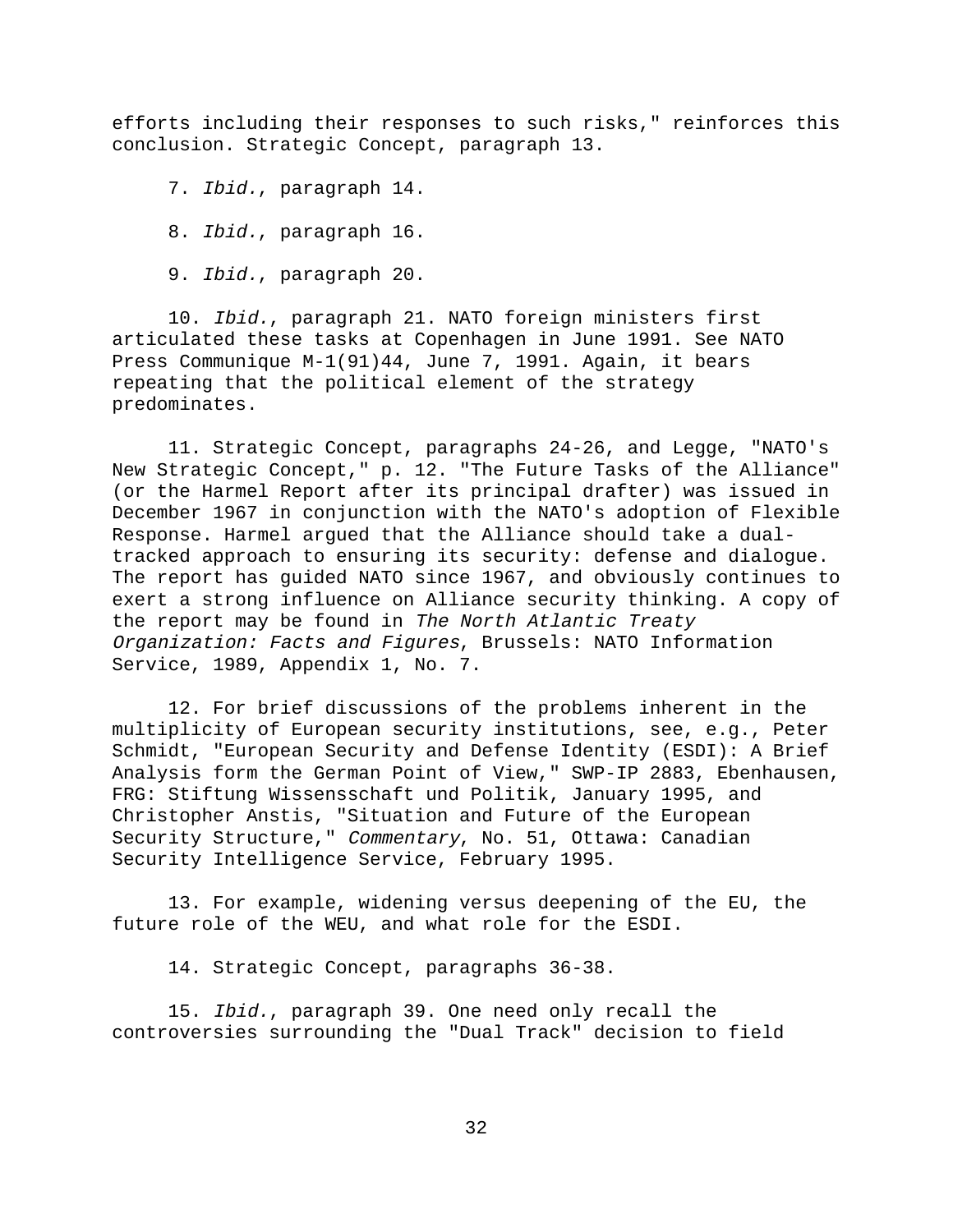efforts including their responses to such risks," reinforces this conclusion. Strategic Concept, paragraph 13.

7. *Ibid.*, paragraph 14.

8. *Ibid.*, paragraph 16.

9. *Ibid.*, paragraph 20.

10. *Ibid.*, paragraph 21. NATO foreign ministers first articulated these tasks at Copenhagen in June 1991. See NATO Press Communique M-1(91)44, June 7, 1991. Again, it bears repeating that the political element of the strategy predominates.

11. Strategic Concept, paragraphs 24-26, and Legge, "NATO's New Strategic Concept," p. 12. "The Future Tasks of the Alliance" (or the Harmel Report after its principal drafter) was issued in December 1967 in conjunction with the NATO's adoption of Flexible Response. Harmel argued that the Alliance should take a dual-tracked approach to ensuring its security: defense and dialogue. The report has guided NATO since 1967, and obviously continues to exert a strong influence on Alliance security thinking. A copy of the report may be found in *The North Atlantic Treaty Organization: Facts and Figures*, Brussels: NATO Information Service, 1989, Appendix 1, No. 7.

12. For brief discussions of the problems inherent in the multiplicity of European security institutions, see, e.g., Peter Schmidt, "European Security and Defense Identity (ESDI): A Brief Analysis form the German Point of View," SWP-IP 2883, Ebenhausen, FRG: Stiftung Wissensschaft und Politik, January 1995, and Christopher Anstis, "Situation and Future of the European Security Structure," *Commentary*, No. 51, Ottawa: Canadian Security Intelligence Service, February 1995.

13. For example, widening versus deepening of the EU, the future role of the WEU, and what role for the ESDI.

14. Strategic Concept, paragraphs 36-38.

15. *Ibid.*, paragraph 39. One need only recall the controversies surrounding the "Dual Track" decision to field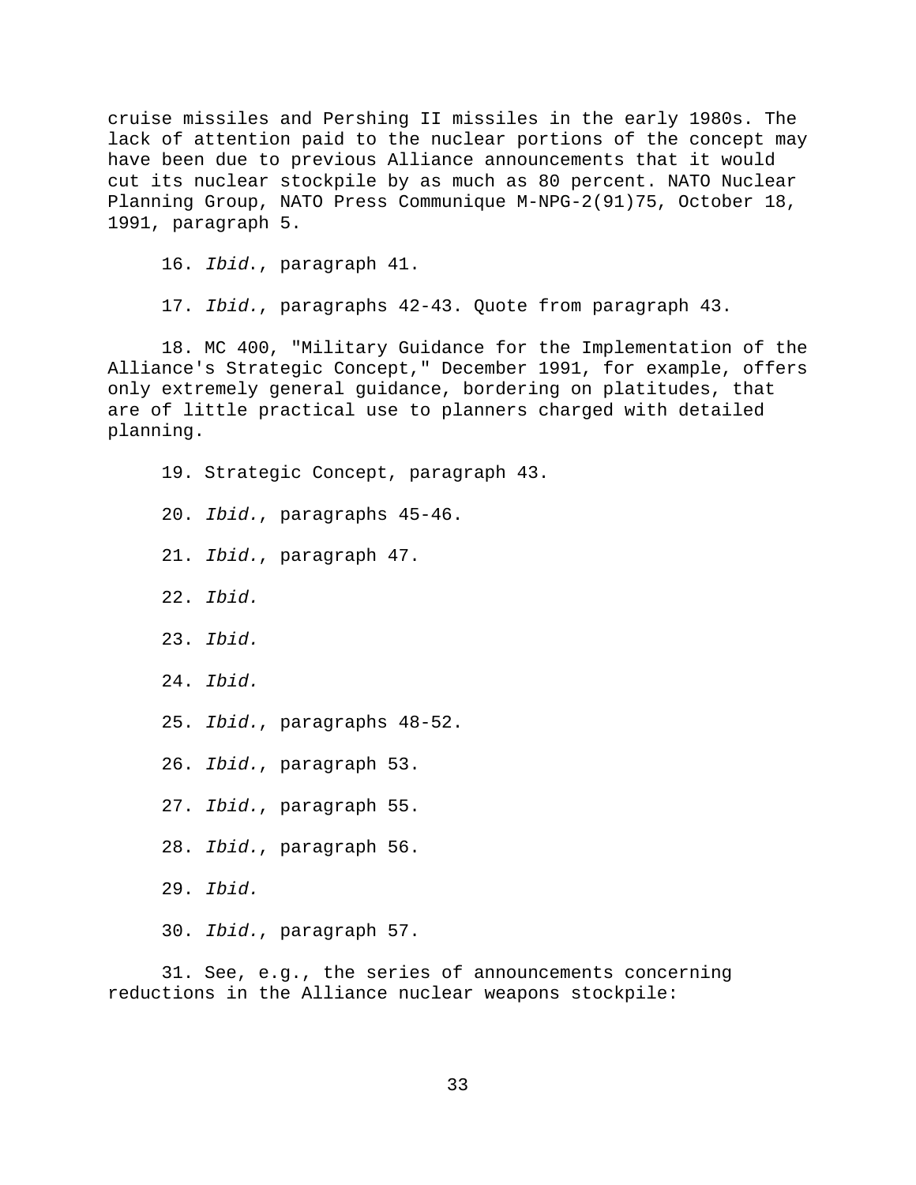cruise missiles and Pershing II missiles in the early 1980s. The lack of attention paid to the nuclear portions of the concept may have been due to previous Alliance announcements that it would cut its nuclear stockpile by as much as 80 percent. NATO Nuclear Planning Group, NATO Press Communique M-NPG-2(91)75, October 18, 1991, paragraph 5.

16. *Ibid*., paragraph 41.

17. *Ibid.*, paragraphs 42-43. Quote from paragraph 43.

18. MC 400, "Military Guidance for the Implementation of the Alliance's Strategic Concept," December 1991, for example, offers only extremely general guidance, bordering on platitudes, that are of little practical use to planners charged with detailed planning.

19. Strategic Concept, paragraph 43.

20. *Ibid.*, paragraphs 45-46.

21. *Ibid.*, paragraph 47.

22. *Ibid.*

23. *Ibid.*

24. *Ibid.*

25. *Ibid.*, paragraphs 48-52.

26. *Ibid.*, paragraph 53.

27. *Ibid.*, paragraph 55.

28. *Ibid.*, paragraph 56.

29. *Ibid.*

30. *Ibid.*, paragraph 57.

31. See, e.g., the series of announcements concerning reductions in the Alliance nuclear weapons stockpile: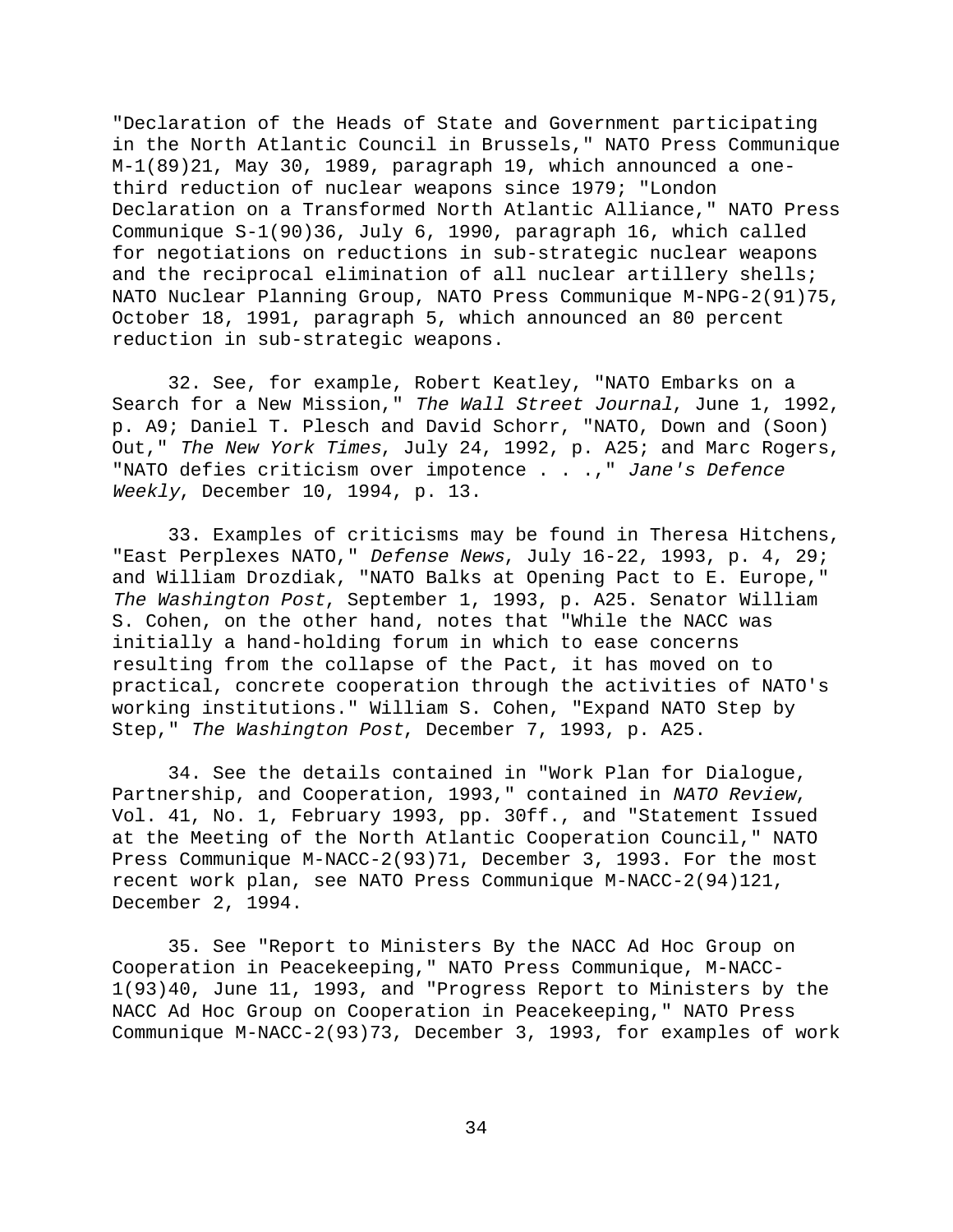"Declaration of the Heads of State and Government participating in the North Atlantic Council in Brussels," NATO Press Communique M-1(89)21, May 30, 1989, paragraph 19, which announced a one-third reduction of nuclear weapons since 1979; "London Declaration on a Transformed North Atlantic Alliance," NATO Press Communique S-1(90)36, July 6, 1990, paragraph 16, which called for negotiations on reductions in sub-strategic nuclear weapons and the reciprocal elimination of all nuclear artillery shells; NATO Nuclear Planning Group, NATO Press Communique M-NPG-2(91)75, October 18, 1991, paragraph 5, which announced an 80 percent reduction in sub-strategic weapons.

32. See, for example, Robert Keatley, "NATO Embarks on a Search for a New Mission," *The Wall Street Journal*, June 1, 1992, p. A9; Daniel T. Plesch and David Schorr, "NATO, Down and (Soon) Out," *The New York Times*, July 24, 1992, p. A25; and Marc Rogers, "NATO defies criticism over impotence . . .," *Jane's Defence Weekly*, December 10, 1994, p. 13.

33. Examples of criticisms may be found in Theresa Hitchens, "East Perplexes NATO," *Defense News*, July 16-22, 1993, p. 4, 29; and William Drozdiak, "NATO Balks at Opening Pact to E. Europe," *The Washington Post*, September 1, 1993, p. A25. Senator William S. Cohen, on the other hand, notes that "While the NACC was initially a hand-holding forum in which to ease concerns resulting from the collapse of the Pact, it has moved on to practical, concrete cooperation through the activities of NATO's working institutions." William S. Cohen, "Expand NATO Step by Step," *The Washington Post*, December 7, 1993, p. A25.

34. See the details contained in "Work Plan for Dialogue, Partnership, and Cooperation, 1993," contained in *NATO Review*, Vol. 41, No. 1, February 1993, pp. 30ff., and "Statement Issued at the Meeting of the North Atlantic Cooperation Council," NATO Press Communique M-NACC-2(93)71, December 3, 1993. For the most recent work plan, see NATO Press Communique M-NACC-2(94)121, December 2, 1994.

35. See "Report to Ministers By the NACC Ad Hoc Group on Cooperation in Peacekeeping," NATO Press Communique, M-NACC-1(93)40, June 11, 1993, and "Progress Report to Ministers by the NACC Ad Hoc Group on Cooperation in Peacekeeping," NATO Press Communique M-NACC-2(93)73, December 3, 1993, for examples of work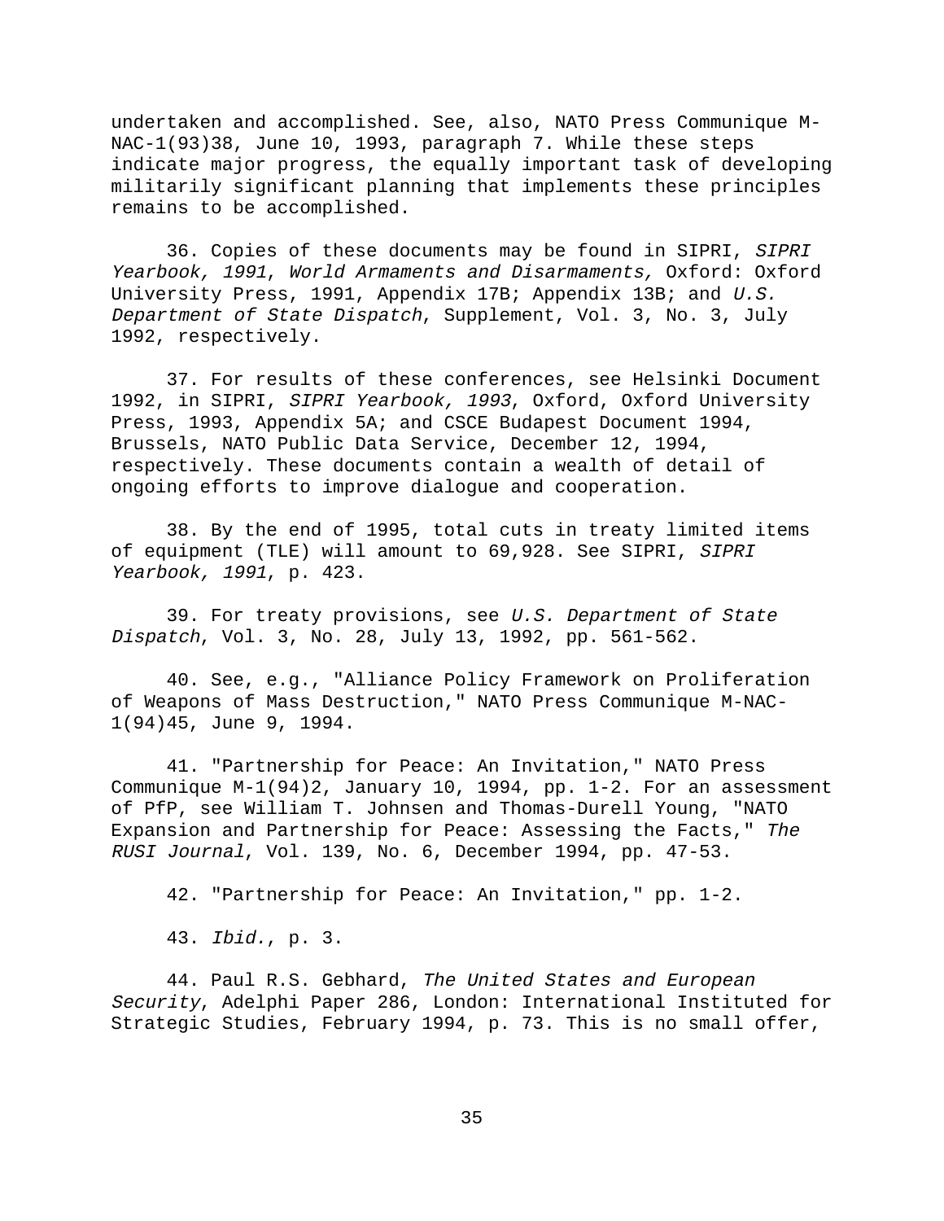undertaken and accomplished. See, also, NATO Press Communique M-NAC-1(93)38, June 10, 1993, paragraph 7. While these steps indicate major progress, the equally important task of developing militarily significant planning that implements these principles remains to be accomplished.

36. Copies of these documents may be found in SIPRI, *SIPRI Yearbook, 1991*, *World Armaments and Disarmaments,* Oxford: Oxford University Press, 1991, Appendix 17B; Appendix 13B; and *U.S. Department of State Dispatch*, Supplement, Vol. 3, No. 3, July 1992, respectively.

37. For results of these conferences, see Helsinki Document 1992, in SIPRI, *SIPRI Yearbook, 1993*, Oxford, Oxford University Press, 1993, Appendix 5A; and CSCE Budapest Document 1994, Brussels, NATO Public Data Service, December 12, 1994, respectively. These documents contain a wealth of detail of ongoing efforts to improve dialogue and cooperation.

38. By the end of 1995, total cuts in treaty limited items of equipment (TLE) will amount to 69,928. See SIPRI, *SIPRI Yearbook, 1991*, p. 423.

39. For treaty provisions, see *U.S. Department of State Dispatch*, Vol. 3, No. 28, July 13, 1992, pp. 561-562.

40. See, e.g., "Alliance Policy Framework on Proliferation of Weapons of Mass Destruction," NATO Press Communique M-NAC-1(94)45, June 9, 1994.

41. "Partnership for Peace: An Invitation," NATO Press Communique M-1(94)2, January 10, 1994, pp. 1-2. For an assessment of PfP, see William T. Johnsen and Thomas-Durell Young, "NATO Expansion and Partnership for Peace: Assessing the Facts," *The RUSI Journal*, Vol. 139, No. 6, December 1994, pp. 47-53.

42. "Partnership for Peace: An Invitation," pp. 1-2.

43. *Ibid.*, p. 3.

44. Paul R.S. Gebhard, *The United States and European Security*, Adelphi Paper 286, London: International Instituted for Strategic Studies, February 1994, p. 73. This is no small offer,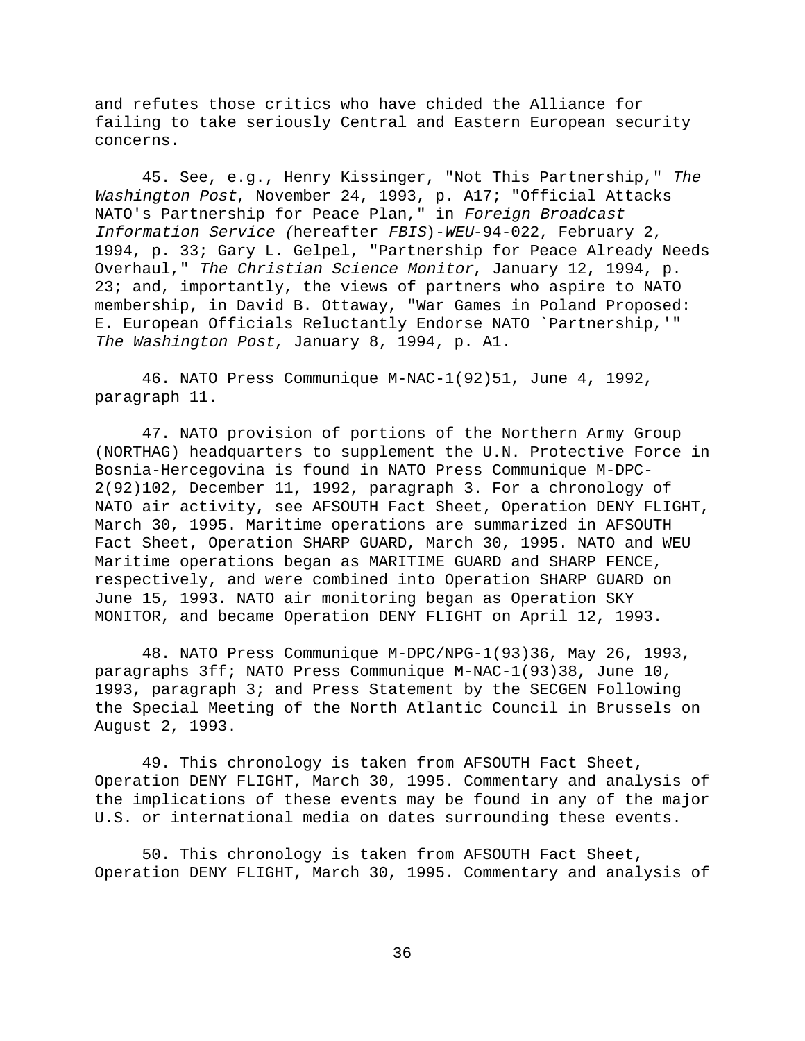and refutes those critics who have chided the Alliance for failing to take seriously Central and Eastern European security concerns.

45. See, e.g., Henry Kissinger, "Not This Partnership," *The Washington Post*, November 24, 1993, p. A17; "Official Attacks NATO's Partnership for Peace Plan," in *Foreign Broadcast Information Service (*hereafter *FBIS*)-*WEU*-94-022, February 2, 1994, p. 33; Gary L. Gelpel, "Partnership for Peace Already Needs Overhaul," *The Christian Science Monitor*, January 12, 1994, p. 23; and, importantly, the views of partners who aspire to NATO membership, in David B. Ottaway, "War Games in Poland Proposed: E. European Officials Reluctantly Endorse NATO `Partnership,'" *The Washington Post*, January 8, 1994, p. A1.

46. NATO Press Communique M-NAC-1(92)51, June 4, 1992, paragraph 11.

47. NATO provision of portions of the Northern Army Group (NORTHAG) headquarters to supplement the U.N. Protective Force in Bosnia-Hercegovina is found in NATO Press Communique M-DPC-2(92)102, December 11, 1992, paragraph 3. For a chronology of NATO air activity, see AFSOUTH Fact Sheet, Operation DENY FLIGHT, March 30, 1995. Maritime operations are summarized in AFSOUTH Fact Sheet, Operation SHARP GUARD, March 30, 1995. NATO and WEU Maritime operations began as MARITIME GUARD and SHARP FENCE, respectively, and were combined into Operation SHARP GUARD on June 15, 1993. NATO air monitoring began as Operation SKY MONITOR, and became Operation DENY FLIGHT on April 12, 1993.

48. NATO Press Communique M-DPC/NPG-1(93)36, May 26, 1993, paragraphs 3ff; NATO Press Communique M-NAC-1(93)38, June 10, 1993, paragraph 3; and Press Statement by the SECGEN Following the Special Meeting of the North Atlantic Council in Brussels on August 2, 1993.

49. This chronology is taken from AFSOUTH Fact Sheet, Operation DENY FLIGHT, March 30, 1995. Commentary and analysis of the implications of these events may be found in any of the major U.S. or international media on dates surrounding these events.

50. This chronology is taken from AFSOUTH Fact Sheet, Operation DENY FLIGHT, March 30, 1995. Commentary and analysis of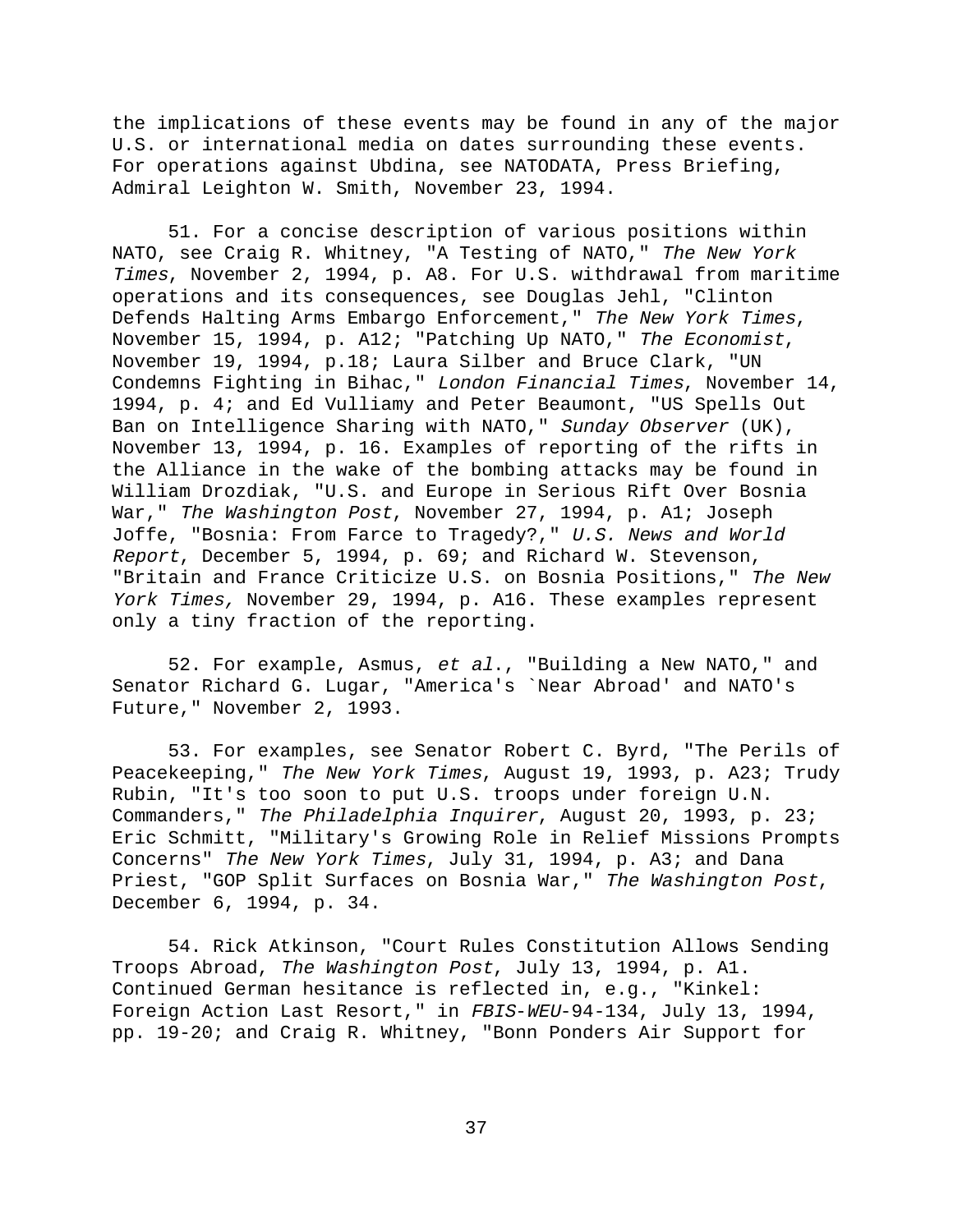the implications of these events may be found in any of the major U.S. or international media on dates surrounding these events. For operations against Ubdina, see NATODATA, Press Briefing, Admiral Leighton W. Smith, November 23, 1994.

51. For a concise description of various positions within NATO, see Craig R. Whitney, "A Testing of NATO," *The New York Times*, November 2, 1994, p. A8. For U.S. withdrawal from maritime operations and its consequences, see Douglas Jehl, "Clinton Defends Halting Arms Embargo Enforcement," *The New York Times*, November 15, 1994, p. A12; "Patching Up NATO," *The Economist*, November 19, 1994, p.18; Laura Silber and Bruce Clark, "UN Condemns Fighting in Bihac," *London Financial Times*, November 14, 1994, p. 4; and Ed Vulliamy and Peter Beaumont, "US Spells Out Ban on Intelligence Sharing with NATO," *Sunday Observer* (UK), November 13, 1994, p. 16. Examples of reporting of the rifts in the Alliance in the wake of the bombing attacks may be found in William Drozdiak, "U.S. and Europe in Serious Rift Over Bosnia War," *The Washington Post*, November 27, 1994, p. A1; Joseph Joffe, "Bosnia: From Farce to Tragedy?," *U.S. News and World Report*, December 5, 1994, p. 69; and Richard W. Stevenson, "Britain and France Criticize U.S. on Bosnia Positions," *The New York Times,* November 29, 1994, p. A16. These examples represent only a tiny fraction of the reporting.

52. For example, Asmus, *et al*., "Building a New NATO," and Senator Richard G. Lugar, "America's `Near Abroad' and NATO's Future," November 2, 1993.

53. For examples, see Senator Robert C. Byrd, "The Perils of Peacekeeping," *The New York Times*, August 19, 1993, p. A23; Trudy Rubin, "It's too soon to put U.S. troops under foreign U.N. Commanders," *The Philadelphia Inquirer*, August 20, 1993, p. 23; Eric Schmitt, "Military's Growing Role in Relief Missions Prompts Concerns" *The New York Times*, July 31, 1994, p. A3; and Dana Priest, "GOP Split Surfaces on Bosnia War," *The Washington Post*, December 6, 1994, p. 34.

54. Rick Atkinson, "Court Rules Constitution Allows Sending Troops Abroad, *The Washington Post*, July 13, 1994, p. A1. Continued German hesitance is reflected in, e.g., "Kinkel: Foreign Action Last Resort," in *FBIS-WEU*-94-134, July 13, 1994, pp. 19-20; and Craig R. Whitney, "Bonn Ponders Air Support for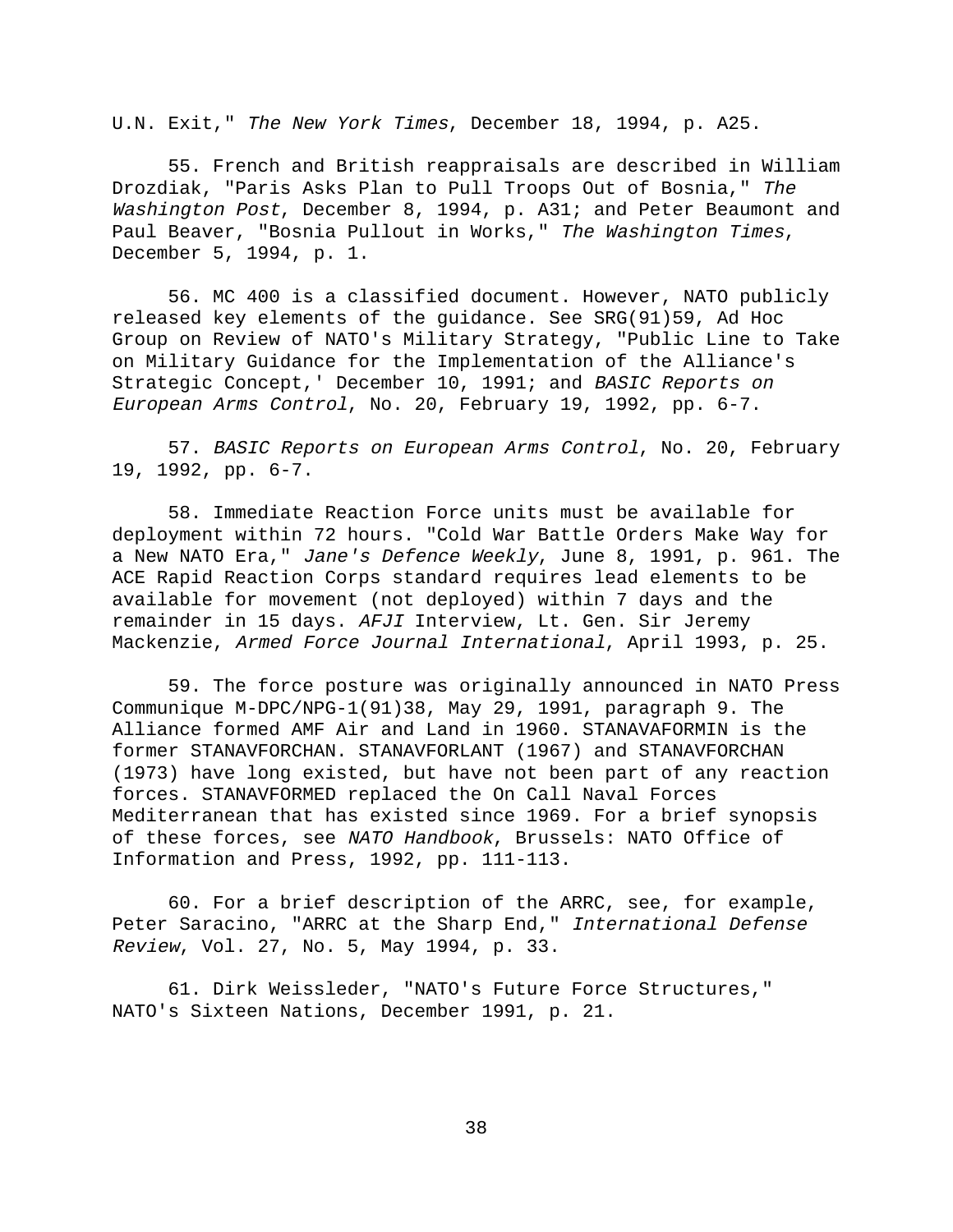U.N. Exit," *The New York Times*, December 18, 1994, p. A25.

55. French and British reappraisals are described in William Drozdiak, "Paris Asks Plan to Pull Troops Out of Bosnia," *The Washington Post*, December 8, 1994, p. A31; and Peter Beaumont and Paul Beaver, "Bosnia Pullout in Works," *The Washington Times*, December 5, 1994, p. 1.

56. MC 400 is a classified document. However, NATO publicly released key elements of the guidance. See SRG(91)59, Ad Hoc Group on Review of NATO's Military Strategy, "Public Line to Take on Military Guidance for the Implementation of the Alliance's Strategic Concept,' December 10, 1991; and *BASIC Reports on European Arms Control*, No. 20, February 19, 1992, pp. 6-7.

57. *BASIC Reports on European Arms Control*, No. 20, February 19, 1992, pp. 6-7.

58. Immediate Reaction Force units must be available for deployment within 72 hours. "Cold War Battle Orders Make Way for a New NATO Era," *Jane's Defence Weekly*, June 8, 1991, p. 961. The ACE Rapid Reaction Corps standard requires lead elements to be available for movement (not deployed) within 7 days and the remainder in 15 days. *AFJI* Interview, Lt. Gen. Sir Jeremy Mackenzie, *Armed Force Journal International*, April 1993, p. 25.

59. The force posture was originally announced in NATO Press Communique M-DPC/NPG-1(91)38, May 29, 1991, paragraph 9. The Alliance formed AMF Air and Land in 1960. STANAVAFORMIN is the former STANAVFORCHAN. STANAVFORLANT (1967) and STANAVFORCHAN (1973) have long existed, but have not been part of any reaction forces. STANAVFORMED replaced the On Call Naval Forces Mediterranean that has existed since 1969. For a brief synopsis of these forces, see *NATO Handbook*, Brussels: NATO Office of Information and Press, 1992, pp. 111-113.

60. For a brief description of the ARRC, see, for example, Peter Saracino, "ARRC at the Sharp End," *International Defense Review*, Vol. 27, No. 5, May 1994, p. 33.

61. Dirk Weissleder, "NATO's Future Force Structures," NATO's Sixteen Nations, December 1991, p. 21.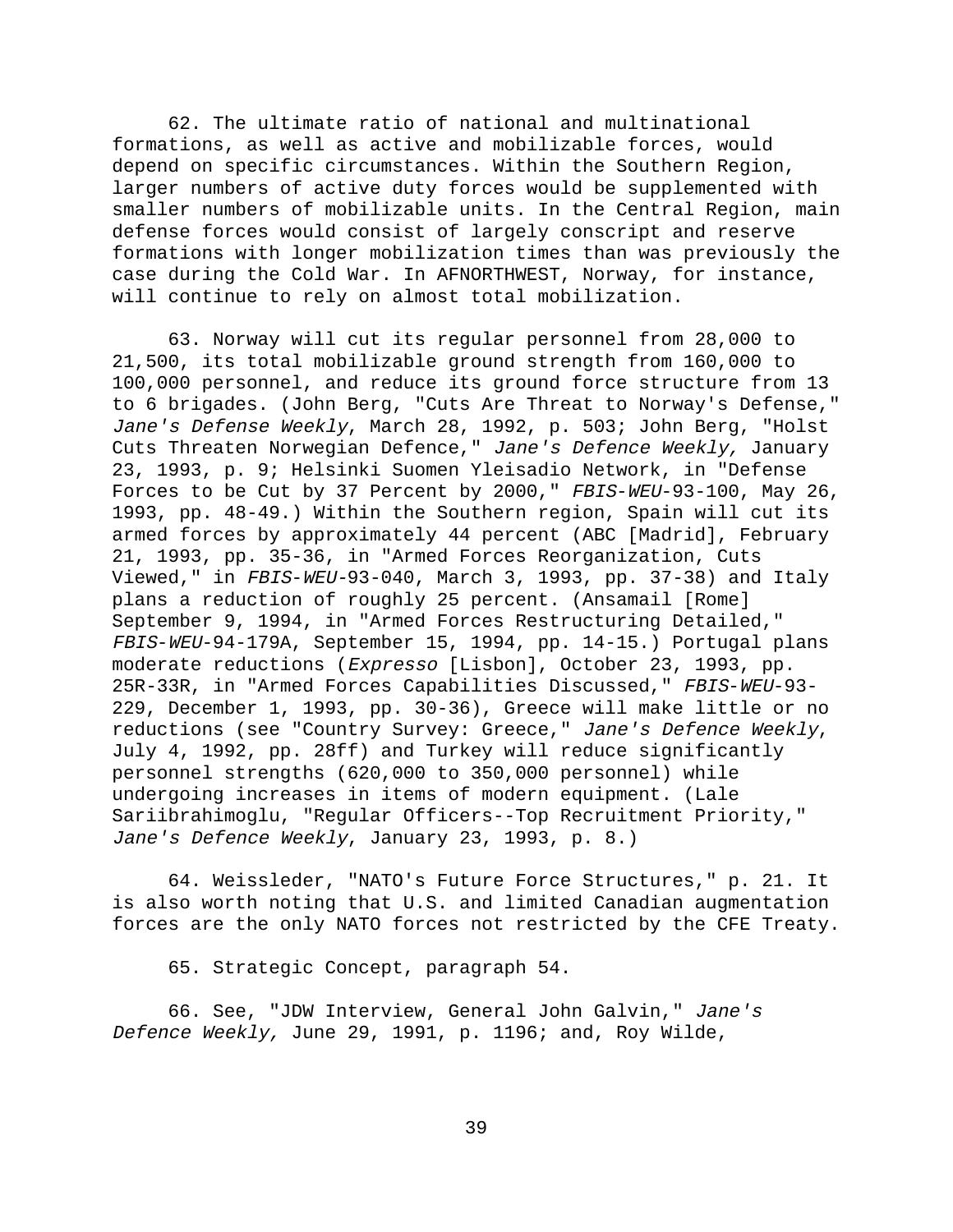62. The ultimate ratio of national and multinational formations, as well as active and mobilizable forces, would depend on specific circumstances. Within the Southern Region, larger numbers of active duty forces would be supplemented with smaller numbers of mobilizable units. In the Central Region, main defense forces would consist of largely conscript and reserve formations with longer mobilization times than was previously the case during the Cold War. In AFNORTHWEST, Norway, for instance, will continue to rely on almost total mobilization.

63. Norway will cut its regular personnel from 28,000 to 21,500, its total mobilizable ground strength from 160,000 to 100,000 personnel, and reduce its ground force structure from 13 to 6 brigades. (John Berg, "Cuts Are Threat to Norway's Defense," *Jane's Defense Weekly*, March 28, 1992, p. 503; John Berg, "Holst Cuts Threaten Norwegian Defence," *Jane's Defence Weekly,* January 23, 1993, p. 9; Helsinki Suomen Yleisadio Network, in "Defense Forces to be Cut by 37 Percent by 2000," *FBIS-WEU*-93-100, May 26, 1993, pp. 48-49.) Within the Southern region, Spain will cut its armed forces by approximately 44 percent (ABC [Madrid], February 21, 1993, pp. 35-36, in "Armed Forces Reorganization, Cuts Viewed," in *FBIS-WEU*-93-040, March 3, 1993, pp. 37-38) and Italy plans a reduction of roughly 25 percent. (Ansamail [Rome] September 9, 1994, in "Armed Forces Restructuring Detailed," *FBIS-WEU*-94-179A, September 15, 1994, pp. 14-15.) Portugal plans moderate reductions (*Expresso* [Lisbon], October 23, 1993, pp. 25R-33R, in "Armed Forces Capabilities Discussed," *FBIS-WEU*-93-229, December 1, 1993, pp. 30-36), Greece will make little or no reductions (see "Country Survey: Greece," *Jane's Defence Weekly*, July 4, 1992, pp. 28ff) and Turkey will reduce significantly personnel strengths (620,000 to 350,000 personnel) while undergoing increases in items of modern equipment. (Lale Sariibrahimoglu, "Regular Officers--Top Recruitment Priority," *Jane's Defence Weekly*, January 23, 1993, p. 8.)

64. Weissleder, "NATO's Future Force Structures," p. 21. It is also worth noting that U.S. and limited Canadian augmentation forces are the only NATO forces not restricted by the CFE Treaty.

65. Strategic Concept, paragraph 54.

66. See, "JDW Interview, General John Galvin," *Jane's Defence Weekly,* June 29, 1991, p. 1196; and, Roy Wilde,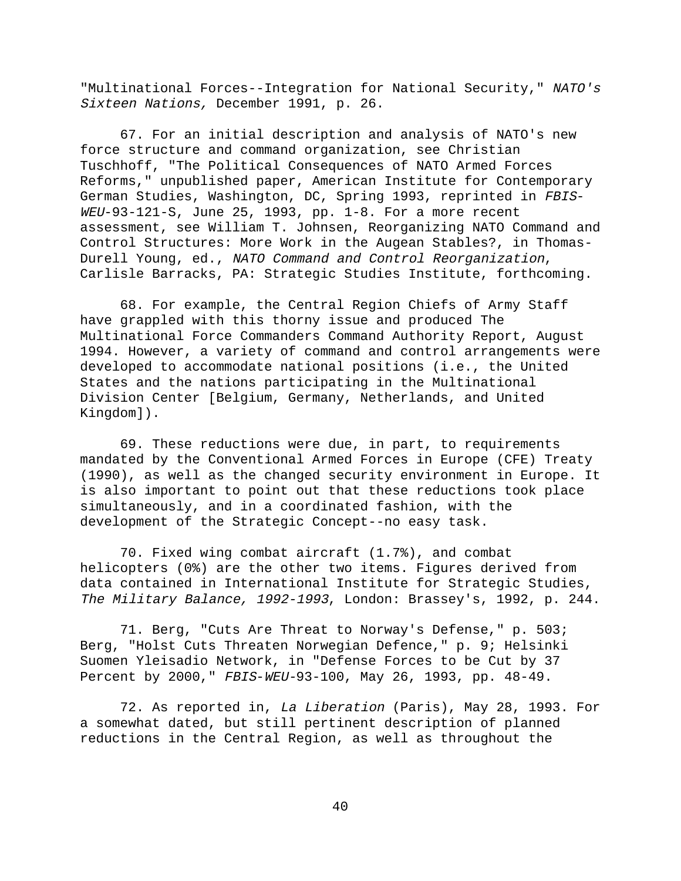"Multinational Forces--Integration for National Security," *NATO's Sixteen Nations,* December 1991, p. 26.

67. For an initial description and analysis of NATO's new force structure and command organization, see Christian Tuschhoff, "The Political Consequences of NATO Armed Forces Reforms," unpublished paper, American Institute for Contemporary German Studies, Washington, DC, Spring 1993, reprinted in *FBIS-WEU*-93-121-S, June 25, 1993, pp. 1-8. For a more recent assessment, see William T. Johnsen, Reorganizing NATO Command and Control Structures: More Work in the Augean Stables?, in Thomas-Durell Young, ed., *NATO Command and Control Reorganization*, Carlisle Barracks, PA: Strategic Studies Institute, forthcoming.

68. For example, the Central Region Chiefs of Army Staff have grappled with this thorny issue and produced The Multinational Force Commanders Command Authority Report, August 1994. However, a variety of command and control arrangements were developed to accommodate national positions (i.e., the United States and the nations participating in the Multinational Division Center [Belgium, Germany, Netherlands, and United Kingdom]).

69. These reductions were due, in part, to requirements mandated by the Conventional Armed Forces in Europe (CFE) Treaty (1990), as well as the changed security environment in Europe. It is also important to point out that these reductions took place simultaneously, and in a coordinated fashion, with the development of the Strategic Concept--no easy task.

70. Fixed wing combat aircraft (1.7%), and combat helicopters (0%) are the other two items. Figures derived from data contained in International Institute for Strategic Studies, *The Military Balance, 1992-1993*, London: Brassey's, 1992, p. 244.

71. Berg, "Cuts Are Threat to Norway's Defense," p. 503; Berg, "Holst Cuts Threaten Norwegian Defence," p. 9; Helsinki Suomen Yleisadio Network, in "Defense Forces to be Cut by 37 Percent by 2000," *FBIS-WEU*-93-100, May 26, 1993, pp. 48-49.

72. As reported in, *La Liberation* (Paris), May 28, 1993. For a somewhat dated, but still pertinent description of planned reductions in the Central Region, as well as throughout the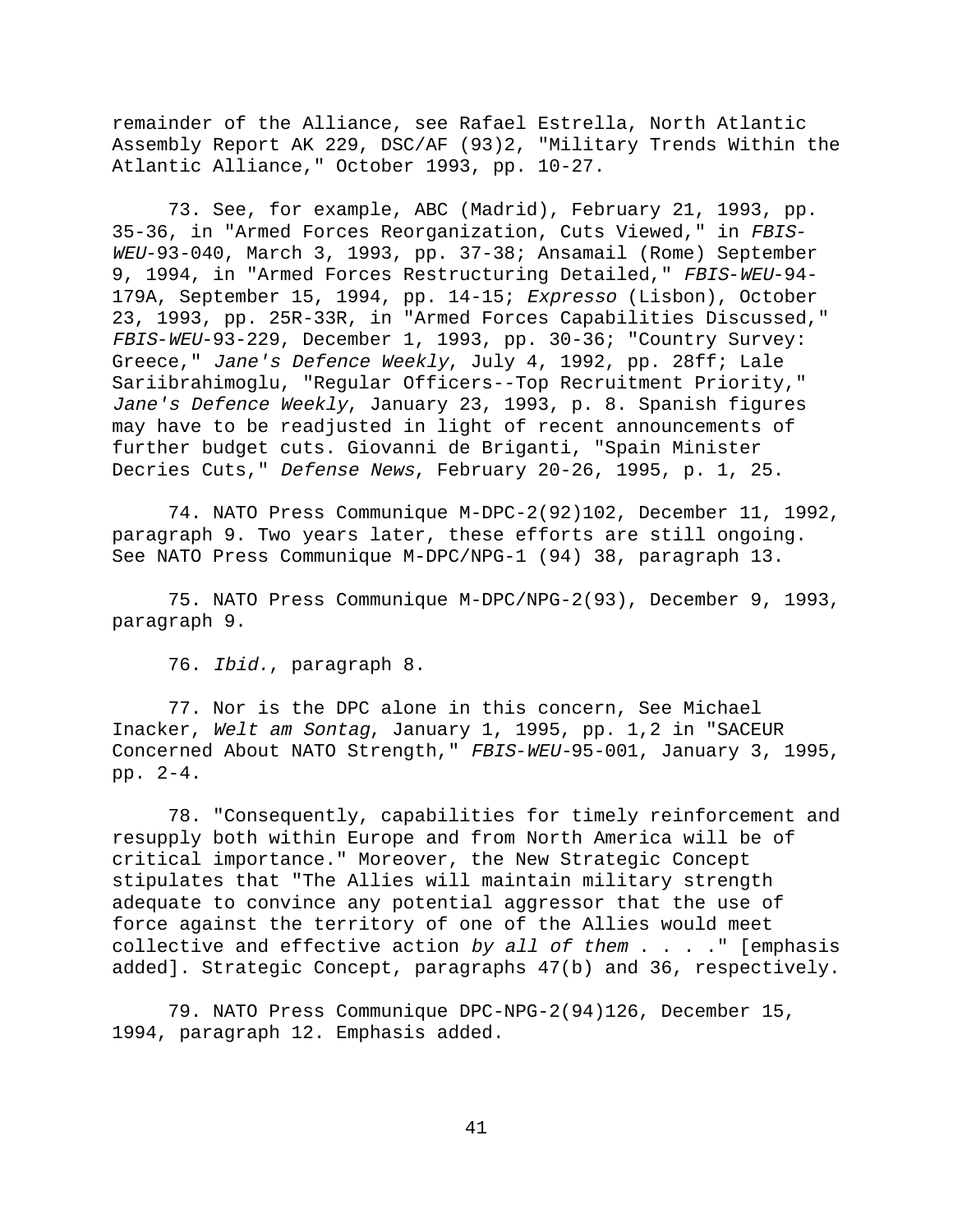remainder of the Alliance, see Rafael Estrella, North Atlantic Assembly Report AK 229, DSC/AF (93)2, "Military Trends Within the Atlantic Alliance," October 1993, pp. 10-27.

73. See, for example, ABC (Madrid), February 21, 1993, pp. 35-36, in "Armed Forces Reorganization, Cuts Viewed," in *FBIS-WEU*-93-040, March 3, 1993, pp. 37-38; Ansamail (Rome) September 9, 1994, in "Armed Forces Restructuring Detailed," *FBIS-WEU*-94-179A, September 15, 1994, pp. 14-15; *Expresso* (Lisbon), October 23, 1993, pp. 25R-33R, in "Armed Forces Capabilities Discussed," *FBIS-WEU*-93-229, December 1, 1993, pp. 30-36; "Country Survey: Greece," *Jane's Defence Weekly*, July 4, 1992, pp. 28ff; Lale Sariibrahimoglu, "Regular Officers--Top Recruitment Priority," *Jane's Defence Weekly*, January 23, 1993, p. 8. Spanish figures may have to be readjusted in light of recent announcements of further budget cuts. Giovanni de Briganti, "Spain Minister Decries Cuts," *Defense News*, February 20-26, 1995, p. 1, 25.

74. NATO Press Communique M-DPC-2(92)102, December 11, 1992, paragraph 9. Two years later, these efforts are still ongoing. See NATO Press Communique M-DPC/NPG-1 (94) 38, paragraph 13.

75. NATO Press Communique M-DPC/NPG-2(93), December 9, 1993, paragraph 9.

76. *Ibid.*, paragraph 8.

77. Nor is the DPC alone in this concern, See Michael Inacker, *Welt am Sontag*, January 1, 1995, pp. 1,2 in "SACEUR Concerned About NATO Strength," *FBIS-WEU*-95-001, January 3, 1995, pp. 2-4.

78. "Consequently, capabilities for timely reinforcement and resupply both within Europe and from North America will be of critical importance." Moreover, the New Strategic Concept stipulates that "The Allies will maintain military strength adequate to convince any potential aggressor that the use of force against the territory of one of the Allies would meet collective and effective action *by all of them* . . . ." [emphasis added]. Strategic Concept, paragraphs 47(b) and 36, respectively.

79. NATO Press Communique DPC-NPG-2(94)126, December 15, 1994, paragraph 12. Emphasis added.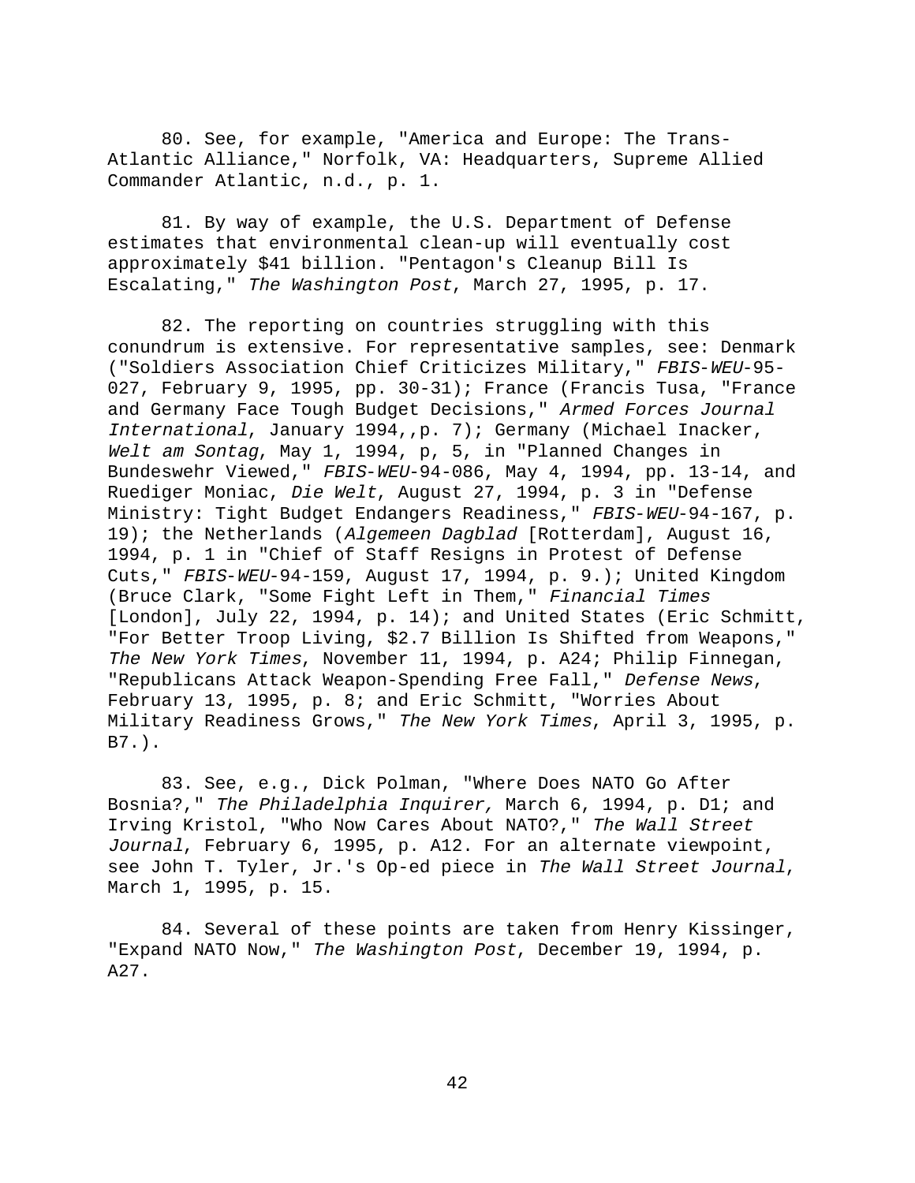80. See, for example, "America and Europe: The Trans-Atlantic Alliance," Norfolk, VA: Headquarters, Supreme Allied Commander Atlantic, n.d., p. 1.

81. By way of example, the U.S. Department of Defense estimates that environmental clean-up will eventually cost approximately $41 billion. "Pentagon's Cleanup Bill Is Escalating," *The Washington Post*, March 27, 1995, p. 17.

82. The reporting on countries struggling with this conundrum is extensive. For representative samples, see: Denmark ("Soldiers Association Chief Criticizes Military," *FBIS-WEU*-95-027, February 9, 1995, pp. 30-31); France (Francis Tusa, "France and Germany Face Tough Budget Decisions," *Armed Forces Journal International*, January 1994,,p. 7); Germany (Michael Inacker, *Welt am Sontag*, May 1, 1994, p, 5, in "Planned Changes in Bundeswehr Viewed," *FBIS-WEU*-94-086, May 4, 1994, pp. 13-14, and Ruediger Moniac, *Die Welt*, August 27, 1994, p. 3 in "Defense Ministry: Tight Budget Endangers Readiness," *FBIS-WEU*-94-167, p. 19); the Netherlands (*Algemeen Dagblad* [Rotterdam], August 16, 1994, p. 1 in "Chief of Staff Resigns in Protest of Defense Cuts," *FBIS-WEU*-94-159, August 17, 1994, p. 9.); United Kingdom (Bruce Clark, "Some Fight Left in Them," *Financial Times* [London], July 22, 1994, p. 14); and United States (Eric Schmitt, "For Better Troop Living, $2.7 Billion Is Shifted from Weapons," *The New York Times*, November 11, 1994, p. A24; Philip Finnegan, "Republicans Attack Weapon-Spending Free Fall," *Defense News*, February 13, 1995, p. 8; and Eric Schmitt, "Worries About Military Readiness Grows," *The New York Times*, April 3, 1995, p. B7.).

83. See, e.g., Dick Polman, "Where Does NATO Go After Bosnia?," *The Philadelphia Inquirer,* March 6, 1994, p. D1; and Irving Kristol, "Who Now Cares About NATO?," *The Wall Street Journal*, February 6, 1995, p. A12. For an alternate viewpoint, see John T. Tyler, Jr.'s Op-ed piece in *The Wall Street Journal*, March 1, 1995, p. 15.

84. Several of these points are taken from Henry Kissinger, "Expand NATO Now," *The Washington Post*, December 19, 1994, p. A27.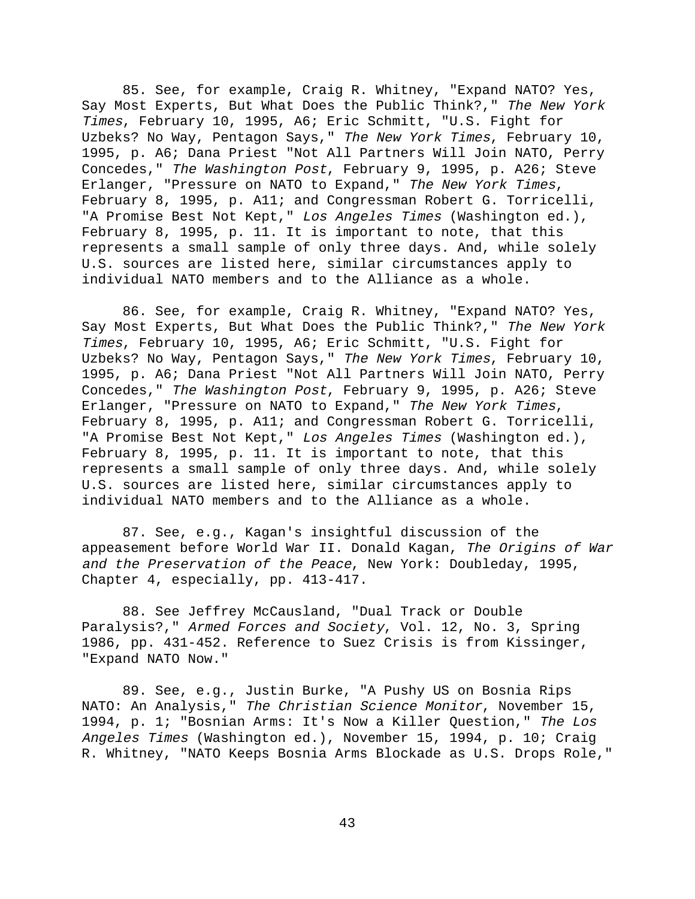85. See, for example, Craig R. Whitney, "Expand NATO? Yes, Say Most Experts, But What Does the Public Think?," *The New York Times*, February 10, 1995, A6; Eric Schmitt, "U.S. Fight for Uzbeks? No Way, Pentagon Says," *The New York Times*, February 10, 1995, p. A6; Dana Priest "Not All Partners Will Join NATO, Perry Concedes," *The Washington Post*, February 9, 1995, p. A26; Steve Erlanger, "Pressure on NATO to Expand," *The New York Times*, February 8, 1995, p. A11; and Congressman Robert G. Torricelli, "A Promise Best Not Kept," *Los Angeles Times* (Washington ed.), February 8, 1995, p. 11. It is important to note, that this represents a small sample of only three days. And, while solely U.S. sources are listed here, similar circumstances apply to individual NATO members and to the Alliance as a whole.

86. See, for example, Craig R. Whitney, "Expand NATO? Yes, Say Most Experts, But What Does the Public Think?," *The New York Times*, February 10, 1995, A6; Eric Schmitt, "U.S. Fight for Uzbeks? No Way, Pentagon Says," *The New York Times*, February 10, 1995, p. A6; Dana Priest "Not All Partners Will Join NATO, Perry Concedes," *The Washington Post*, February 9, 1995, p. A26; Steve Erlanger, "Pressure on NATO to Expand," *The New York Times*, February 8, 1995, p. A11; and Congressman Robert G. Torricelli, "A Promise Best Not Kept," *Los Angeles Times* (Washington ed.), February 8, 1995, p. 11. It is important to note, that this represents a small sample of only three days. And, while solely U.S. sources are listed here, similar circumstances apply to individual NATO members and to the Alliance as a whole.

87. See, e.g., Kagan's insightful discussion of the appeasement before World War II. Donald Kagan, *The Origins of War and the Preservation of the Peace*, New York: Doubleday, 1995, Chapter 4, especially, pp. 413-417.

88. See Jeffrey McCausland, "Dual Track or Double Paralysis?," *Armed Forces and Society*, Vol. 12, No. 3, Spring 1986, pp. 431-452. Reference to Suez Crisis is from Kissinger, "Expand NATO Now."

89. See, e.g., Justin Burke, "A Pushy US on Bosnia Rips NATO: An Analysis," *The Christian Science Monitor*, November 15, 1994, p. 1; "Bosnian Arms: It's Now a Killer Question," *The Los Angeles Times* (Washington ed.), November 15, 1994, p. 10; Craig R. Whitney, "NATO Keeps Bosnia Arms Blockade as U.S. Drops Role,"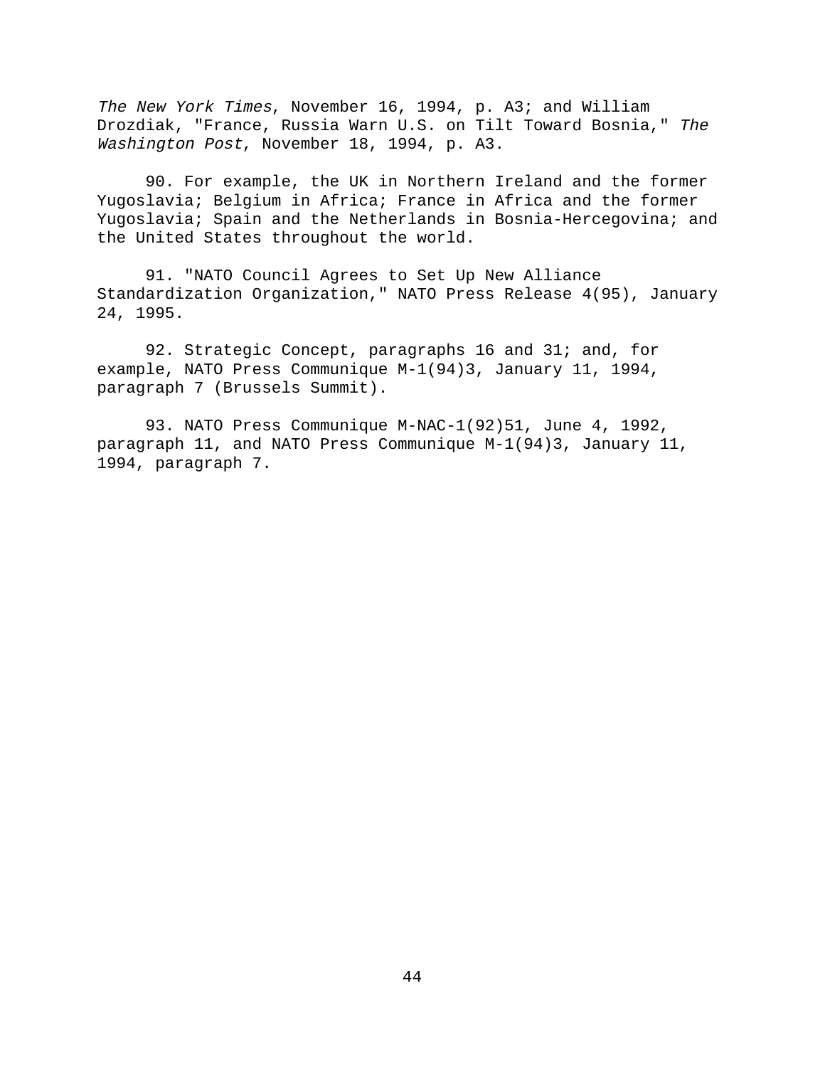*The New York Times*, November 16, 1994, p. A3; and William Drozdiak, "France, Russia Warn U.S. on Tilt Toward Bosnia," *The Washington Post*, November 18, 1994, p. A3.

90. For example, the UK in Northern Ireland and the former Yugoslavia; Belgium in Africa; France in Africa and the former Yugoslavia; Spain and the Netherlands in Bosnia-Hercegovina; and the United States throughout the world.

91. "NATO Council Agrees to Set Up New Alliance Standardization Organization," NATO Press Release 4(95), January 24, 1995.

92. Strategic Concept, paragraphs 16 and 31; and, for example, NATO Press Communique M-1(94)3, January 11, 1994, paragraph 7 (Brussels Summit).

93. NATO Press Communique M-NAC-1(92)51, June 4, 1992, paragraph 11, and NATO Press Communique M-1(94)3, January 11, 1994, paragraph 7.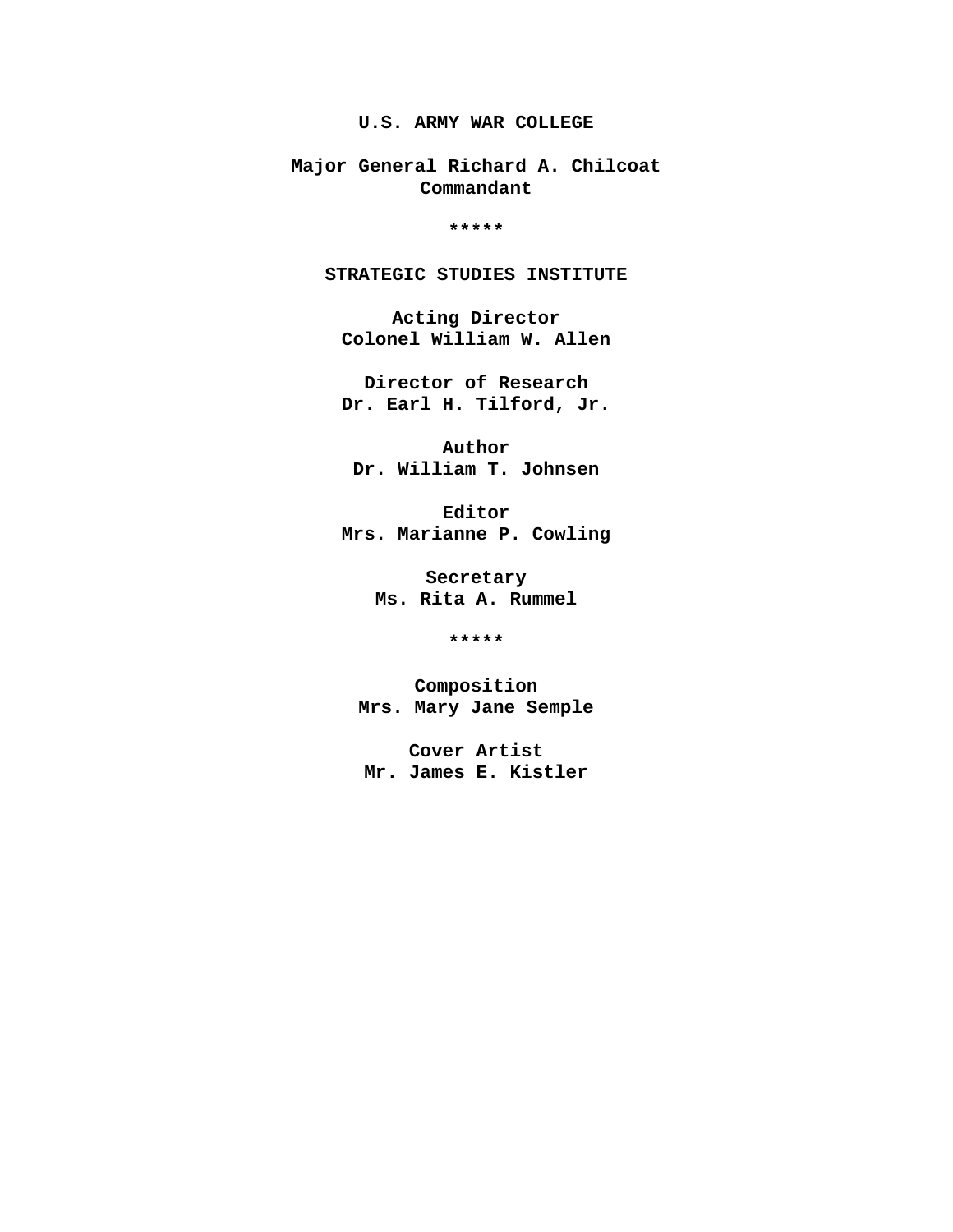**U.S. ARMY WAR COLLEGE**

**Major General Richard A. Chilcoat**
**Commandant**

**\*\*\*\*\***

**STRATEGIC STUDIES INSTITUTE**

**Acting Director**
**Colonel William W. Allen**

**Director of Research**
**Dr. Earl H. Tilford, Jr.**

**Author**
**Dr. William T. Johnsen**

**Editor**
**Mrs. Marianne P. Cowling**

**Secretary**
**Ms. Rita A. Rummel**

**\*\*\*\*\***

**Composition**
**Mrs. Mary Jane Semple**

**Cover Artist**
**Mr. James E. Kistler**